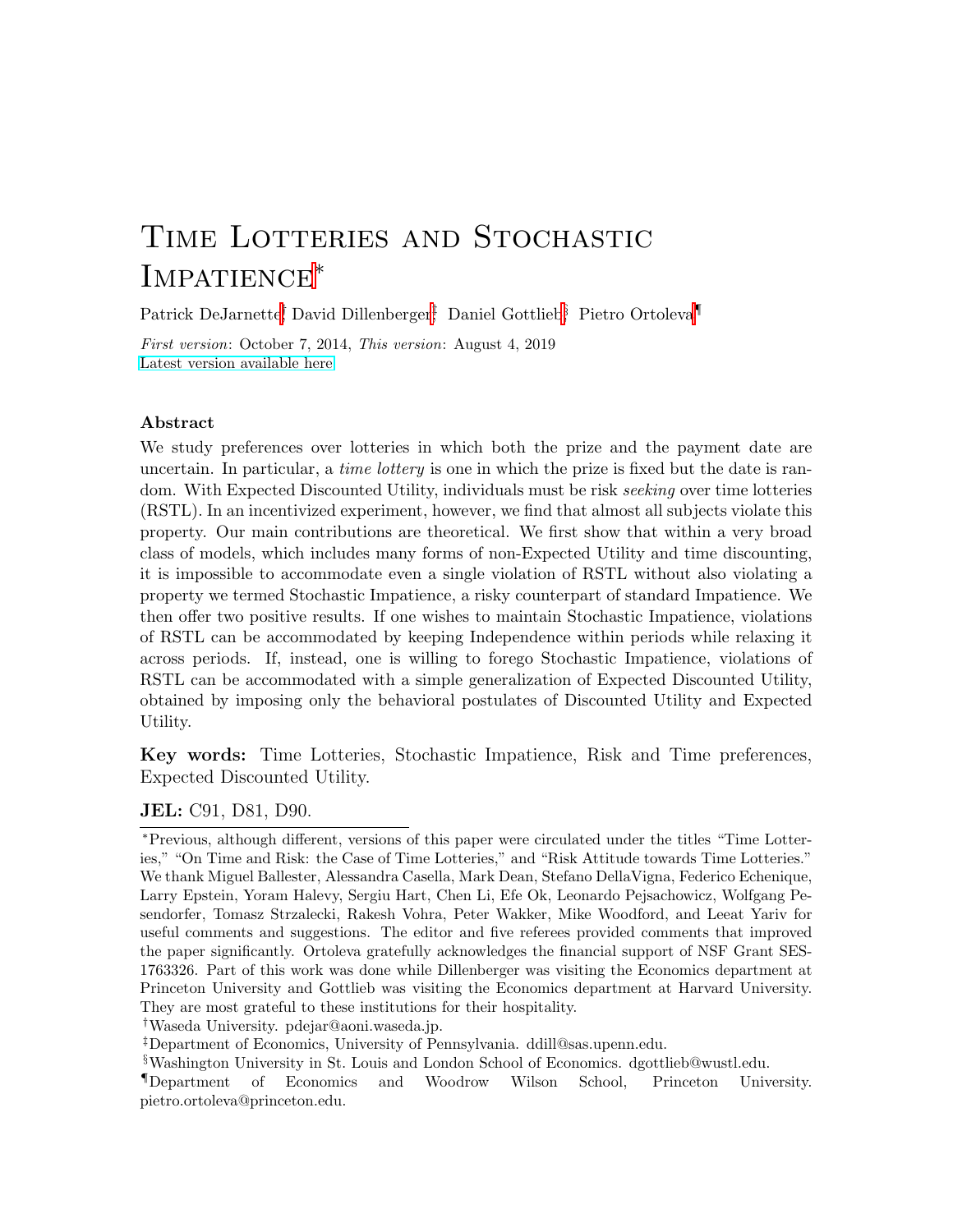# Time Lotteries and Stochastic Impatience[*]

Patrick DeJarnette[†] David Dillenberger[‡] Daniel Gottlieb[§] Pietro Ortoleva[¶]

*First version*: October 7, 2014, *This version*: August 4, 2019
Latest version available here

## Abstract

We study preferences over lotteries in which both the prize and the payment date are uncertain. In particular, a *time lottery* is one in which the prize is fixed but the date is random. With Expected Discounted Utility, individuals must be risk *seeking* over time lotteries (RSTL). In an incentivized experiment, however, we find that almost all subjects violate this property. Our main contributions are theoretical. We first show that within a very broad class of models, which includes many forms of non-Expected Utility and time discounting, it is impossible to accommodate even a single violation of RSTL without also violating a property we termed Stochastic Impatience, a risky counterpart of standard Impatience. We then offer two positive results. If one wishes to maintain Stochastic Impatience, violations of RSTL can be accommodated by keeping Independence within periods while relaxing it across periods. If, instead, one is willing to forego Stochastic Impatience, violations of RSTL can be accommodated with a simple generalization of Expected Discounted Utility, obtained by imposing only the behavioral postulates of Discounted Utility and Expected Utility.

**Key words:** Time Lotteries, Stochastic Impatience, Risk and Time preferences, Expected Discounted Utility.

**JEL:** C91, D81, D90.

---

[*]Previous, although different, versions of this paper were circulated under the titles "Time Lotteries," "On Time and Risk: the Case of Time Lotteries," and "Risk Attitude towards Time Lotteries." We thank Miguel Ballester, Alessandra Casella, Mark Dean, Stefano DellaVigna, Federico Echenique, Larry Epstein, Yoram Halevy, Sergiu Hart, Chen Li, Efe Ok, Leonardo Pejsachowicz, Wolfgang Pesendorfer, Tomasz Strzalecki, Rakesh Vohra, Peter Wakker, Mike Woodford, and Leeat Yariv for useful comments and suggestions. The editor and five referees provided comments that improved the paper significantly. Ortoleva gratefully acknowledges the financial support of NSF Grant SES-1763326. Part of this work was done while Dillenberger was visiting the Economics department at Princeton University and Gottlieb was visiting the Economics department at Harvard University. They are most grateful to these institutions for their hospitality.

[†]Waseda University. pdejar@aoni.waseda.jp.

[‡]Department of Economics, University of Pennsylvania. ddill@sas.upenn.edu.

[§]Washington University in St. Louis and London School of Economics. dgottlieb@wustl.edu.

[¶]Department of Economics and Woodrow Wilson School, Princeton University. pietro.ortoleva@princeton.edu.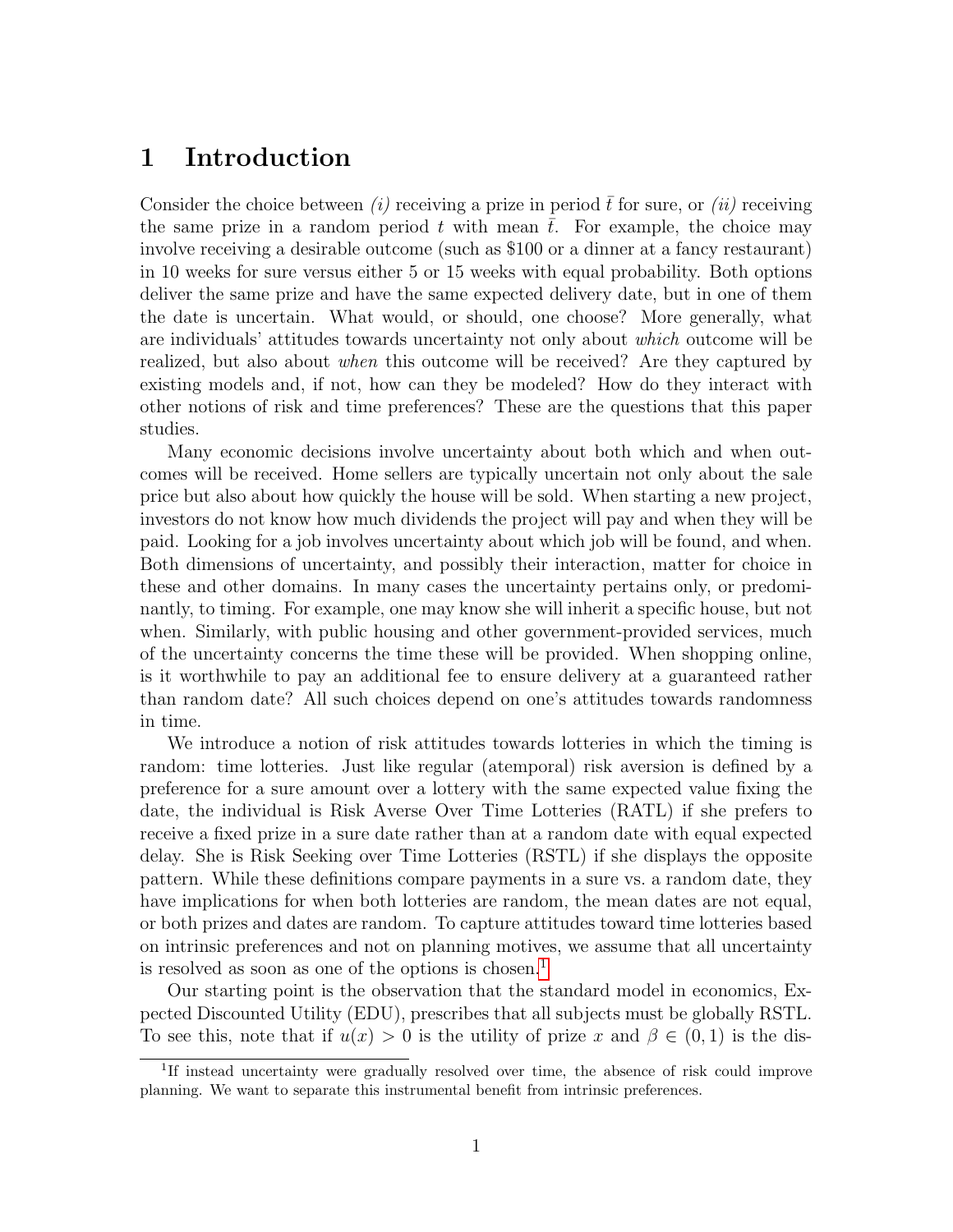# 1 Introduction

Consider the choice between *(i)* receiving a prize in period $\bar{t}$ for sure, or *(ii)* receiving the same prize in a random period $t$ with mean $\bar{t}$. For example, the choice may involve receiving a desirable outcome (such as \$100 or a dinner at a fancy restaurant) in 10 weeks for sure versus either 5 or 15 weeks with equal probability. Both options deliver the same prize and have the same expected delivery date, but in one of them the date is uncertain. What would, or should, one choose? More generally, what are individuals' attitudes towards uncertainty not only about *which* outcome will be realized, but also about *when* this outcome will be received? Are they captured by existing models and, if not, how can they be modeled? How do they interact with other notions of risk and time preferences? These are the questions that this paper studies.

Many economic decisions involve uncertainty about both which and when outcomes will be received. Home sellers are typically uncertain not only about the sale price but also about how quickly the house will be sold. When starting a new project, investors do not know how much dividends the project will pay and when they will be paid. Looking for a job involves uncertainty about which job will be found, and when. Both dimensions of uncertainty, and possibly their interaction, matter for choice in these and other domains. In many cases the uncertainty pertains only, or predominantly, to timing. For example, one may know she will inherit a specific house, but not when. Similarly, with public housing and other government-provided services, much of the uncertainty concerns the time these will be provided. When shopping online, is it worthwhile to pay an additional fee to ensure delivery at a guaranteed rather than random date? All such choices depend on one's attitudes towards randomness in time.

We introduce a notion of risk attitudes towards lotteries in which the timing is random: time lotteries. Just like regular (atemporal) risk aversion is defined by a preference for a sure amount over a lottery with the same expected value fixing the date, the individual is Risk Averse Over Time Lotteries (RATL) if she prefers to receive a fixed prize in a sure date rather than at a random date with equal expected delay. She is Risk Seeking over Time Lotteries (RSTL) if she displays the opposite pattern. While these definitions compare payments in a sure vs. a random date, they have implications for when both lotteries are random, the mean dates are not equal, or both prizes and dates are random. To capture attitudes toward time lotteries based on intrinsic preferences and not on planning motives, we assume that all uncertainty is resolved as soon as one of the options is chosen.[1]

Our starting point is the observation that the standard model in economics, Expected Discounted Utility (EDU), prescribes that all subjects must be globally RSTL. To see this, note that if $u(x) > 0$ is the utility of prize $x$ and $\beta \in (0, 1)$ is the dis-

[1] If instead uncertainty were gradually resolved over time, the absence of risk could improve planning. We want to separate this instrumental benefit from intrinsic preferences.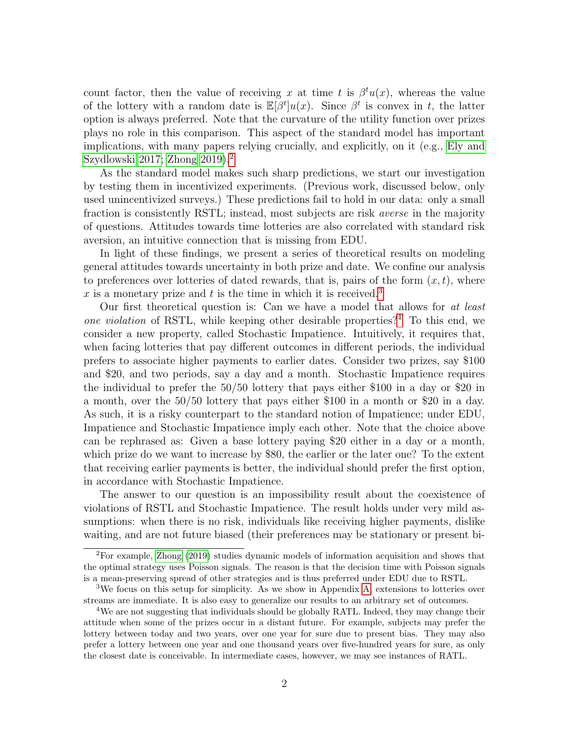count factor, then the value of receiving $x$ at time $t$ is $\beta^t u(x)$, whereas the value of the lottery with a random date is $\mathbb{E}[\beta^t]u(x)$. Since $\beta^t$ is convex in $t$, the latter option is always preferred. Note that the curvature of the utility function over prizes plays no role in this comparison. This aspect of the standard model has important implications, with many papers relying crucially, and explicitly, on it (e.g., Ely and Szydlowski 2017; Zhong 2019).[2]

As the standard model makes such sharp predictions, we start our investigation by testing them in incentivized experiments. (Previous work, discussed below, only used unincentivized surveys.) These predictions fail to hold in our data: only a small fraction is consistently RSTL; instead, most subjects are risk *averse* in the majority of questions. Attitudes towards time lotteries are also correlated with standard risk aversion, an intuitive connection that is missing from EDU.

In light of these findings, we present a series of theoretical results on modeling general attitudes towards uncertainty in both prize and date. We confine our analysis to preferences over lotteries of dated rewards, that is, pairs of the form $(x, t)$, where $x$ is a monetary prize and $t$ is the time in which it is received.[3]

Our first theoretical question is: Can we have a model that allows for *at least one violation* of RSTL, while keeping other desirable properties?[4] To this end, we consider a new property, called Stochastic Impatience. Intuitively, it requires that, when facing lotteries that pay different outcomes in different periods, the individual prefers to associate higher payments to earlier dates. Consider two prizes, say \$100 and \$20, and two periods, say a day and a month. Stochastic Impatience requires the individual to prefer the 50/50 lottery that pays either \$100 in a day or \$20 in a month, over the 50/50 lottery that pays either \$100 in a month or \$20 in a day. As such, it is a risky counterpart to the standard notion of Impatience; under EDU, Impatience and Stochastic Impatience imply each other. Note that the choice above can be rephrased as: Given a base lottery paying \$20 either in a day or a month, which prize do we want to increase by \$80, the earlier or the later one? To the extent that receiving earlier payments is better, the individual should prefer the first option, in accordance with Stochastic Impatience.

The answer to our question is an impossibility result about the coexistence of violations of RSTL and Stochastic Impatience. The result holds under very mild assumptions: when there is no risk, individuals like receiving higher payments, dislike waiting, and are not future biased (their preferences may be stationary or present bi-

[2]For example, Zhong (2019) studies dynamic models of information acquisition and shows that the optimal strategy uses Poisson signals. The reason is that the decision time with Poisson signals is a mean-preserving spread of other strategies and is thus preferred under EDU due to RSTL.

[3]We focus on this setup for simplicity. As we show in Appendix A, extensions to lotteries over streams are immediate. It is also easy to generalize our results to an arbitrary set of outcomes.

[4]We are not suggesting that individuals should be globally RATL. Indeed, they may change their attitude when some of the prizes occur in a distant future. For example, subjects may prefer the lottery between today and two years, over one year for sure due to present bias. They may also prefer a lottery between one year and one thousand years over five-hundred years for sure, as only the closest date is conceivable. In intermediate cases, however, we may see instances of RATL.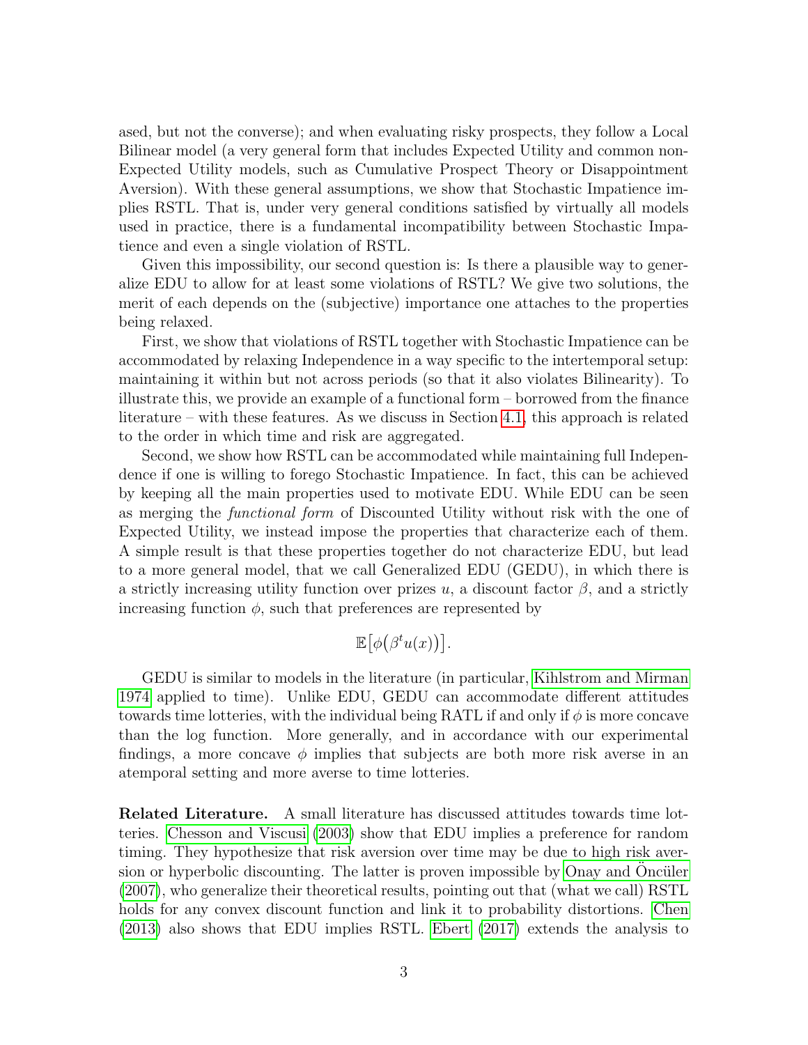ased, but not the converse); and when evaluating risky prospects, they follow a Local Bilinear model (a very general form that includes Expected Utility and common non-Expected Utility models, such as Cumulative Prospect Theory or Disappointment Aversion). With these general assumptions, we show that Stochastic Impatience implies RSTL. That is, under very general conditions satisfied by virtually all models used in practice, there is a fundamental incompatibility between Stochastic Impatience and even a single violation of RSTL.

Given this impossibility, our second question is: Is there a plausible way to generalize EDU to allow for at least some violations of RSTL? We give two solutions, the merit of each depends on the (subjective) importance one attaches to the properties being relaxed.

First, we show that violations of RSTL together with Stochastic Impatience can be accommodated by relaxing Independence in a way specific to the intertemporal setup: maintaining it within but not across periods (so that it also violates Bilinearity). To illustrate this, we provide an example of a functional form – borrowed from the finance literature – with these features. As we discuss in Section 4.1, this approach is related to the order in which time and risk are aggregated.

Second, we show how RSTL can be accommodated while maintaining full Independence if one is willing to forego Stochastic Impatience. In fact, this can be achieved by keeping all the main properties used to motivate EDU. While EDU can be seen as merging the *functional form* of Discounted Utility without risk with the one of Expected Utility, we instead impose the properties that characterize each of them. A simple result is that these properties together do not characterize EDU, but lead to a more general model, that we call Generalized EDU (GEDU), in which there is a strictly increasing utility function over prizes $u$, a discount factor $\beta$, and a strictly increasing function $\phi$, such that preferences are represented by

$$\mathbb{E}\big[\phi\big(\beta^t u(x)\big)\big].$$

GEDU is similar to models in the literature (in particular, Kihlstrom and Mirman 1974 applied to time). Unlike EDU, GEDU can accommodate different attitudes towards time lotteries, with the individual being RATL if and only if $\phi$ is more concave than the log function. More generally, and in accordance with our experimental findings, a more concave $\phi$ implies that subjects are both more risk averse in an atemporal setting and more averse to time lotteries.

**Related Literature.** A small literature has discussed attitudes towards time lotteries. Chesson and Viscusi (2003) show that EDU implies a preference for random timing. They hypothesize that risk aversion over time may be due to high risk aversion or hyperbolic discounting. The latter is proven impossible by Onay and Öncüler (2007), who generalize their theoretical results, pointing out that (what we call) RSTL holds for any convex discount function and link it to probability distortions. Chen (2013) also shows that EDU implies RSTL. Ebert (2017) extends the analysis to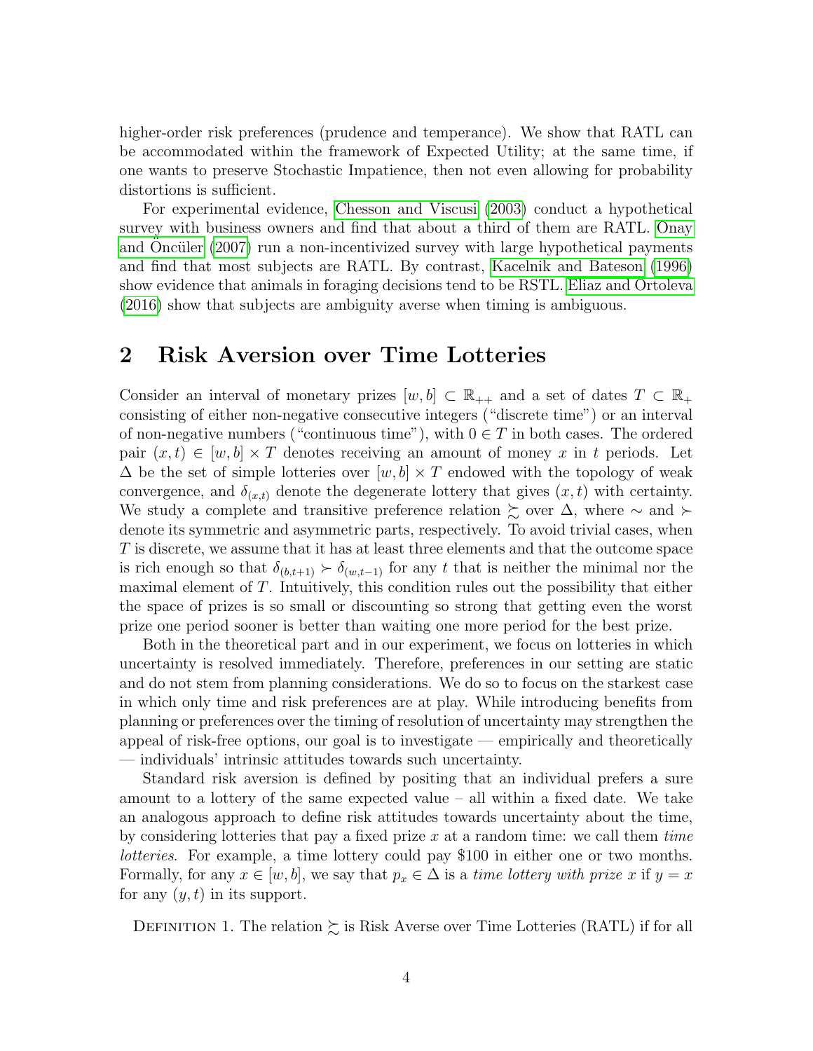higher-order risk preferences (prudence and temperance). We show that RATL can be accommodated within the framework of Expected Utility; at the same time, if one wants to preserve Stochastic Impatience, then not even allowing for probability distortions is sufficient.

For experimental evidence, Chesson and Viscusi (2003) conduct a hypothetical survey with business owners and find that about a third of them are RATL. Onay and Öncüler (2007) run a non-incentivized survey with large hypothetical payments and find that most subjects are RATL. By contrast, Kacelnik and Bateson (1996) show evidence that animals in foraging decisions tend to be RSTL. Eliaz and Ortoleva (2016) show that subjects are ambiguity averse when timing is ambiguous.

## 2 Risk Aversion over Time Lotteries

Consider an interval of monetary prizes $[w, b] \subset \mathbb{R}_{++}$ and a set of dates $T \subset \mathbb{R}_+$ consisting of either non-negative consecutive integers ("discrete time") or an interval of non-negative numbers ("continuous time"), with $0 \in T$ in both cases. The ordered pair $(x, t) \in [w, b] \times T$ denotes receiving an amount of money $x$ in $t$ periods. Let $\Delta$ be the set of simple lotteries over $[w, b] \times T$ endowed with the topology of weak convergence, and $\delta_{(x,t)}$ denote the degenerate lottery that gives $(x, t)$ with certainty. We study a complete and transitive preference relation $\succsim$ over $\Delta$, where $\sim$ and $\succ$ denote its symmetric and asymmetric parts, respectively. To avoid trivial cases, when $T$ is discrete, we assume that it has at least three elements and that the outcome space is rich enough so that $\delta_{(b,t+1)} \succ \delta_{(w,t-1)}$ for any $t$ that is neither the minimal nor the maximal element of $T$. Intuitively, this condition rules out the possibility that either the space of prizes is so small or discounting so strong that getting even the worst prize one period sooner is better than waiting one more period for the best prize.

Both in the theoretical part and in our experiment, we focus on lotteries in which uncertainty is resolved immediately. Therefore, preferences in our setting are static and do not stem from planning considerations. We do so to focus on the starkest case in which only time and risk preferences are at play. While introducing benefits from planning or preferences over the timing of resolution of uncertainty may strengthen the appeal of risk-free options, our goal is to investigate — empirically and theoretically — individuals' intrinsic attitudes towards such uncertainty.

Standard risk aversion is defined by positing that an individual prefers a sure amount to a lottery of the same expected value – all within a fixed date. We take an analogous approach to define risk attitudes towards uncertainty about the time, by considering lotteries that pay a fixed prize $x$ at a random time: we call them *time lotteries*. For example, a time lottery could pay \$100 in either one or two months. Formally, for any $x \in [w, b]$, we say that $p_x \in \Delta$ is a *time lottery with prize* $x$ if $y = x$ for any $(y, t)$ in its support.

Definition 1. The relation $\succsim$ is Risk Averse over Time Lotteries (RATL) if for all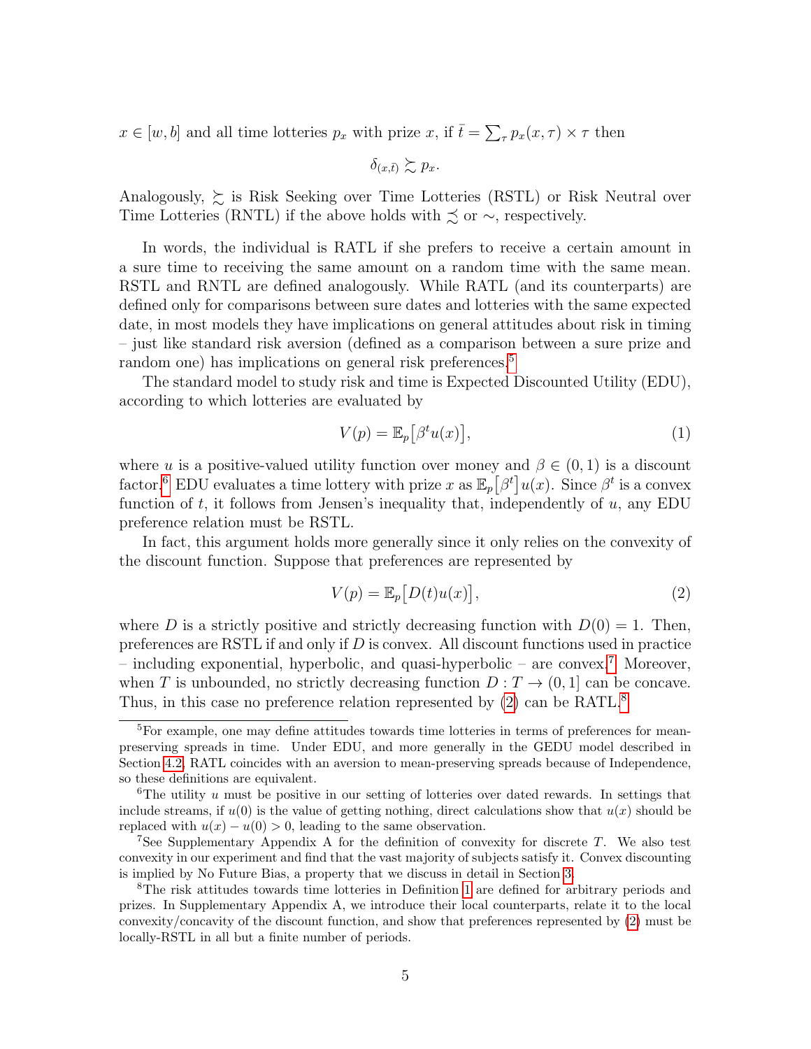$x \in [w, b]$ and all time lotteries $p_x$ with prize $x$, if $\bar{t} = \sum_\tau p_x(x, \tau) \times \tau$ then

$$\delta_{(x,\bar{t})} \succsim p_x.$$

Analogously, $\succsim$ is Risk Seeking over Time Lotteries (RSTL) or Risk Neutral over Time Lotteries (RNTL) if the above holds with $\precsim$ or $\sim$, respectively.

In words, the individual is RATL if she prefers to receive a certain amount in a sure time to receiving the same amount on a random time with the same mean. RSTL and RNTL are defined analogously. While RATL (and its counterparts) are defined only for comparisons between sure dates and lotteries with the same expected date, in most models they have implications on general attitudes about risk in timing – just like standard risk aversion (defined as a comparison between a sure prize and random one) has implications on general risk preferences.[5]

The standard model to study risk and time is Expected Discounted Utility (EDU), according to which lotteries are evaluated by

$$V(p) = \mathbb{E}_p\big[\beta^t u(x)\big], \tag{1}$$

where $u$ is a positive-valued utility function over money and $\beta \in (0, 1)$ is a discount factor.[6] EDU evaluates a time lottery with prize $x$ as $\mathbb{E}_p\big[\beta^t\big]u(x)$. Since $\beta^t$ is a convex function of $t$, it follows from Jensen's inequality that, independently of $u$, any EDU preference relation must be RSTL.

In fact, this argument holds more generally since it only relies on the convexity of the discount function. Suppose that preferences are represented by

$$V(p) = \mathbb{E}_p\big[D(t)u(x)\big], \tag{2}$$

where $D$ is a strictly positive and strictly decreasing function with $D(0) = 1$. Then, preferences are RSTL if and only if $D$ is convex. All discount functions used in practice – including exponential, hyperbolic, and quasi-hyperbolic – are convex.[7] Moreover, when $T$ is unbounded, no strictly decreasing function $D : T \to (0, 1]$ can be concave. Thus, in this case no preference relation represented by (2) can be RATL.[8]

---

[5] For example, one may define attitudes towards time lotteries in terms of preferences for mean-preserving spreads in time. Under EDU, and more generally in the GEDU model described in Section 4.2, RATL coincides with an aversion to mean-preserving spreads because of Independence, so these definitions are equivalent.

[6] The utility $u$ must be positive in our setting of lotteries over dated rewards. In settings that include streams, if $u(0)$ is the value of getting nothing, direct calculations show that $u(x)$ should be replaced with $u(x) - u(0) > 0$, leading to the same observation.

[7] See Supplementary Appendix A for the definition of convexity for discrete $T$. We also test convexity in our experiment and find that the vast majority of subjects satisfy it. Convex discounting is implied by No Future Bias, a property that we discuss in detail in Section 3.

[8] The risk attitudes towards time lotteries in Definition 1 are defined for arbitrary periods and prizes. In Supplementary Appendix A, we introduce their local counterparts, relate it to the local convexity/concavity of the discount function, and show that preferences represented by (2) must be locally-RSTL in all but a finite number of periods.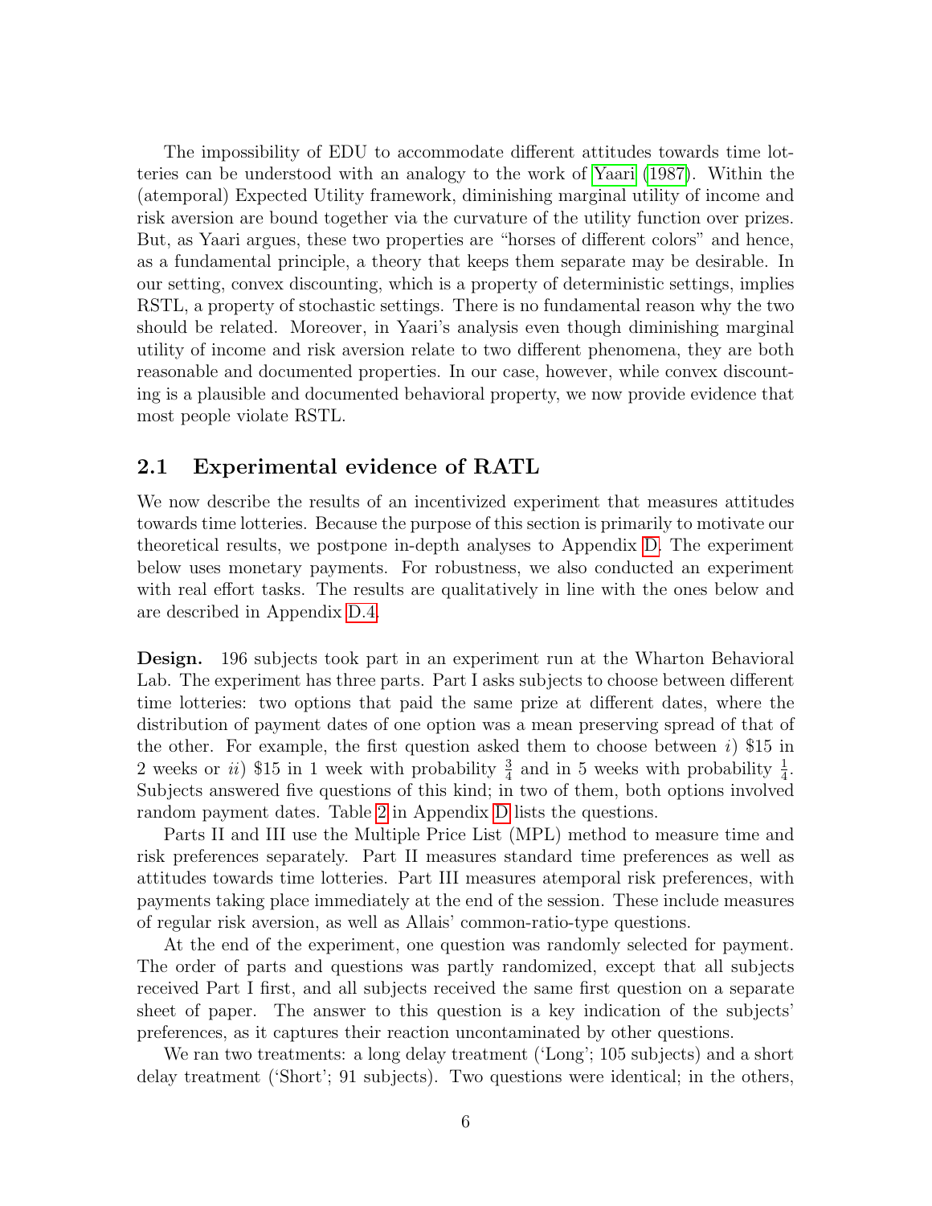The impossibility of EDU to accommodate different attitudes towards time lotteries can be understood with an analogy to the work of Yaari (1987). Within the (atemporal) Expected Utility framework, diminishing marginal utility of income and risk aversion are bound together via the curvature of the utility function over prizes. But, as Yaari argues, these two properties are "horses of different colors" and hence, as a fundamental principle, a theory that keeps them separate may be desirable. In our setting, convex discounting, which is a property of deterministic settings, implies RSTL, a property of stochastic settings. There is no fundamental reason why the two should be related. Moreover, in Yaari's analysis even though diminishing marginal utility of income and risk aversion relate to two different phenomena, they are both reasonable and documented properties. In our case, however, while convex discounting is a plausible and documented behavioral property, we now provide evidence that most people violate RSTL.

## 2.1 Experimental evidence of RATL

We now describe the results of an incentivized experiment that measures attitudes towards time lotteries. Because the purpose of this section is primarily to motivate our theoretical results, we postpone in-depth analyses to Appendix D. The experiment below uses monetary payments. For robustness, we also conducted an experiment with real effort tasks. The results are qualitatively in line with the ones below and are described in Appendix D.4.

**Design.** 196 subjects took part in an experiment run at the Wharton Behavioral Lab. The experiment has three parts. Part I asks subjects to choose between different time lotteries: two options that paid the same prize at different dates, where the distribution of payment dates of one option was a mean preserving spread of that of the other. For example, the first question asked them to choose between *i*) \$15 in 2 weeks or *ii*) \$15 in 1 week with probability $\frac{3}{4}$ and in 5 weeks with probability $\frac{1}{4}$. Subjects answered five questions of this kind; in two of them, both options involved random payment dates. Table 2 in Appendix D lists the questions.

Parts II and III use the Multiple Price List (MPL) method to measure time and risk preferences separately. Part II measures standard time preferences as well as attitudes towards time lotteries. Part III measures atemporal risk preferences, with payments taking place immediately at the end of the session. These include measures of regular risk aversion, as well as Allais' common-ratio-type questions.

At the end of the experiment, one question was randomly selected for payment. The order of parts and questions was partly randomized, except that all subjects received Part I first, and all subjects received the same first question on a separate sheet of paper. The answer to this question is a key indication of the subjects' preferences, as it captures their reaction uncontaminated by other questions.

We ran two treatments: a long delay treatment ('Long'; 105 subjects) and a short delay treatment ('Short'; 91 subjects). Two questions were identical; in the others,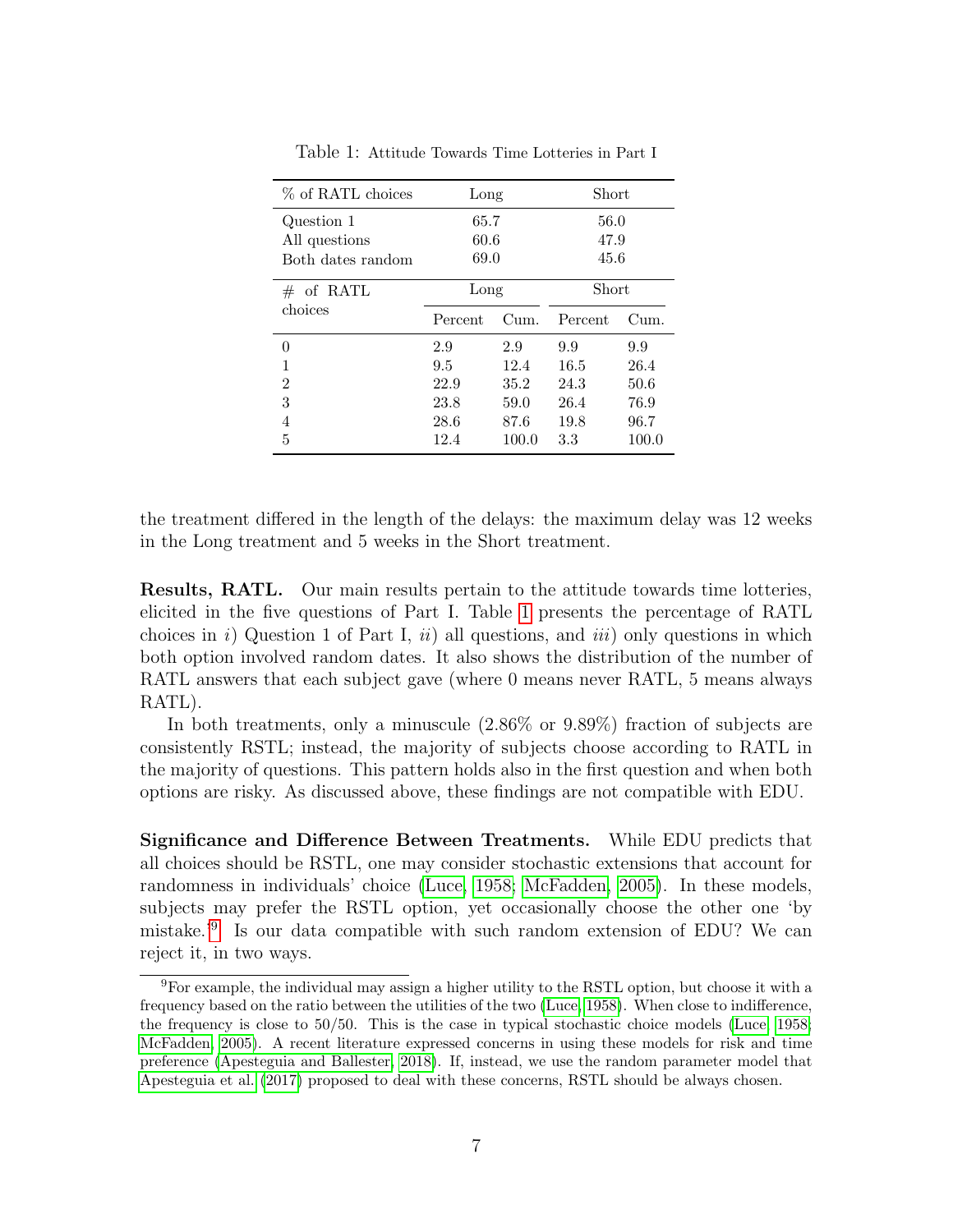Table 1: Attitude Towards Time Lotteries in Part I

| % of RATL choices | Long | | Short | |
|---|---|---|---|---|
| Question 1 | 65.7 | | 56.0 | |
| All questions | 60.6 | | 47.9 | |
| Both dates random | 69.0 | | 45.6 | |
| # of RATL choices | Long | | Short | |
| | Percent | Cum. | Percent | Cum. |
| 0 | 2.9 | 2.9 | 9.9 | 9.9 |
| 1 | 9.5 | 12.4 | 16.5 | 26.4 |
| 2 | 22.9 | 35.2 | 24.3 | 50.6 |
| 3 | 23.8 | 59.0 | 26.4 | 76.9 |
| 4 | 28.6 | 87.6 | 19.8 | 96.7 |
| 5 | 12.4 | 100.0 | 3.3 | 100.0 |

the treatment differed in the length of the delays: the maximum delay was 12 weeks in the Long treatment and 5 weeks in the Short treatment.

**Results, RATL.** Our main results pertain to the attitude towards time lotteries, elicited in the five questions of Part I. Table 1 presents the percentage of RATL choices in *i*) Question 1 of Part I, *ii*) all questions, and *iii*) only questions in which both option involved random dates. It also shows the distribution of the number of RATL answers that each subject gave (where 0 means never RATL, 5 means always RATL).

In both treatments, only a minuscule (2.86% or 9.89%) fraction of subjects are consistently RSTL; instead, the majority of subjects choose according to RATL in the majority of questions. This pattern holds also in the first question and when both options are risky. As discussed above, these findings are not compatible with EDU.

**Significance and Difference Between Treatments.** While EDU predicts that all choices should be RSTL, one may consider stochastic extensions that account for randomness in individuals' choice (Luce, 1958; McFadden, 2005). In these models, subjects may prefer the RSTL option, yet occasionally choose the other one 'by mistake.'[9] Is our data compatible with such random extension of EDU? We can reject it, in two ways.

[9]For example, the individual may assign a higher utility to the RSTL option, but choose it with a frequency based on the ratio between the utilities of the two (Luce, 1958). When close to indifference, the frequency is close to 50/50. This is the case in typical stochastic choice models (Luce, 1958; McFadden, 2005). A recent literature expressed concerns in using these models for risk and time preference (Apesteguia and Ballester, 2018). If, instead, we use the random parameter model that Apesteguia et al. (2017) proposed to deal with these concerns, RSTL should be always chosen.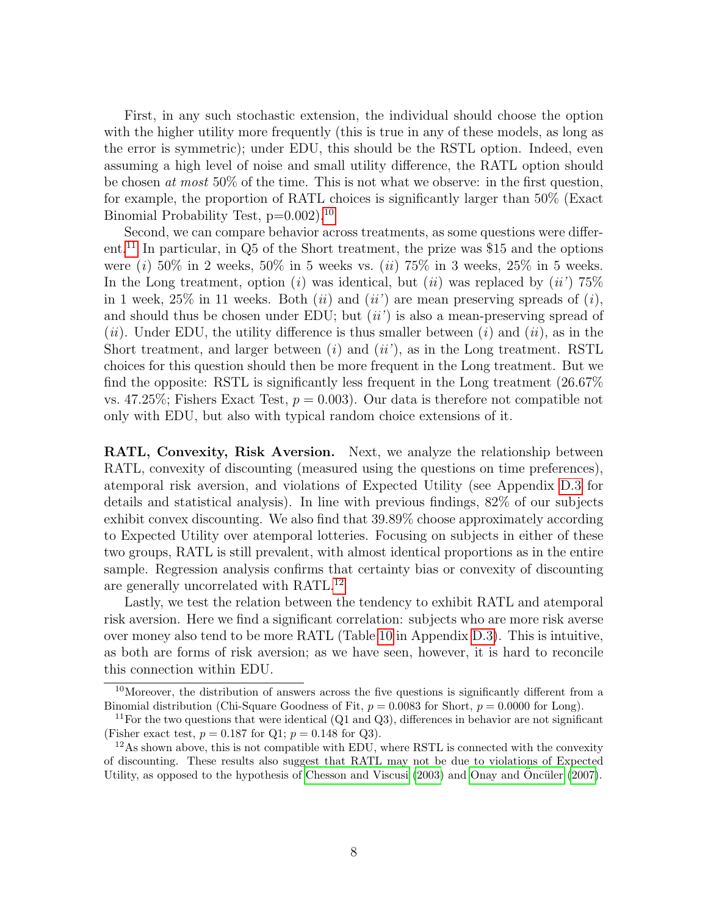First, in any such stochastic extension, the individual should choose the option with the higher utility more frequently (this is true in any of these models, as long as the error is symmetric); under EDU, this should be the RSTL option. Indeed, even assuming a high level of noise and small utility difference, the RATL option should be chosen *at most* 50% of the time. This is not what we observe: in the first question, for example, the proportion of RATL choices is significantly larger than 50% (Exact Binomial Probability Test, p=0.002).[10]

Second, we can compare behavior across treatments, as some questions were different.[11] In particular, in Q5 of the Short treatment, the prize was $15 and the options were (*i*) 50% in 2 weeks, 50% in 5 weeks vs. (*ii*) 75% in 3 weeks, 25% in 5 weeks. In the Long treatment, option (*i*) was identical, but (*ii*) was replaced by (*ii'*) 75% in 1 week, 25% in 11 weeks. Both (*ii*) and (*ii'*) are mean preserving spreads of (*i*), and should thus be chosen under EDU; but (*ii'*) is also a mean-preserving spread of (*ii*). Under EDU, the utility difference is thus smaller between (*i*) and (*ii*), as in the Short treatment, and larger between (*i*) and (*ii'*), as in the Long treatment. RSTL choices for this question should then be more frequent in the Long treatment. But we find the opposite: RSTL is significantly less frequent in the Long treatment (26.67% vs. 47.25%; Fishers Exact Test, $p = 0.003$). Our data is therefore not compatible not only with EDU, but also with typical random choice extensions of it.

**RATL, Convexity, Risk Aversion.** Next, we analyze the relationship between RATL, convexity of discounting (measured using the questions on time preferences), atemporal risk aversion, and violations of Expected Utility (see Appendix D.3 for details and statistical analysis). In line with previous findings, 82% of our subjects exhibit convex discounting. We also find that 39.89% choose approximately according to Expected Utility over atemporal lotteries. Focusing on subjects in either of these two groups, RATL is still prevalent, with almost identical proportions as in the entire sample. Regression analysis confirms that certainty bias or convexity of discounting are generally uncorrelated with RATL.[12]

Lastly, we test the relation between the tendency to exhibit RATL and atemporal risk aversion. Here we find a significant correlation: subjects who are more risk averse over money also tend to be more RATL (Table 10 in Appendix D.3). This is intuitive, as both are forms of risk aversion; as we have seen, however, it is hard to reconcile this connection within EDU.

[10]Moreover, the distribution of answers across the five questions is significantly different from a Binomial distribution (Chi-Square Goodness of Fit, $p = 0.0083$ for Short, $p = 0.0000$ for Long).

[11]For the two questions that were identical (Q1 and Q3), differences in behavior are not significant (Fisher exact test, $p = 0.187$ for Q1; $p = 0.148$ for Q3).

[12]As shown above, this is not compatible with EDU, where RSTL is connected with the convexity of discounting. These results also suggest that RATL may not be due to violations of Expected Utility, as opposed to the hypothesis of Chesson and Viscusi (2003) and Onay and Öncüler (2007).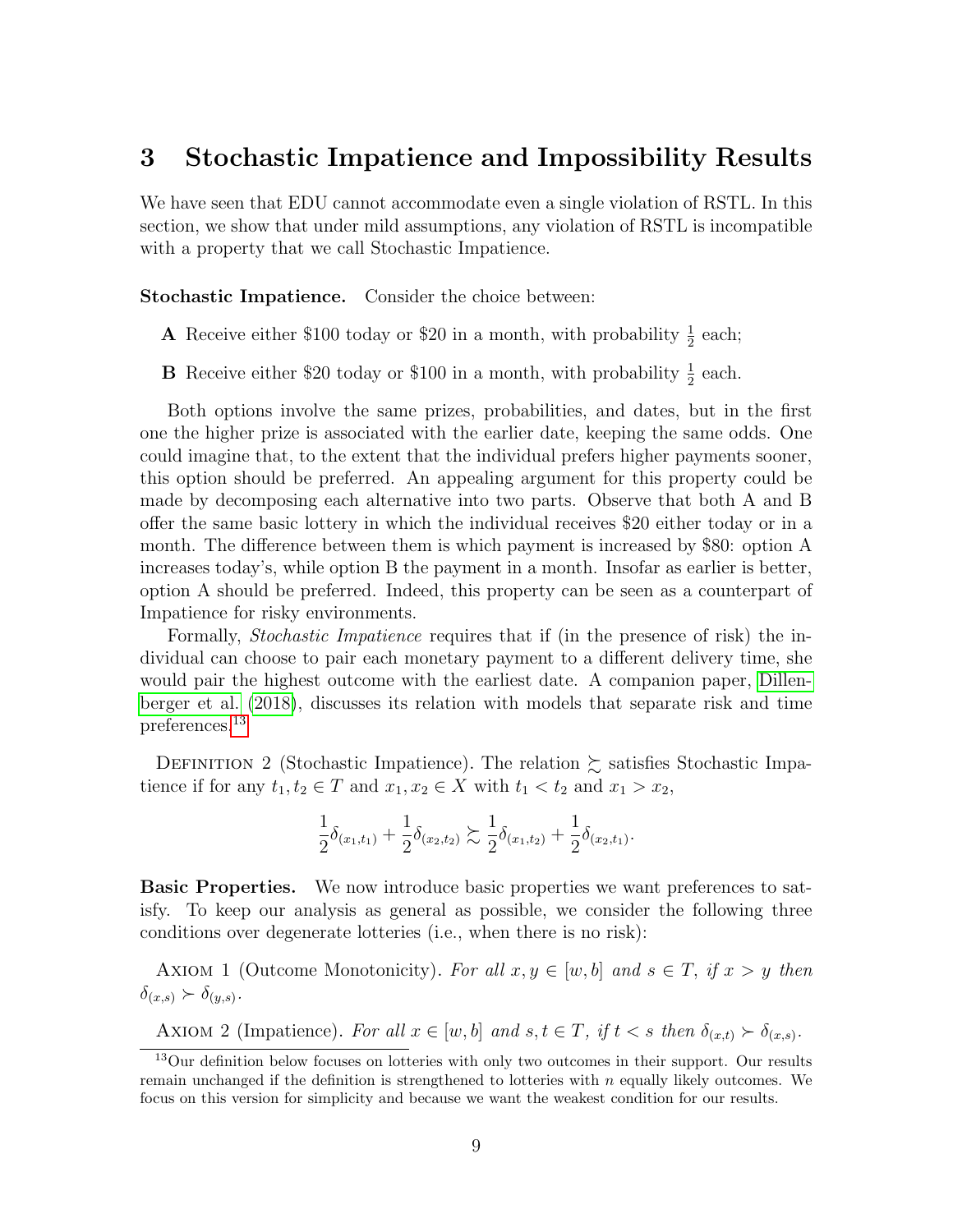# 3 Stochastic Impatience and Impossibility Results

We have seen that EDU cannot accommodate even a single violation of RSTL. In this section, we show that under mild assumptions, any violation of RSTL is incompatible with a property that we call Stochastic Impatience.

**Stochastic Impatience.** Consider the choice between:

**A** Receive either \$100 today or \$20 in a month, with probability $\frac{1}{2}$ each;

**B** Receive either \$20 today or \$100 in a month, with probability $\frac{1}{2}$ each.

Both options involve the same prizes, probabilities, and dates, but in the first one the higher prize is associated with the earlier date, keeping the same odds. One could imagine that, to the extent that the individual prefers higher payments sooner, this option should be preferred. An appealing argument for this property could be made by decomposing each alternative into two parts. Observe that both A and B offer the same basic lottery in which the individual receives \$20 either today or in a month. The difference between them is which payment is increased by \$80: option A increases today's, while option B the payment in a month. Insofar as earlier is better, option A should be preferred. Indeed, this property can be seen as a counterpart of Impatience for risky environments.

Formally, *Stochastic Impatience* requires that if (in the presence of risk) the individual can choose to pair each monetary payment to a different delivery time, she would pair the highest outcome with the earliest date. A companion paper, Dillenberger et al. (2018), discusses its relation with models that separate risk and time preferences.[13]

DEFINITION 2 (Stochastic Impatience). The relation $\succsim$ satisfies Stochastic Impatience if for any $t_1, t_2 \in T$ and $x_1, x_2 \in X$ with $t_1 < t_2$ and $x_1 > x_2$,

$$\frac{1}{2}\delta_{(x_1,t_1)} + \frac{1}{2}\delta_{(x_2,t_2)} \succsim \frac{1}{2}\delta_{(x_1,t_2)} + \frac{1}{2}\delta_{(x_2,t_1)}.$$

**Basic Properties.** We now introduce basic properties we want preferences to satisfy. To keep our analysis as general as possible, we consider the following three conditions over degenerate lotteries (i.e., when there is no risk):

AXIOM 1 (Outcome Monotonicity). *For all $x, y \in [w, b]$ and $s \in T$, if $x > y$ then $\delta_{(x,s)} \succ \delta_{(y,s)}$.*

AXIOM 2 (Impatience). *For all $x \in [w, b]$ and $s, t \in T$, if $t < s$ then $\delta_{(x,t)} \succ \delta_{(x,s)}$.*

[13] Our definition below focuses on lotteries with only two outcomes in their support. Our results remain unchanged if the definition is strengthened to lotteries with $n$ equally likely outcomes. We focus on this version for simplicity and because we want the weakest condition for our results.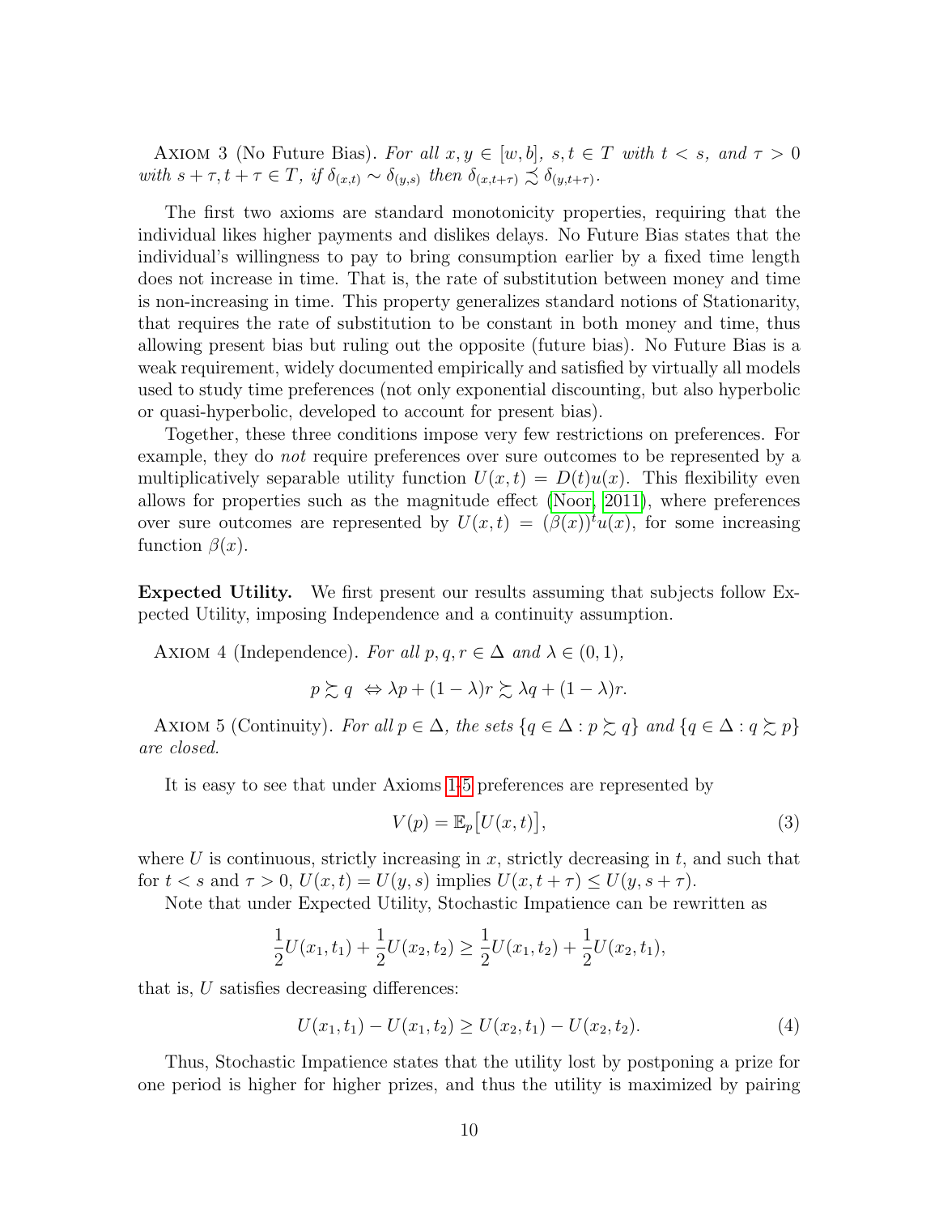Axiom 3 (No Future Bias). *For all $x, y \in [w, b]$, $s, t \in T$ with $t < s$, and $\tau > 0$ with $s + \tau, t + \tau \in T$, if $\delta_{(x,t)} \sim \delta_{(y,s)}$ then $\delta_{(x,t+\tau)} \precsim \delta_{(y,t+\tau)}$.*

The first two axioms are standard monotonicity properties, requiring that the individual likes higher payments and dislikes delays. No Future Bias states that the individual's willingness to pay to bring consumption earlier by a fixed time length does not increase in time. That is, the rate of substitution between money and time is non-increasing in time. This property generalizes standard notions of Stationarity, that requires the rate of substitution to be constant in both money and time, thus allowing present bias but ruling out the opposite (future bias). No Future Bias is a weak requirement, widely documented empirically and satisfied by virtually all models used to study time preferences (not only exponential discounting, but also hyperbolic or quasi-hyperbolic, developed to account for present bias).

Together, these three conditions impose very few restrictions on preferences. For example, they do *not* require preferences over sure outcomes to be represented by a multiplicatively separable utility function $U(x, t) = D(t)u(x)$. This flexibility even allows for properties such as the magnitude effect (Noor, 2011), where preferences over sure outcomes are represented by $U(x, t) = (\beta(x))^t u(x)$, for some increasing function $\beta(x)$.

**Expected Utility.** We first present our results assuming that subjects follow Expected Utility, imposing Independence and a continuity assumption.

Axiom 4 (Independence). *For all $p, q, r \in \Delta$ and $\lambda \in (0, 1)$,*

$$p \succsim q \iff \lambda p + (1 - \lambda)r \succsim \lambda q + (1 - \lambda)r.$$

Axiom 5 (Continuity). *For all $p \in \Delta$, the sets $\{q \in \Delta : p \succsim q\}$ and $\{q \in \Delta : q \succsim p\}$ are closed.*

It is easy to see that under Axioms 1-5 preferences are represented by

$$V(p) = \mathbb{E}_p\big[U(x, t)\big], \tag{3}$$

where $U$ is continuous, strictly increasing in $x$, strictly decreasing in $t$, and such that for $t < s$ and $\tau > 0$, $U(x, t) = U(y, s)$ implies $U(x, t + \tau) \leq U(y, s + \tau)$.

Note that under Expected Utility, Stochastic Impatience can be rewritten as

$$\frac{1}{2}U(x_1, t_1) + \frac{1}{2}U(x_2, t_2) \geq \frac{1}{2}U(x_1, t_2) + \frac{1}{2}U(x_2, t_1),$$

that is, $U$ satisfies decreasing differences:

$$U(x_1, t_1) - U(x_1, t_2) \geq U(x_2, t_1) - U(x_2, t_2). \tag{4}$$

Thus, Stochastic Impatience states that the utility lost by postponing a prize for one period is higher for higher prizes, and thus the utility is maximized by pairing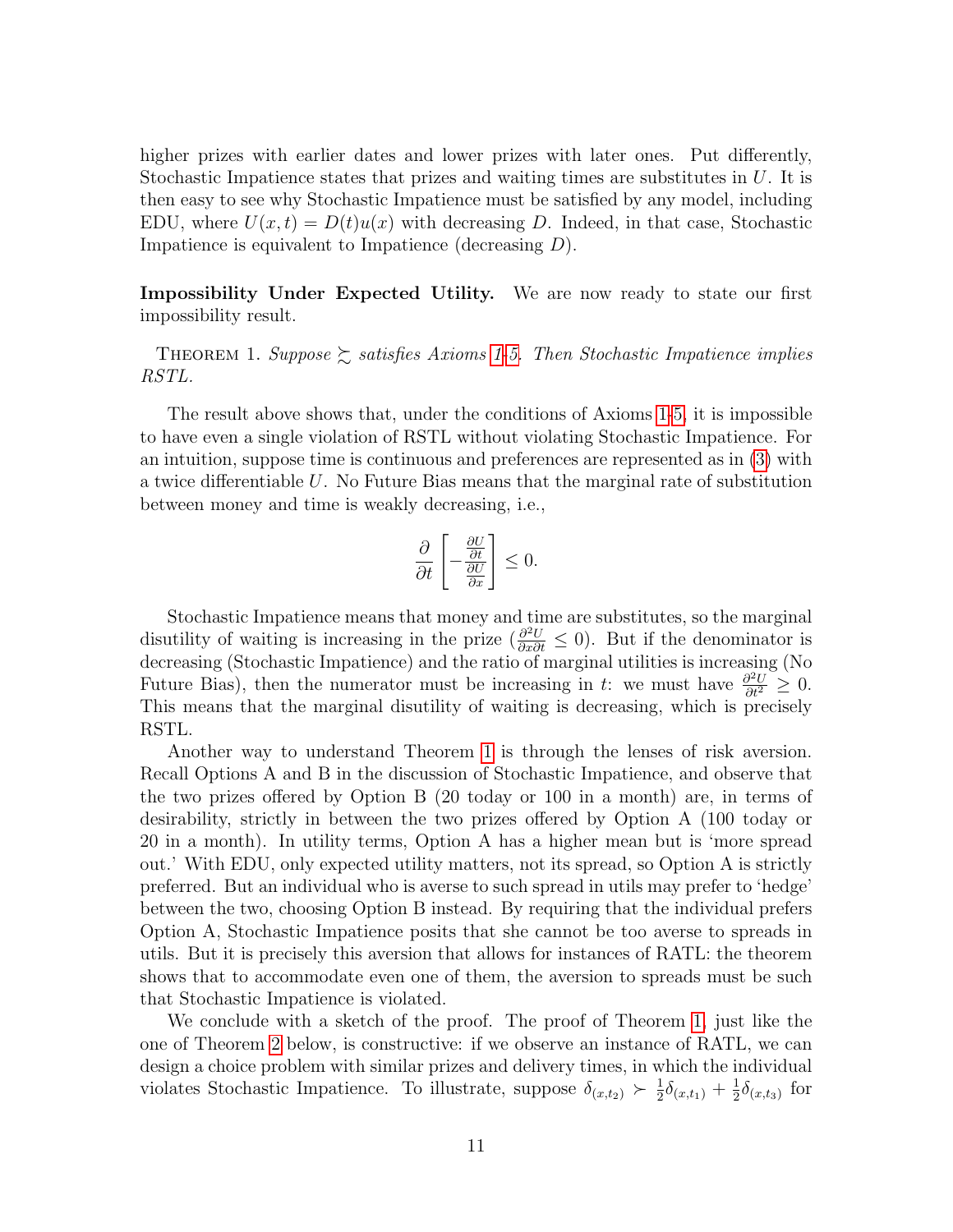higher prizes with earlier dates and lower prizes with later ones. Put differently, Stochastic Impatience states that prizes and waiting times are substitutes in $U$. It is then easy to see why Stochastic Impatience must be satisfied by any model, including EDU, where $U(x,t) = D(t)u(x)$ with decreasing $D$. Indeed, in that case, Stochastic Impatience is equivalent to Impatience (decreasing $D$).

**Impossibility Under Expected Utility.** We are now ready to state our first impossibility result.

Theorem 1. *Suppose $\succsim$ satisfies Axioms 1-5. Then Stochastic Impatience implies RSTL.*

The result above shows that, under the conditions of Axioms 1-5, it is impossible to have even a single violation of RSTL without violating Stochastic Impatience. For an intuition, suppose time is continuous and preferences are represented as in (3) with a twice differentiable $U$. No Future Bias means that the marginal rate of substitution between money and time is weakly decreasing, i.e.,

$$\frac{\partial}{\partial t}\left[-\frac{\frac{\partial U}{\partial t}}{\frac{\partial U}{\partial x}}\right] \leq 0.$$

Stochastic Impatience means that money and time are substitutes, so the marginal disutility of waiting is increasing in the prize ($\frac{\partial^2 U}{\partial x \partial t} \leq 0$). But if the denominator is decreasing (Stochastic Impatience) and the ratio of marginal utilities is increasing (No Future Bias), then the numerator must be increasing in $t$: we must have $\frac{\partial^2 U}{\partial t^2} \geq 0$. This means that the marginal disutility of waiting is decreasing, which is precisely RSTL.

Another way to understand Theorem 1 is through the lenses of risk aversion. Recall Options A and B in the discussion of Stochastic Impatience, and observe that the two prizes offered by Option B (20 today or 100 in a month) are, in terms of desirability, strictly in between the two prizes offered by Option A (100 today or 20 in a month). In utility terms, Option A has a higher mean but is 'more spread out.' With EDU, only expected utility matters, not its spread, so Option A is strictly preferred. But an individual who is averse to such spread in utils may prefer to 'hedge' between the two, choosing Option B instead. By requiring that the individual prefers Option A, Stochastic Impatience posits that she cannot be too averse to spreads in utils. But it is precisely this aversion that allows for instances of RATL: the theorem shows that to accommodate even one of them, the aversion to spreads must be such that Stochastic Impatience is violated.

We conclude with a sketch of the proof. The proof of Theorem 1, just like the one of Theorem 2 below, is constructive: if we observe an instance of RATL, we can design a choice problem with similar prizes and delivery times, in which the individual violates Stochastic Impatience. To illustrate, suppose $\delta_{(x,t_2)} \succ \frac{1}{2}\delta_{(x,t_1)} + \frac{1}{2}\delta_{(x,t_3)}$ for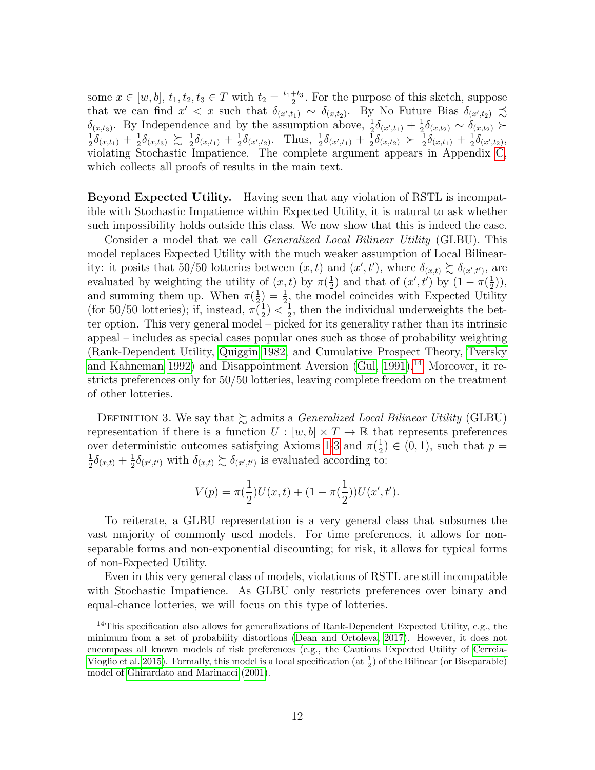some $x \in [w, b]$, $t_1, t_2, t_3 \in T$ with $t_2 = \frac{t_1+t_3}{2}$. For the purpose of this sketch, suppose that we can find $x' < x$ such that $\delta_{(x',t_1)} \sim \delta_{(x,t_2)}$. By No Future Bias $\delta_{(x',t_2)} \precsim \delta_{(x,t_3)}$. By Independence and by the assumption above, $\frac{1}{2}\delta_{(x',t_1)} + \frac{1}{2}\delta_{(x,t_2)} \sim \delta_{(x,t_2)} \succ \frac{1}{2}\delta_{(x,t_1)} + \frac{1}{2}\delta_{(x,t_3)} \succsim \frac{1}{2}\delta_{(x,t_1)} + \frac{1}{2}\delta_{(x',t_2)}$. Thus, $\frac{1}{2}\delta_{(x',t_1)} + \frac{1}{2}\delta_{(x,t_2)} \succ \frac{1}{2}\delta_{(x,t_1)} + \frac{1}{2}\delta_{(x',t_2)}$, violating Stochastic Impatience. The complete argument appears in Appendix C, which collects all proofs of results in the main text.

**Beyond Expected Utility.** Having seen that any violation of RSTL is incompatible with Stochastic Impatience within Expected Utility, it is natural to ask whether such impossibility holds outside this class. We now show that this is indeed the case.

Consider a model that we call *Generalized Local Bilinear Utility* (GLBU). This model replaces Expected Utility with the much weaker assumption of Local Bilinearity: it posits that 50/50 lotteries between $(x, t)$ and $(x', t')$, where $\delta_{(x,t)} \succsim \delta_{(x',t')}$, are evaluated by weighting the utility of $(x, t)$ by $\pi(\frac{1}{2})$ and that of $(x', t')$ by $(1 - \pi(\frac{1}{2}))$, and summing them up. When $\pi(\frac{1}{2}) = \frac{1}{2}$, the model coincides with Expected Utility (for 50/50 lotteries); if, instead, $\pi(\frac{1}{2}) < \frac{1}{2}$, then the individual underweights the better option. This very general model – picked for its generality rather than its intrinsic appeal – includes as special cases popular ones such as those of probability weighting (Rank-Dependent Utility, Quiggin 1982, and Cumulative Prospect Theory, Tversky and Kahneman 1992) and Disappointment Aversion (Gul, 1991).[14] Moreover, it restricts preferences only for 50/50 lotteries, leaving complete freedom on the treatment of other lotteries.

Definition 3. We say that $\succsim$ admits a *Generalized Local Bilinear Utility* (GLBU) representation if there is a function $U : [w, b] \times T \to \mathbb{R}$ that represents preferences over deterministic outcomes satisfying Axioms 1-3 and $\pi(\frac{1}{2}) \in (0, 1)$, such that $p = \frac{1}{2}\delta_{(x,t)} + \frac{1}{2}\delta_{(x',t')}$ with $\delta_{(x,t)} \succsim \delta_{(x',t')}$ is evaluated according to:

$$V(p) = \pi(\frac{1}{2})U(x, t) + (1 - \pi(\frac{1}{2}))U(x', t').$$

To reiterate, a GLBU representation is a very general class that subsumes the vast majority of commonly used models. For time preferences, it allows for non-separable forms and non-exponential discounting; for risk, it allows for typical forms of non-Expected Utility.

Even in this very general class of models, violations of RSTL are still incompatible with Stochastic Impatience. As GLBU only restricts preferences over binary and equal-chance lotteries, we will focus on this type of lotteries.

[14] This specification also allows for generalizations of Rank-Dependent Expected Utility, e.g., the minimum from a set of probability distortions (Dean and Ortoleva 2017). However, it does not encompass all known models of risk preferences (e.g., the Cautious Expected Utility of Cerreia-Vioglio et al. 2015). Formally, this model is a local specification (at $\frac{1}{2}$) of the Bilinear (or Biseparable) model of Ghirardato and Marinacci (2001).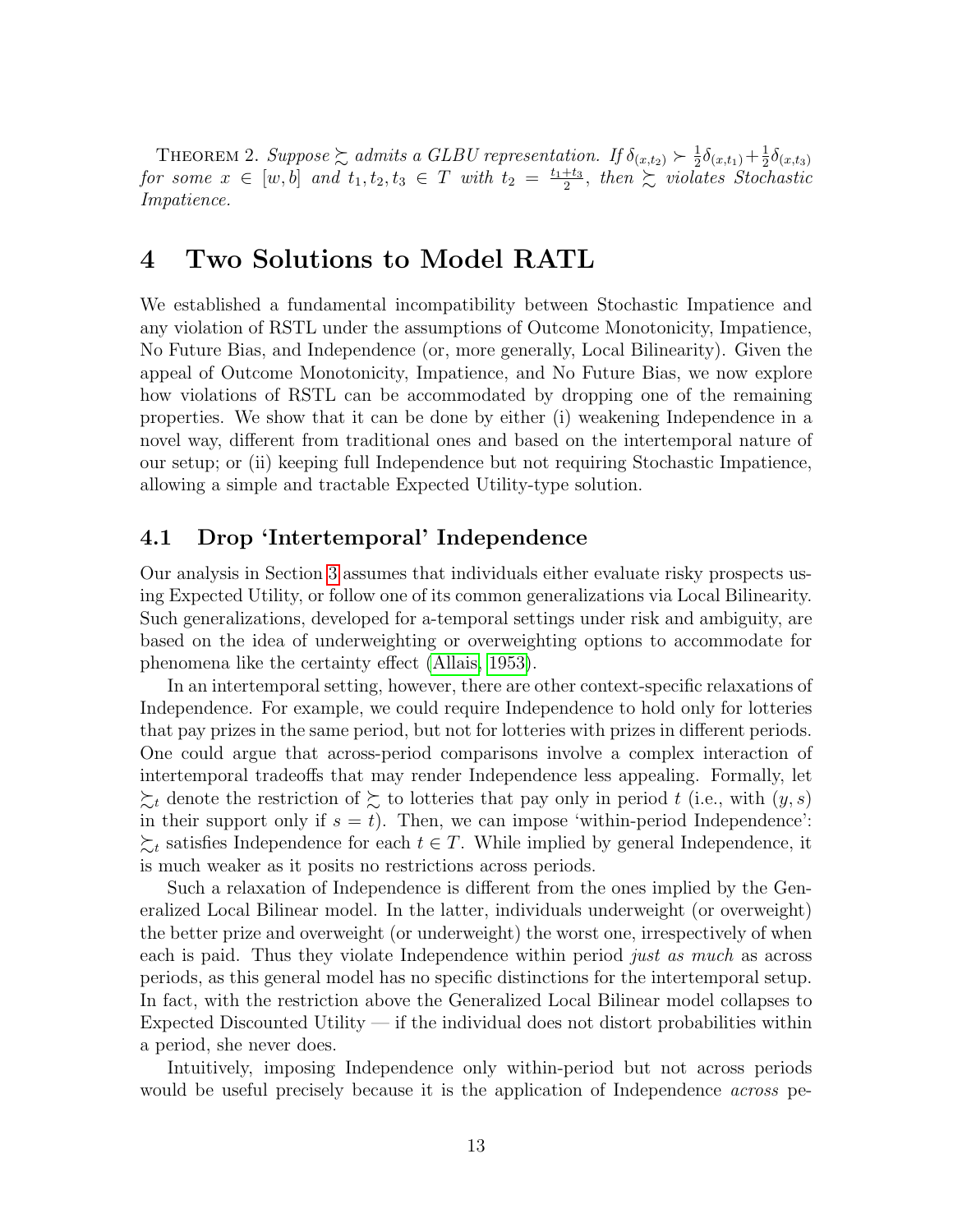THEOREM 2. *Suppose $\succsim$ admits a GLBU representation. If $\delta_{(x,t_2)} \succ \frac{1}{2}\delta_{(x,t_1)} + \frac{1}{2}\delta_{(x,t_3)}$ for some $x \in [w, b]$ and $t_1, t_2, t_3 \in T$ with $t_2 = \frac{t_1+t_3}{2}$, then $\succsim$ violates Stochastic Impatience.*

# 4 Two Solutions to Model RATL

We established a fundamental incompatibility between Stochastic Impatience and any violation of RSTL under the assumptions of Outcome Monotonicity, Impatience, No Future Bias, and Independence (or, more generally, Local Bilinearity). Given the appeal of Outcome Monotonicity, Impatience, and No Future Bias, we now explore how violations of RSTL can be accommodated by dropping one of the remaining properties. We show that it can be done by either (i) weakening Independence in a novel way, different from traditional ones and based on the intertemporal nature of our setup; or (ii) keeping full Independence but not requiring Stochastic Impatience, allowing a simple and tractable Expected Utility-type solution.

## 4.1 Drop 'Intertemporal' Independence

Our analysis in Section 3 assumes that individuals either evaluate risky prospects using Expected Utility, or follow one of its common generalizations via Local Bilinearity. Such generalizations, developed for a-temporal settings under risk and ambiguity, are based on the idea of underweighting or overweighting options to accommodate for phenomena like the certainty effect (Allais, 1953).

In an intertemporal setting, however, there are other context-specific relaxations of Independence. For example, we could require Independence to hold only for lotteries that pay prizes in the same period, but not for lotteries with prizes in different periods. One could argue that across-period comparisons involve a complex interaction of intertemporal tradeoffs that may render Independence less appealing. Formally, let $\succsim_t$ denote the restriction of $\succsim$ to lotteries that pay only in period $t$ (i.e., with $(y, s)$ in their support only if $s = t$). Then, we can impose 'within-period Independence': $\succsim_t$ satisfies Independence for each $t \in T$. While implied by general Independence, it is much weaker as it posits no restrictions across periods.

Such a relaxation of Independence is different from the ones implied by the Generalized Local Bilinear model. In the latter, individuals underweight (or overweight) the better prize and overweight (or underweight) the worst one, irrespectively of when each is paid. Thus they violate Independence within period *just as much* as across periods, as this general model has no specific distinctions for the intertemporal setup. In fact, with the restriction above the Generalized Local Bilinear model collapses to Expected Discounted Utility — if the individual does not distort probabilities within a period, she never does.

Intuitively, imposing Independence only within-period but not across periods would be useful precisely because it is the application of Independence *across* pe-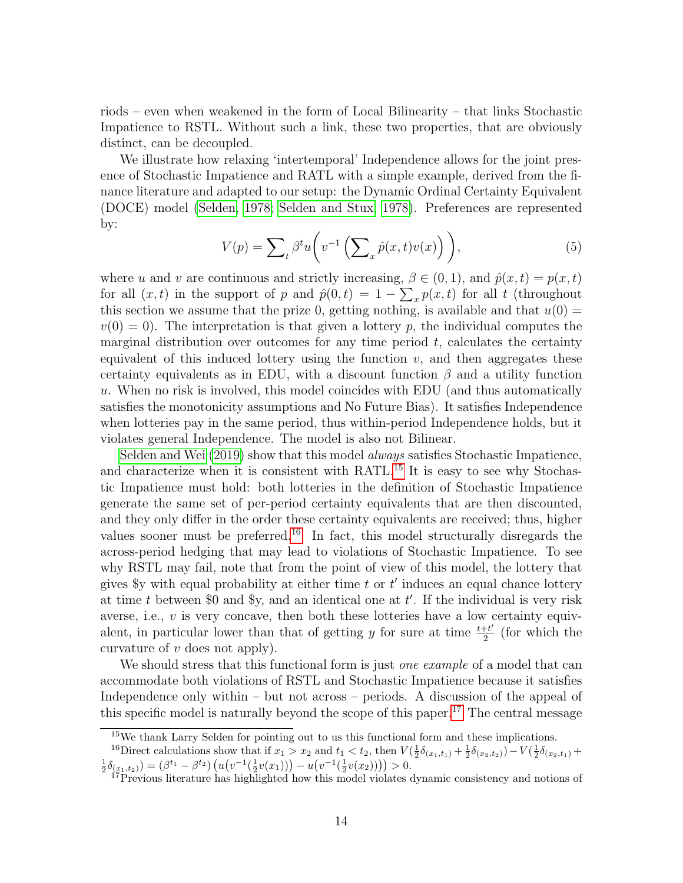riods – even when weakened in the form of Local Bilinearity – that links Stochastic Impatience to RSTL. Without such a link, these two properties, that are obviously distinct, can be decoupled.

We illustrate how relaxing 'intertemporal' Independence allows for the joint presence of Stochastic Impatience and RATL with a simple example, derived from the finance literature and adapted to our setup: the Dynamic Ordinal Certainty Equivalent (DOCE) model (Selden, 1978; Selden and Stux, 1978). Preferences are represented by:

$$V(p) = \sum\nolimits_t \beta^t u\bigg( v^{-1}\left(\sum\nolimits_x \hat{p}(x,t)v(x)\right)\bigg), \tag{5}$$

where $u$ and $v$ are continuous and strictly increasing, $\beta \in (0,1)$, and $\hat{p}(x,t) = p(x,t)$ for all $(x,t)$ in the support of $p$ and $\hat{p}(0,t) = 1 - \sum_x p(x,t)$ for all $t$ (throughout this section we assume that the prize 0, getting nothing, is available and that $u(0) = v(0) = 0$). The interpretation is that given a lottery $p$, the individual computes the marginal distribution over outcomes for any time period $t$, calculates the certainty equivalent of this induced lottery using the function $v$, and then aggregates these certainty equivalents as in EDU, with a discount function $\beta$ and a utility function $u$. When no risk is involved, this model coincides with EDU (and thus automatically satisfies the monotonicity assumptions and No Future Bias). It satisfies Independence when lotteries pay in the same period, thus within-period Independence holds, but it violates general Independence. The model is also not Bilinear.

Selden and Wei (2019) show that this model *always* satisfies Stochastic Impatience, and characterize when it is consistent with RATL.[15] It is easy to see why Stochastic Impatience must hold: both lotteries in the definition of Stochastic Impatience generate the same set of per-period certainty equivalents that are then discounted, and they only differ in the order these certainty equivalents are received; thus, higher values sooner must be preferred.[16] In fact, this model structurally disregards the across-period hedging that may lead to violations of Stochastic Impatience. To see why RSTL may fail, note that from the point of view of this model, the lottery that gives \$y with equal probability at either time $t$ or $t'$ induces an equal chance lottery at time $t$ between \$0 and \$y, and an identical one at $t'$. If the individual is very risk averse, i.e., $v$ is very concave, then both these lotteries have a low certainty equivalent, in particular lower than that of getting $y$ for sure at time $\frac{t+t'}{2}$ (for which the curvature of $v$ does not apply).

We should stress that this functional form is just *one example* of a model that can accommodate both violations of RSTL and Stochastic Impatience because it satisfies Independence only within – but not across – periods. A discussion of the appeal of this specific model is naturally beyond the scope of this paper.[17] The central message

---

[15] We thank Larry Selden for pointing out to us this functional form and these implications.

[16] Direct calculations show that if $x_1 > x_2$ and $t_1 < t_2$, then $V(\frac{1}{2}\delta_{(x_1,t_1)} + \frac{1}{2}\delta_{(x_2,t_2)}) - V(\frac{1}{2}\delta_{(x_2,t_1)} + \frac{1}{2}\delta_{(x_1,t_2)}) = (\beta^{t_1} - \beta^{t_2})\left(u\big(v^{-1}(\frac{1}{2}v(x_1))\big) - u\big(v^{-1}(\frac{1}{2}v(x_2))\big)\right) > 0.$

[17] Previous literature has highlighted how this model violates dynamic consistency and notions of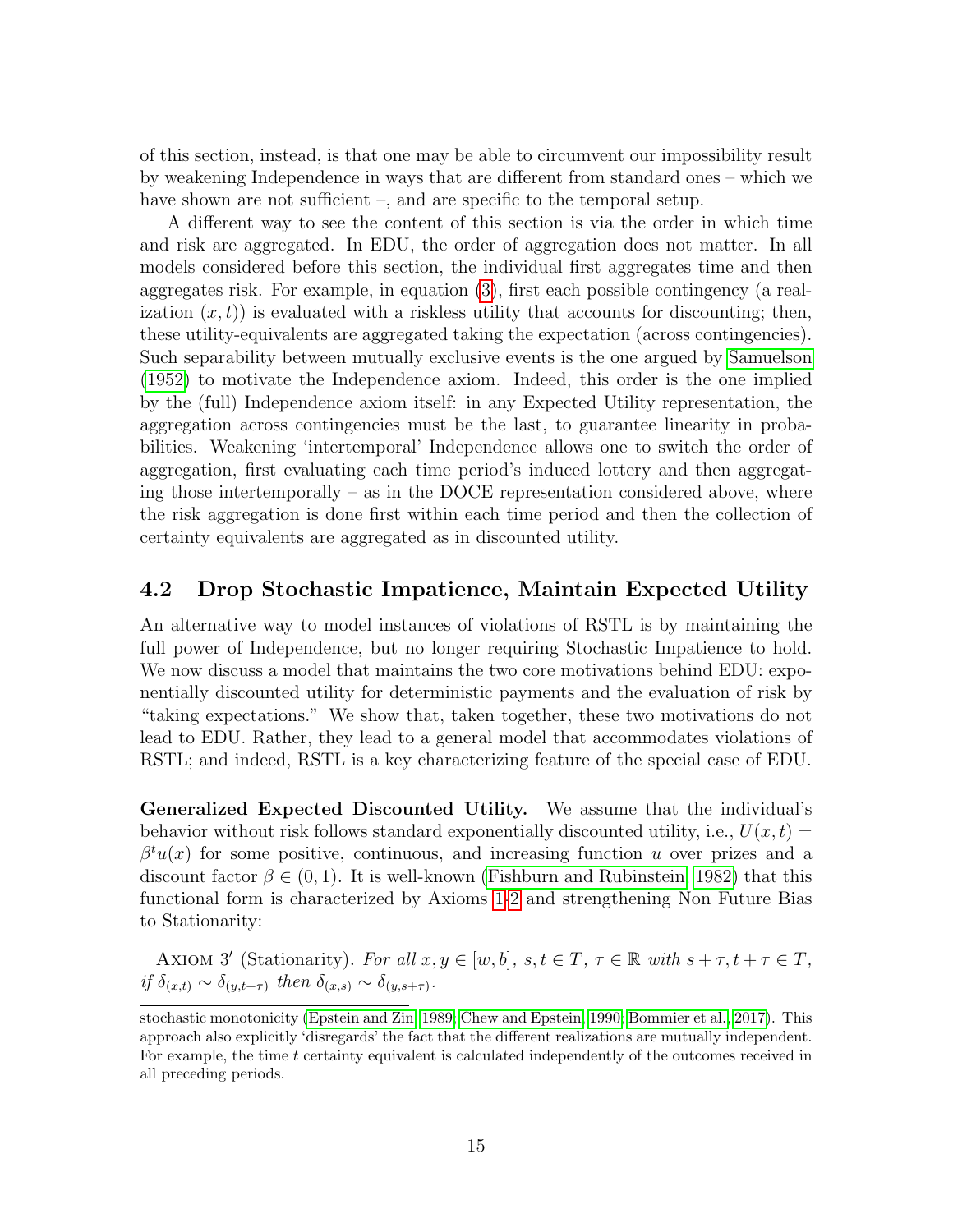of this section, instead, is that one may be able to circumvent our impossibility result by weakening Independence in ways that are different from standard ones – which we have shown are not sufficient –, and are specific to the temporal setup.

A different way to see the content of this section is via the order in which time and risk are aggregated. In EDU, the order of aggregation does not matter. In all models considered before this section, the individual first aggregates time and then aggregates risk. For example, in equation (3), first each possible contingency (a realization $(x, t)$) is evaluated with a riskless utility that accounts for discounting; then, these utility-equivalents are aggregated taking the expectation (across contingencies). Such separability between mutually exclusive events is the one argued by Samuelson (1952) to motivate the Independence axiom. Indeed, this order is the one implied by the (full) Independence axiom itself: in any Expected Utility representation, the aggregation across contingencies must be the last, to guarantee linearity in probabilities. Weakening 'intertemporal' Independence allows one to switch the order of aggregation, first evaluating each time period's induced lottery and then aggregating those intertemporally – as in the DOCE representation considered above, where the risk aggregation is done first within each time period and then the collection of certainty equivalents are aggregated as in discounted utility.

## 4.2 Drop Stochastic Impatience, Maintain Expected Utility

An alternative way to model instances of violations of RSTL is by maintaining the full power of Independence, but no longer requiring Stochastic Impatience to hold. We now discuss a model that maintains the two core motivations behind EDU: exponentially discounted utility for deterministic payments and the evaluation of risk by "taking expectations." We show that, taken together, these two motivations do not lead to EDU. Rather, they lead to a general model that accommodates violations of RSTL; and indeed, RSTL is a key characterizing feature of the special case of EDU.

**Generalized Expected Discounted Utility.** We assume that the individual's behavior without risk follows standard exponentially discounted utility, i.e., $U(x, t) = \beta^t u(x)$ for some positive, continuous, and increasing function $u$ over prizes and a discount factor $\beta \in (0, 1)$. It is well-known (Fishburn and Rubinstein, 1982) that this functional form is characterized by Axioms 1-2 and strengthening Non Future Bias to Stationarity:

Axiom 3′ (Stationarity). *For all $x, y \in [w, b]$, $s, t \in T$, $\tau \in \mathbb{R}$ with $s + \tau, t + \tau \in T$, if $\delta_{(x,t)} \sim \delta_{(y,t+\tau)}$ then $\delta_{(x,s)} \sim \delta_{(y,s+\tau)}$.*

stochastic monotonicity (Epstein and Zin, 1989; Chew and Epstein, 1990; Bommier et al., 2017). This approach also explicitly 'disregards' the fact that the different realizations are mutually independent. For example, the time $t$ certainty equivalent is calculated independently of the outcomes received in all preceding periods.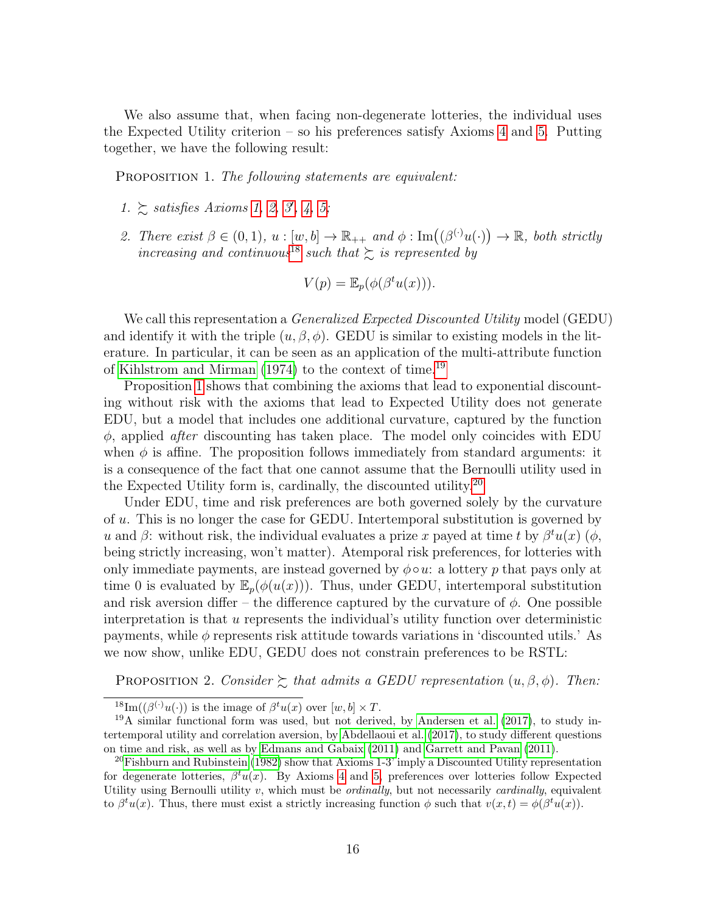We also assume that, when facing non-degenerate lotteries, the individual uses the Expected Utility criterion – so his preferences satisfy Axioms 4 and 5. Putting together, we have the following result:

PROPOSITION 1. *The following statements are equivalent:*

1. $\succsim$ *satisfies Axioms 1, 2, 3', 4, 5;*
2. *There exist* $\beta \in (0,1)$, $u : [w,b] \to \mathbb{R}_{++}$ *and* $\phi : \mathrm{Im}\big((\beta^{(\cdot)}u(\cdot)\big) \to \mathbb{R}$, *both strictly increasing and continuous*[18] *such that* $\succsim$ *is represented by*

$$V(p) = \mathbb{E}_p(\phi(\beta^t u(x))).$$

We call this representation a *Generalized Expected Discounted Utility* model (GEDU) and identify it with the triple $(u, \beta, \phi)$. GEDU is similar to existing models in the literature. In particular, it can be seen as an application of the multi-attribute function of Kihlstrom and Mirman (1974) to the context of time.[19]

Proposition 1 shows that combining the axioms that lead to exponential discounting without risk with the axioms that lead to Expected Utility does not generate EDU, but a model that includes one additional curvature, captured by the function $\phi$, applied *after* discounting has taken place. The model only coincides with EDU when $\phi$ is affine. The proposition follows immediately from standard arguments: it is a consequence of the fact that one cannot assume that the Bernoulli utility used in the Expected Utility form is, cardinally, the discounted utility.[20]

Under EDU, time and risk preferences are both governed solely by the curvature of $u$. This is no longer the case for GEDU. Intertemporal substitution is governed by $u$ and $\beta$: without risk, the individual evaluates a prize $x$ payed at time $t$ by $\beta^t u(x)$ ($\phi$, being strictly increasing, won't matter). Atemporal risk preferences, for lotteries with only immediate payments, are instead governed by $\phi \circ u$: a lottery $p$ that pays only at time 0 is evaluated by $\mathbb{E}_p(\phi(u(x)))$. Thus, under GEDU, intertemporal substitution and risk aversion differ – the difference captured by the curvature of $\phi$. One possible interpretation is that $u$ represents the individual's utility function over deterministic payments, while $\phi$ represents risk attitude towards variations in 'discounted utils.' As we now show, unlike EDU, GEDU does not constrain preferences to be RSTL:

PROPOSITION 2. *Consider* $\succsim$ *that admits a GEDU representation* $(u, \beta, \phi)$*. Then:*

---

[18] $\mathrm{Im}((\beta^{(\cdot)}u(\cdot))$ is the image of $\beta^t u(x)$ over $[w,b] \times T$.

[19] A similar functional form was used, but not derived, by Andersen et al. (2017), to study intertemporal utility and correlation aversion, by Abdellaoui et al. (2017), to study different questions on time and risk, as well as by Edmans and Gabaix (2011) and Garrett and Pavan (2011).

[20] Fishburn and Rubinstein (1982) show that Axioms 1-3' imply a Discounted Utility representation for degenerate lotteries, $\beta^t u(x)$. By Axioms 4 and 5, preferences over lotteries follow Expected Utility using Bernoulli utility $v$, which must be *ordinally*, but not necessarily *cardinally*, equivalent to $\beta^t u(x)$. Thus, there must exist a strictly increasing function $\phi$ such that $v(x,t) = \phi(\beta^t u(x))$.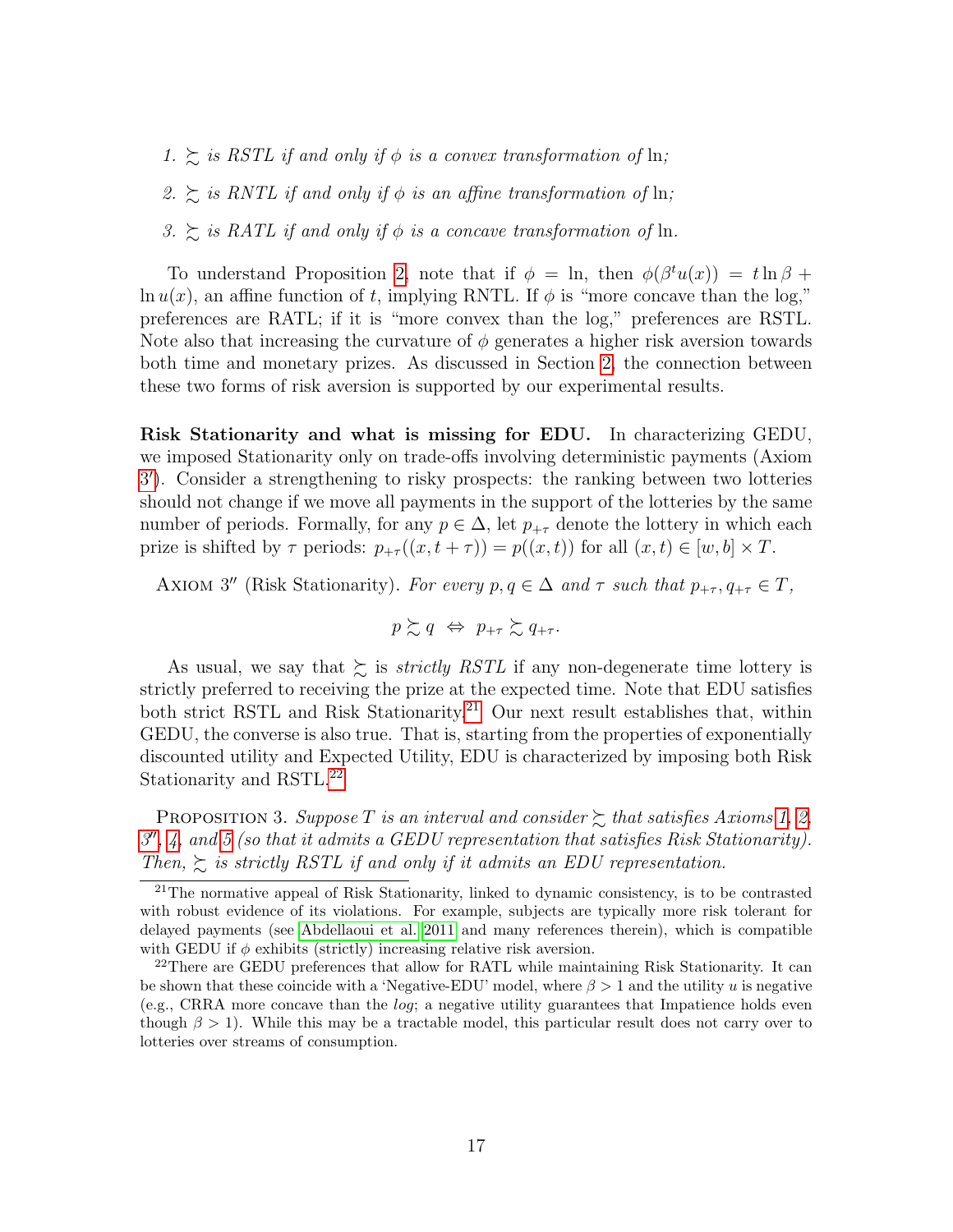1. *$\succsim$ is RSTL if and only if $\phi$ is a convex transformation of* $\ln$*;*
2. *$\succsim$ is RNTL if and only if $\phi$ is an affine transformation of* $\ln$*;*
3. *$\succsim$ is RATL if and only if $\phi$ is a concave transformation of* $\ln$*.*

To understand Proposition 2, note that if $\phi = \ln$, then $\phi(\beta^t u(x)) = t \ln \beta + \ln u(x)$, an affine function of $t$, implying RNTL. If $\phi$ is "more concave than the log," preferences are RATL; if it is "more convex than the log," preferences are RSTL. Note also that increasing the curvature of $\phi$ generates a higher risk aversion towards both time and monetary prizes. As discussed in Section 2, the connection between these two forms of risk aversion is supported by our experimental results.

**Risk Stationarity and what is missing for EDU.** In characterizing GEDU, we imposed Stationarity only on trade-offs involving deterministic payments (Axiom 3′). Consider a strengthening to risky prospects: the ranking between two lotteries should not change if we move all payments in the support of the lotteries by the same number of periods. Formally, for any $p \in \Delta$, let $p_{+\tau}$ denote the lottery in which each prize is shifted by $\tau$ periods: $p_{+\tau}((x, t+\tau)) = p((x,t))$ for all $(x,t) \in [w,b] \times T$.

Axiom 3″ (Risk Stationarity). *For every $p, q \in \Delta$ and $\tau$ such that $p_{+\tau}, q_{+\tau} \in T$,*

$$p \succsim q \;\Leftrightarrow\; p_{+\tau} \succsim q_{+\tau}.$$

As usual, we say that $\succsim$ is *strictly RSTL* if any non-degenerate time lottery is strictly preferred to receiving the prize at the expected time. Note that EDU satisfies both strict RSTL and Risk Stationarity.[21] Our next result establishes that, within GEDU, the converse is also true. That is, starting from the properties of exponentially discounted utility and Expected Utility, EDU is characterized by imposing both Risk Stationarity and RSTL.[22]

Proposition 3. *Suppose $T$ is an interval and consider $\succsim$ that satisfies Axioms 1, 2, 3″, 4, and 5 (so that it admits a GEDU representation that satisfies Risk Stationarity). Then, $\succsim$ is strictly RSTL if and only if it admits an EDU representation.*

[21] The normative appeal of Risk Stationarity, linked to dynamic consistency, is to be contrasted with robust evidence of its violations. For example, subjects are typically more risk tolerant for delayed payments (see Abdellaoui et al. 2011 and many references therein), which is compatible with GEDU if $\phi$ exhibits (strictly) increasing relative risk aversion.

[22] There are GEDU preferences that allow for RATL while maintaining Risk Stationarity. It can be shown that these coincide with a 'Negative-EDU' model, where $\beta > 1$ and the utility $u$ is negative (e.g., CRRA more concave than the *log*; a negative utility guarantees that Impatience holds even though $\beta > 1$). While this may be a tractable model, this particular result does not carry over to lotteries over streams of consumption.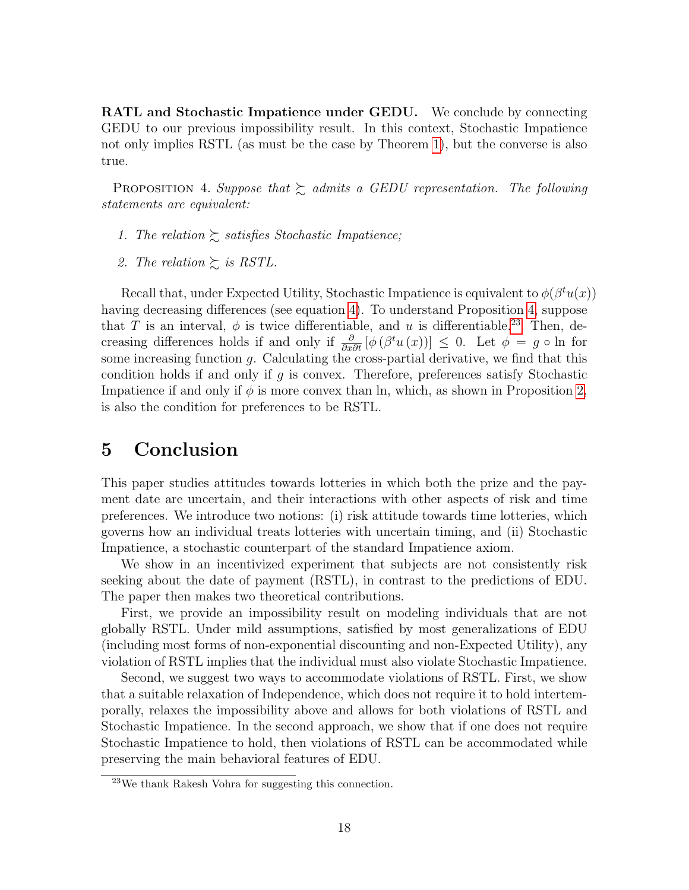**RATL and Stochastic Impatience under GEDU.** We conclude by connecting GEDU to our previous impossibility result. In this context, Stochastic Impatience not only implies RSTL (as must be the case by Theorem 1), but the converse is also true.

Proposition 4. *Suppose that $\succsim$ admits a GEDU representation. The following statements are equivalent:*

1. *The relation $\succsim$ satisfies Stochastic Impatience;*
2. *The relation $\succsim$ is RSTL.*

Recall that, under Expected Utility, Stochastic Impatience is equivalent to $\phi(\beta^t u(x))$ having decreasing differences (see equation 4). To understand Proposition 4, suppose that $T$ is an interval, $\phi$ is twice differentiable, and $u$ is differentiable.[23] Then, decreasing differences holds if and only if $\frac{\partial}{\partial x \partial t}\left[\phi\left(\beta^t u\left(x\right)\right)\right] \leq 0$. Let $\phi = g \circ \ln$ for some increasing function $g$. Calculating the cross-partial derivative, we find that this condition holds if and only if $g$ is convex. Therefore, preferences satisfy Stochastic Impatience if and only if $\phi$ is more convex than ln, which, as shown in Proposition 2, is also the condition for preferences to be RSTL.

# 5 Conclusion

This paper studies attitudes towards lotteries in which both the prize and the payment date are uncertain, and their interactions with other aspects of risk and time preferences. We introduce two notions: (i) risk attitude towards time lotteries, which governs how an individual treats lotteries with uncertain timing, and (ii) Stochastic Impatience, a stochastic counterpart of the standard Impatience axiom.

We show in an incentivized experiment that subjects are not consistently risk seeking about the date of payment (RSTL), in contrast to the predictions of EDU. The paper then makes two theoretical contributions.

First, we provide an impossibility result on modeling individuals that are not globally RSTL. Under mild assumptions, satisfied by most generalizations of EDU (including most forms of non-exponential discounting and non-Expected Utility), any violation of RSTL implies that the individual must also violate Stochastic Impatience.

Second, we suggest two ways to accommodate violations of RSTL. First, we show that a suitable relaxation of Independence, which does not require it to hold intertemporally, relaxes the impossibility above and allows for both violations of RSTL and Stochastic Impatience. In the second approach, we show that if one does not require Stochastic Impatience to hold, then violations of RSTL can be accommodated while preserving the main behavioral features of EDU.

[23] We thank Rakesh Vohra for suggesting this connection.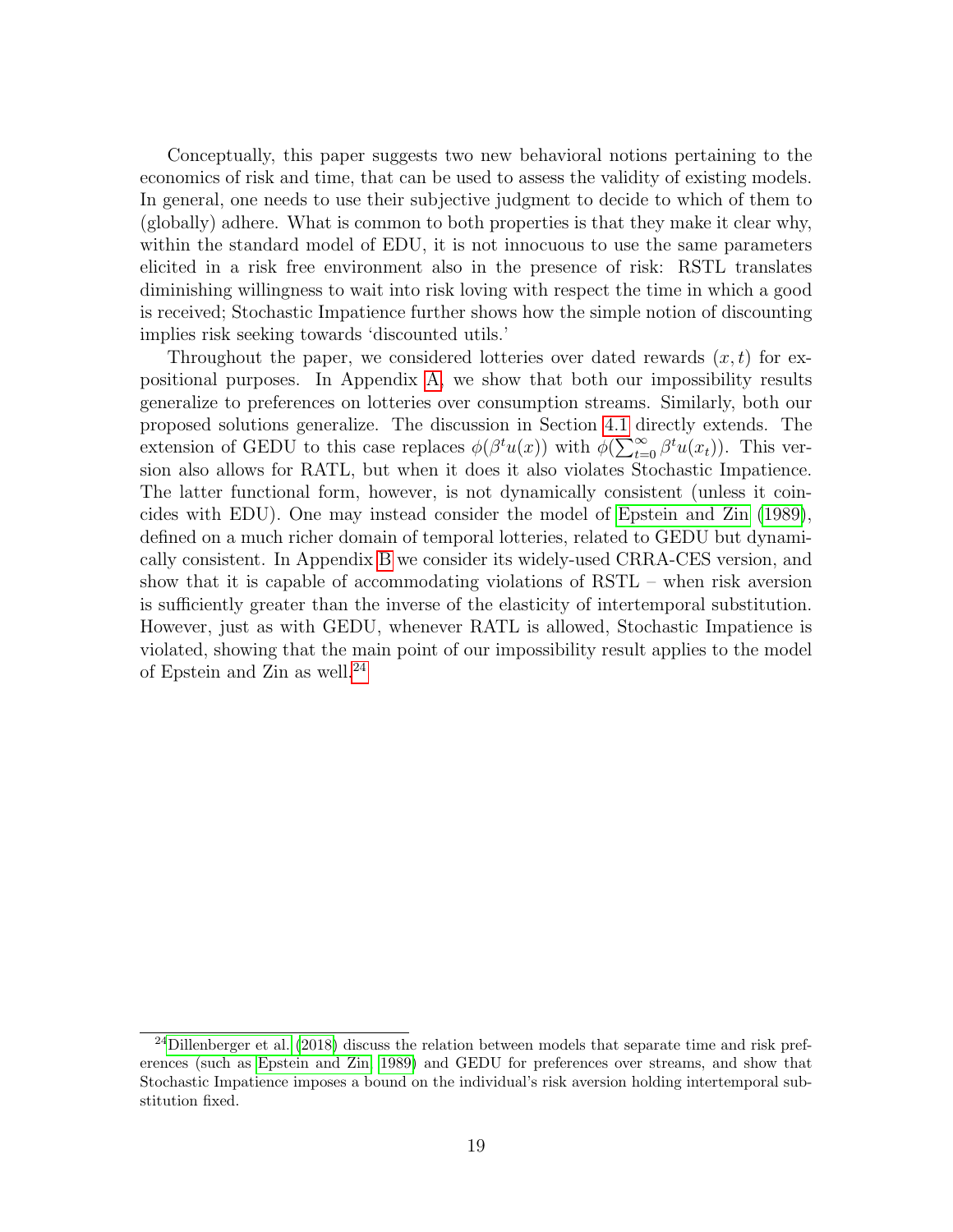Conceptually, this paper suggests two new behavioral notions pertaining to the economics of risk and time, that can be used to assess the validity of existing models. In general, one needs to use their subjective judgment to decide to which of them to (globally) adhere. What is common to both properties is that they make it clear why, within the standard model of EDU, it is not innocuous to use the same parameters elicited in a risk free environment also in the presence of risk: RSTL translates diminishing willingness to wait into risk loving with respect the time in which a good is received; Stochastic Impatience further shows how the simple notion of discounting implies risk seeking towards 'discounted utils.'

Throughout the paper, we considered lotteries over dated rewards $(x, t)$ for expositional purposes. In Appendix A, we show that both our impossibility results generalize to preferences on lotteries over consumption streams. Similarly, both our proposed solutions generalize. The discussion in Section 4.1 directly extends. The extension of GEDU to this case replaces $\phi(\beta^t u(x))$ with $\phi(\sum_{t=0}^{\infty} \beta^t u(x_t))$. This version also allows for RATL, but when it does it also violates Stochastic Impatience. The latter functional form, however, is not dynamically consistent (unless it coincides with EDU). One may instead consider the model of Epstein and Zin (1989), defined on a much richer domain of temporal lotteries, related to GEDU but dynamically consistent. In Appendix B we consider its widely-used CRRA-CES version, and show that it is capable of accommodating violations of RSTL – when risk aversion is sufficiently greater than the inverse of the elasticity of intertemporal substitution. However, just as with GEDU, whenever RATL is allowed, Stochastic Impatience is violated, showing that the main point of our impossibility result applies to the model of Epstein and Zin as well.[24]

[24] Dillenberger et al. (2018) discuss the relation between models that separate time and risk preferences (such as Epstein and Zin, 1989) and GEDU for preferences over streams, and show that Stochastic Impatience imposes a bound on the individual's risk aversion holding intertemporal substitution fixed.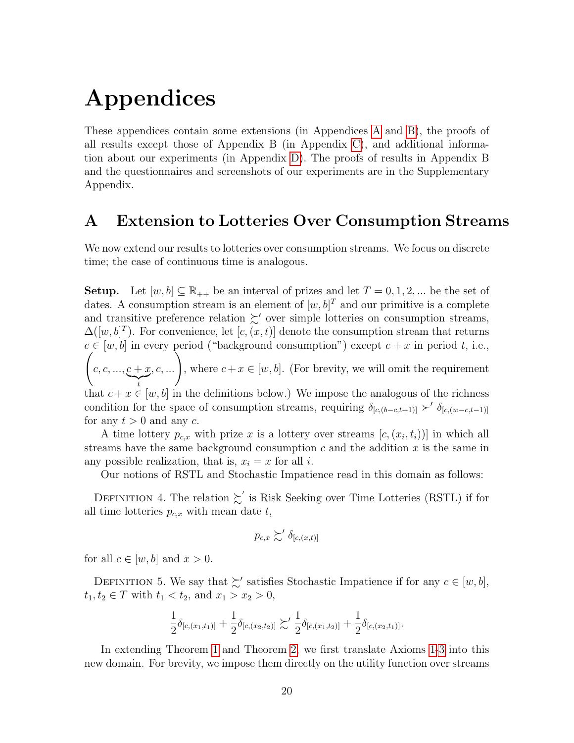# Appendices

These appendices contain some extensions (in Appendices A and B), the proofs of all results except those of Appendix B (in Appendix C), and additional information about our experiments (in Appendix D). The proofs of results in Appendix B and the questionnaires and screenshots of our experiments are in the Supplementary Appendix.

## A Extension to Lotteries Over Consumption Streams

We now extend our results to lotteries over consumption streams. We focus on discrete time; the case of continuous time is analogous.

**Setup.** Let $[w, b] \subseteq \mathbb{R}_{++}$ be an interval of prizes and let $T = 0, 1, 2, ...$ be the set of dates. A consumption stream is an element of $[w, b]^T$ and our primitive is a complete and transitive preference relation $\succsim'$ over simple lotteries on consumption streams, $\Delta([w, b]^T)$. For convenience, let $[c, (x, t)]$ denote the consumption stream that returns $c \in [w, b]$ in every period ("background consumption") except $c + x$ in period $t$, i.e., $\left(c, c, ..., \underbrace{c + x}_{t}, c, ...\right)$, where $c + x \in [w, b]$. (For brevity, we will omit the requirement that $c + x \in [w, b]$ in the definitions below.) We impose the analogous of the richness condition for the space of consumption streams, requiring $\delta_{[c,(b-c,t+1)]} \succ' \delta_{[c,(w-c,t-1)]}$ for any $t > 0$ and any $c$.

A time lottery $p_{c,x}$ with prize $x$ is a lottery over streams $[c, (x_i, t_i))]$ in which all streams have the same background consumption $c$ and the addition $x$ is the same in any possible realization, that is, $x_i = x$ for all $i$.

Our notions of RSTL and Stochastic Impatience read in this domain as follows:

Definition 4. The relation $\succsim'$ is Risk Seeking over Time Lotteries (RSTL) if for all time lotteries $p_{c,x}$ with mean date $t$,

$$p_{c,x} \succsim' \delta_{[c,(x,t)]}$$

for all $c \in [w, b]$ and $x > 0$.

Definition 5. We say that $\succsim'$ satisfies Stochastic Impatience if for any $c \in [w, b]$, $t_1, t_2 \in T$ with $t_1 < t_2$, and $x_1 > x_2 > 0$,

$$\frac{1}{2}\delta_{[c,(x_1,t_1)]} + \frac{1}{2}\delta_{[c,(x_2,t_2)]} \succsim' \frac{1}{2}\delta_{[c,(x_1,t_2)]} + \frac{1}{2}\delta_{[c,(x_2,t_1)]}.$$

In extending Theorem 1 and Theorem 2, we first translate Axioms 1-3 into this new domain. For brevity, we impose them directly on the utility function over streams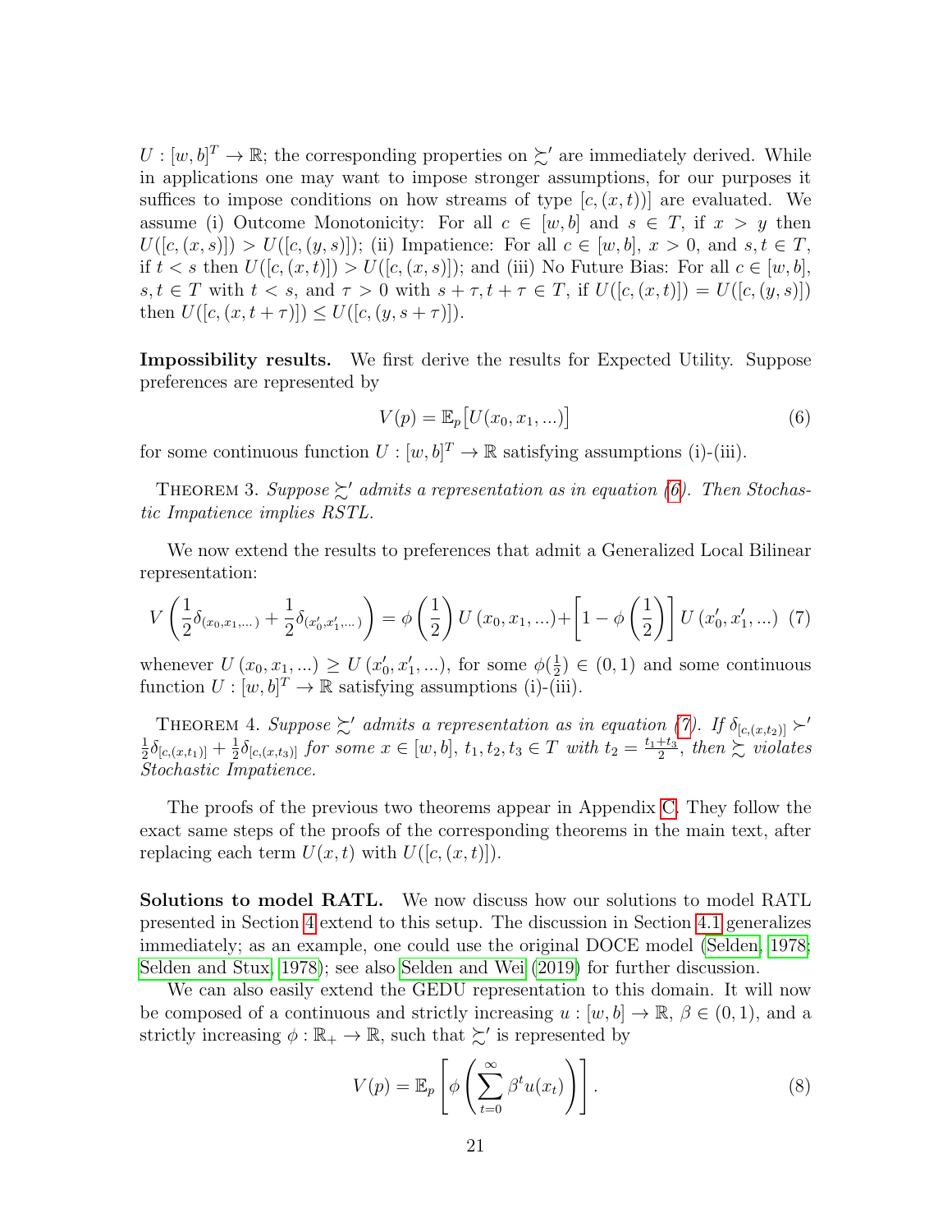$U : [w,b]^T \to \mathbb{R}$; the corresponding properties on $\succsim'$ are immediately derived. While in applications one may want to impose stronger assumptions, for our purposes it suffices to impose conditions on how streams of type $[c,(x,t))]$ are evaluated. We assume (i) Outcome Monotonicity: For all $c \in [w,b]$ and $s \in T$, if $x > y$ then $U([c,(x,s)]) > U([c,(y,s)])$; (ii) Impatience: For all $c \in [w,b]$, $x > 0$, and $s,t \in T$, if $t < s$ then $U([c,(x,t)]) > U([c,(x,s)])$; and (iii) No Future Bias: For all $c \in [w,b]$, $s,t \in T$ with $t < s$, and $\tau > 0$ with $s+\tau, t+\tau \in T$, if $U([c,(x,t)]) = U([c,(y,s)])$ then $U([c,(x,t+\tau)]) \leq U([c,(y,s+\tau)])$.

**Impossibility results.** We first derive the results for Expected Utility. Suppose preferences are represented by

$$V(p) = \mathbb{E}_p\big[U(x_0, x_1, ...)\big] \tag{6}$$

for some continuous function $U : [w,b]^T \to \mathbb{R}$ satisfying assumptions (i)-(iii).

Theorem 3. *Suppose $\succsim'$ admits a representation as in equation (6). Then Stochastic Impatience implies RSTL.*

We now extend the results to preferences that admit a Generalized Local Bilinear representation:

$$V\left(\frac{1}{2}\delta_{(x_0,x_1,...)} + \frac{1}{2}\delta_{(x_0',x_1',...)}\right) = \phi\left(\frac{1}{2}\right)U\left(x_0,x_1,...\right) + \left[1-\phi\left(\frac{1}{2}\right)\right]U\left(x_0',x_1',...\right) \tag{7}$$

whenever $U(x_0,x_1,...) \geq U(x_0',x_1',...)$, for some $\phi(\frac{1}{2}) \in (0,1)$ and some continuous function $U : [w,b]^T \to \mathbb{R}$ satisfying assumptions (i)-(iii).

Theorem 4. *Suppose $\succsim'$ admits a representation as in equation (7). If $\delta_{[c,(x,t_2)]} \succ' \frac{1}{2}\delta_{[c,(x,t_1)]} + \frac{1}{2}\delta_{[c,(x,t_3)]}$ for some $x \in [w,b]$, $t_1, t_2, t_3 \in T$ with $t_2 = \frac{t_1+t_3}{2}$, then $\succsim$ violates Stochastic Impatience.*

The proofs of the previous two theorems appear in Appendix C. They follow the exact same steps of the proofs of the corresponding theorems in the main text, after replacing each term $U(x,t)$ with $U([c,(x,t)])$.

**Solutions to model RATL.** We now discuss how our solutions to model RATL presented in Section 4 extend to this setup. The discussion in Section 4.1 generalizes immediately; as an example, one could use the original DOCE model (Selden, 1978; Selden and Stux, 1978); see also Selden and Wei (2019) for further discussion.

We can also easily extend the GEDU representation to this domain. It will now be composed of a continuous and strictly increasing $u : [w,b] \to \mathbb{R}$, $\beta \in (0,1)$, and a strictly increasing $\phi : \mathbb{R}_+ \to \mathbb{R}$, such that $\succsim'$ is represented by

$$V(p) = \mathbb{E}_p\left[\phi\left(\sum_{t=0}^{\infty} \beta^t u(x_t)\right)\right]. \tag{8}$$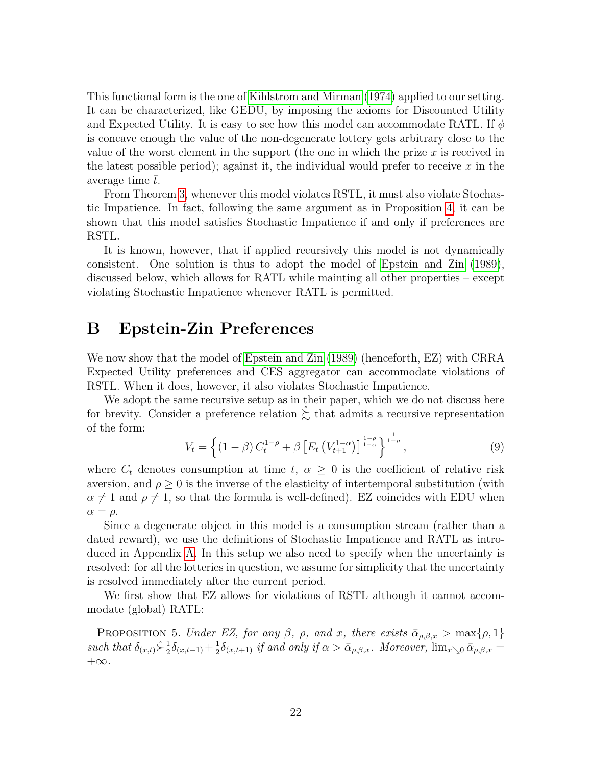This functional form is the one of Kihlstrom and Mirman (1974) applied to our setting. It can be characterized, like GEDU, by imposing the axioms for Discounted Utility and Expected Utility. It is easy to see how this model can accommodate RATL. If $\phi$ is concave enough the value of the non-degenerate lottery gets arbitrary close to the value of the worst element in the support (the one in which the prize $x$ is received in the latest possible period); against it, the individual would prefer to receive $x$ in the average time $\bar{t}$.

From Theorem 3, whenever this model violates RSTL, it must also violate Stochastic Impatience. In fact, following the same argument as in Proposition 4, it can be shown that this model satisfies Stochastic Impatience if and only if preferences are RSTL.

It is known, however, that if applied recursively this model is not dynamically consistent. One solution is thus to adopt the model of Epstein and Zin (1989), discussed below, which allows for RATL while mainting all other properties – except violating Stochastic Impatience whenever RATL is permitted.

# B Epstein-Zin Preferences

We now show that the model of Epstein and Zin (1989) (henceforth, EZ) with CRRA Expected Utility preferences and CES aggregator can accommodate violations of RSTL. When it does, however, it also violates Stochastic Impatience.

We adopt the same recursive setup as in their paper, which we do not discuss here for brevity. Consider a preference relation $\hat{\succsim}$ that admits a recursive representation of the form:

$$V_t = \left\{ (1-\beta)\, C_t^{1-\rho} + \beta \left[ E_t \left( V_{t+1}^{1-\alpha} \right) \right]^{\frac{1-\rho}{1-\alpha}} \right\}^{\frac{1}{1-\rho}}, \tag{9}$$

where $C_t$ denotes consumption at time $t$, $\alpha \geq 0$ is the coefficient of relative risk aversion, and $\rho \geq 0$ is the inverse of the elasticity of intertemporal substitution (with $\alpha \neq 1$ and $\rho \neq 1$, so that the formula is well-defined). EZ coincides with EDU when $\alpha = \rho$.

Since a degenerate object in this model is a consumption stream (rather than a dated reward), we use the definitions of Stochastic Impatience and RATL as introduced in Appendix A. In this setup we also need to specify when the uncertainty is resolved: for all the lotteries in question, we assume for simplicity that the uncertainty is resolved immediately after the current period.

We first show that EZ allows for violations of RSTL although it cannot accommodate (global) RATL:

Proposition 5. *Under EZ, for any $\beta$, $\rho$, and $x$, there exists $\bar{\alpha}_{\rho,\beta,x} > \max\{\rho, 1\}$ such that $\delta_{(x,t)} \hat{\succ} \frac{1}{2}\delta_{(x,t-1)} + \frac{1}{2}\delta_{(x,t+1)}$ if and only if $\alpha > \bar{\alpha}_{\rho,\beta,x}$. Moreover, $\lim_{x \searrow 0} \bar{\alpha}_{\rho,\beta,x} = +\infty$.*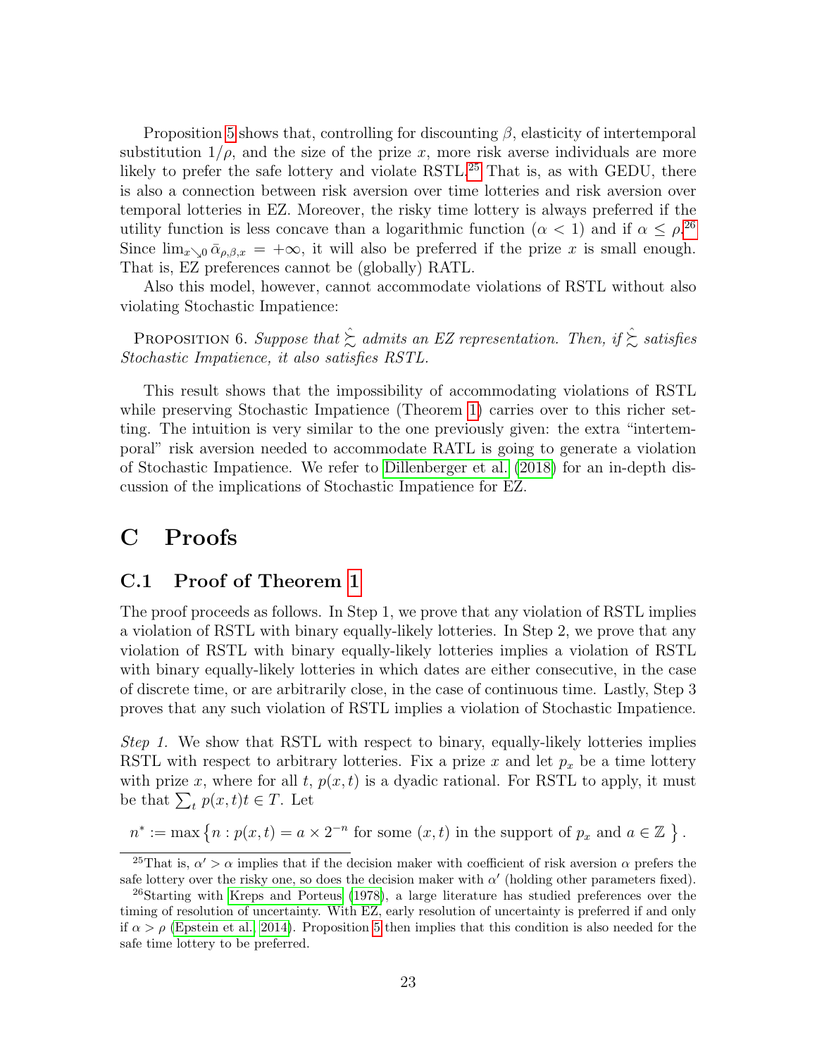Proposition 5 shows that, controlling for discounting $\beta$, elasticity of intertemporal substitution $1/\rho$, and the size of the prize $x$, more risk averse individuals are more likely to prefer the safe lottery and violate RSTL.[25] That is, as with GEDU, there is also a connection between risk aversion over time lotteries and risk aversion over temporal lotteries in EZ. Moreover, the risky time lottery is always preferred if the utility function is less concave than a logarithmic function ($\alpha < 1$) and if $\alpha \leq \rho$.[26] Since $\lim_{x \searrow 0} \bar{\alpha}_{\rho,\beta,x} = +\infty$, it will also be preferred if the prize $x$ is small enough. That is, EZ preferences cannot be (globally) RATL.

Also this model, however, cannot accommodate violations of RSTL without also violating Stochastic Impatience:

Proposition 6. *Suppose that $\hat{\succsim}$ admits an EZ representation. Then, if $\hat{\succsim}$ satisfies Stochastic Impatience, it also satisfies RSTL.*

This result shows that the impossibility of accommodating violations of RSTL while preserving Stochastic Impatience (Theorem 1) carries over to this richer setting. The intuition is very similar to the one previously given: the extra "intertemporal" risk aversion needed to accommodate RATL is going to generate a violation of Stochastic Impatience. We refer to Dillenberger et al. (2018) for an in-depth discussion of the implications of Stochastic Impatience for EZ.

# C Proofs

## C.1 Proof of Theorem 1

The proof proceeds as follows. In Step 1, we prove that any violation of RSTL implies a violation of RSTL with binary equally-likely lotteries. In Step 2, we prove that any violation of RSTL with binary equally-likely lotteries implies a violation of RSTL with binary equally-likely lotteries in which dates are either consecutive, in the case of discrete time, or are arbitrarily close, in the case of continuous time. Lastly, Step 3 proves that any such violation of RSTL implies a violation of Stochastic Impatience.

*Step 1.* We show that RSTL with respect to binary, equally-likely lotteries implies RSTL with respect to arbitrary lotteries. Fix a prize $x$ and let $p_x$ be a time lottery with prize $x$, where for all $t$, $p(x,t)$ is a dyadic rational. For RSTL to apply, it must be that $\sum_t p(x,t)t \in T$. Let

$$n^* := \max \left\{ n : p(x,t) = a \times 2^{-n} \text{ for some } (x,t) \text{ in the support of } p_x \text{ and } a \in \mathbb{Z} \right\}.$$

[25] That is, $\alpha' > \alpha$ implies that if the decision maker with coefficient of risk aversion $\alpha$ prefers the safe lottery over the risky one, so does the decision maker with $\alpha'$ (holding other parameters fixed).

[26] Starting with Kreps and Porteus (1978), a large literature has studied preferences over the timing of resolution of uncertainty. With EZ, early resolution of uncertainty is preferred if and only if $\alpha > \rho$ (Epstein et al. 2014). Proposition 5 then implies that this condition is also needed for the safe time lottery to be preferred.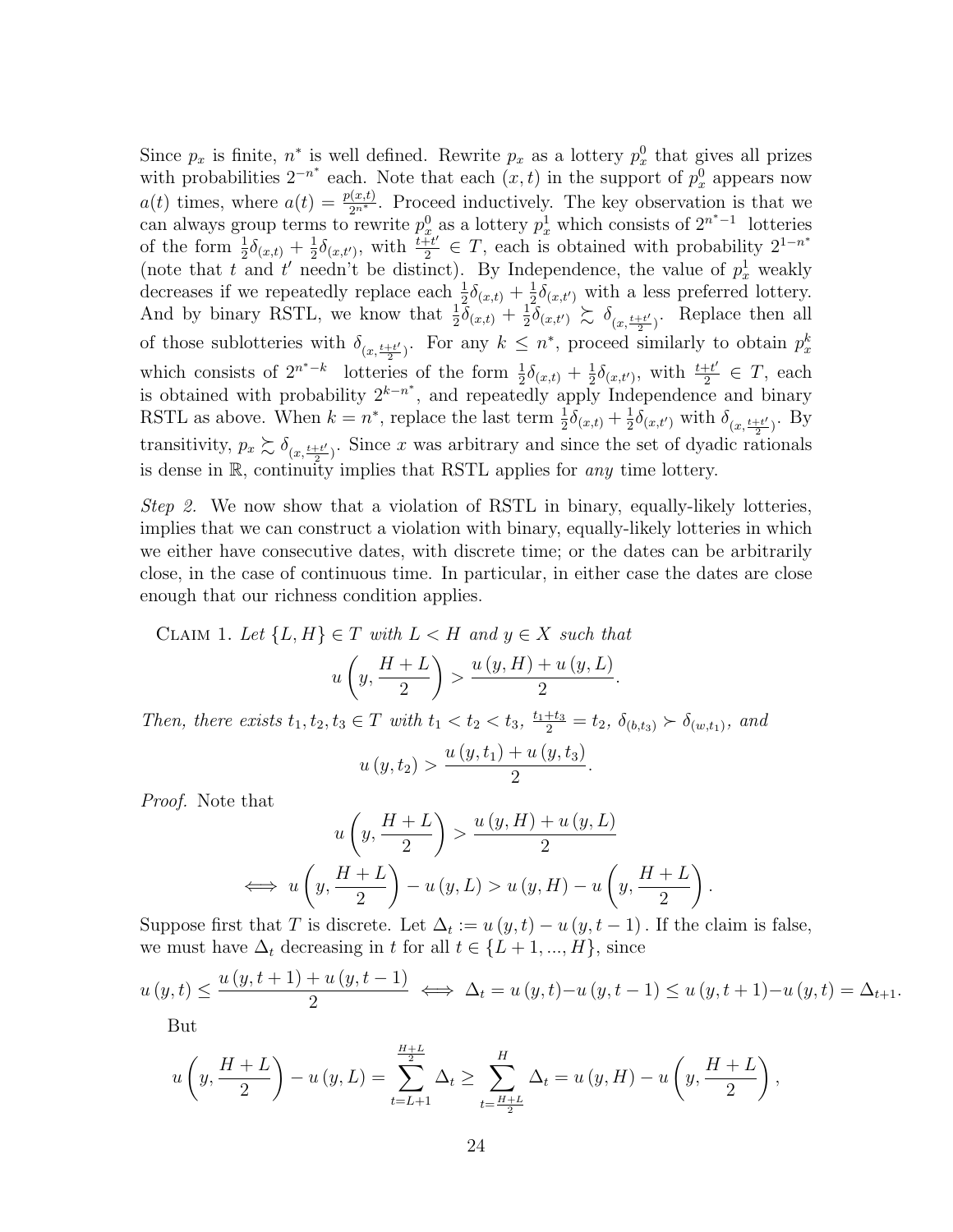Since $p_x$ is finite, $n^*$ is well defined. Rewrite $p_x$ as a lottery $p_x^0$ that gives all prizes with probabilities $2^{-n^*}$ each. Note that each $(x,t)$ in the support of $p_x^0$ appears now $a(t)$ times, where $a(t) = \frac{p(x,t)}{2^{n^*}}$. Proceed inductively. The key observation is that we can always group terms to rewrite $p_x^0$ as a lottery $p_x^1$ which consists of $2^{n^*-1}$ lotteries of the form $\frac{1}{2}\delta_{(x,t)} + \frac{1}{2}\delta_{(x,t')}$, with $\frac{t+t'}{2} \in T$, each is obtained with probability $2^{1-n^*}$ (note that $t$ and $t'$ needn't be distinct). By Independence, the value of $p_x^1$ weakly decreases if we repeatedly replace each $\frac{1}{2}\delta_{(x,t)} + \frac{1}{2}\delta_{(x,t')}$ with a less preferred lottery. And by binary RSTL, we know that $\frac{1}{2}\delta_{(x,t)} + \frac{1}{2}\delta_{(x,t')} \succsim \delta_{\left(x,\frac{t+t'}{2}\right)}$. Replace then all of those sublotteries with $\delta_{\left(x,\frac{t+t'}{2}\right)}$. For any $k \leq n^*$, proceed similarly to obtain $p_x^k$ which consists of $2^{n^*-k}$ lotteries of the form $\frac{1}{2}\delta_{(x,t)} + \frac{1}{2}\delta_{(x,t')}$, with $\frac{t+t'}{2} \in T$, each is obtained with probability $2^{k-n^*}$, and repeatedly apply Independence and binary RSTL as above. When $k = n^*$, replace the last term $\frac{1}{2}\delta_{(x,t)} + \frac{1}{2}\delta_{(x,t')}$ with $\delta_{\left(x,\frac{t+t'}{2}\right)}$. By transitivity, $p_x \succsim \delta_{\left(x,\frac{t+t'}{2}\right)}$. Since $x$ was arbitrary and since the set of dyadic rationals is dense in $\mathbb{R}$, continuity implies that RSTL applies for *any* time lottery.

*Step 2.* We now show that a violation of RSTL in binary, equally-likely lotteries, implies that we can construct a violation with binary, equally-likely lotteries in which we either have consecutive dates, with discrete time; or the dates can be arbitrarily close, in the case of continuous time. In particular, in either case the dates are close enough that our richness condition applies.

Claim 1. *Let $\{L, H\} \in T$ with $L < H$ and $y \in X$ such that*

$$u\left(y, \frac{H+L}{2}\right) > \frac{u(y,H) + u(y,L)}{2}.$$

*Then, there exists $t_1, t_2, t_3 \in T$ with $t_1 < t_2 < t_3$, $\frac{t_1+t_3}{2} = t_2$, $\delta_{(b,t_3)} \succ \delta_{(w,t_1)}$, and*

$$u(y,t_2) > \frac{u(y,t_1) + u(y,t_3)}{2}.$$

*Proof.* Note that

$$u\left(y, \frac{H+L}{2}\right) > \frac{u(y,H) + u(y,L)}{2}$$

$$\iff u\left(y, \frac{H+L}{2}\right) - u(y,L) > u(y,H) - u\left(y, \frac{H+L}{2}\right).$$

Suppose first that $T$ is discrete. Let $\Delta_t := u(y,t) - u(y,t-1)$. If the claim is false, we must have $\Delta_t$ decreasing in $t$ for all $t \in \{L+1, ..., H\}$, since

$$u(y,t) \leq \frac{u(y,t+1) + u(y,t-1)}{2} \iff \Delta_t = u(y,t) - u(y,t-1) \leq u(y,t+1) - u(y,t) = \Delta_{t+1}.$$

But

$$u\left(y, \frac{H+L}{2}\right) - u(y,L) = \sum_{t=L+1}^{\frac{H+L}{2}} \Delta_t \geq \sum_{t=\frac{H+L}{2}}^{H} \Delta_t = u(y,H) - u\left(y, \frac{H+L}{2}\right),$$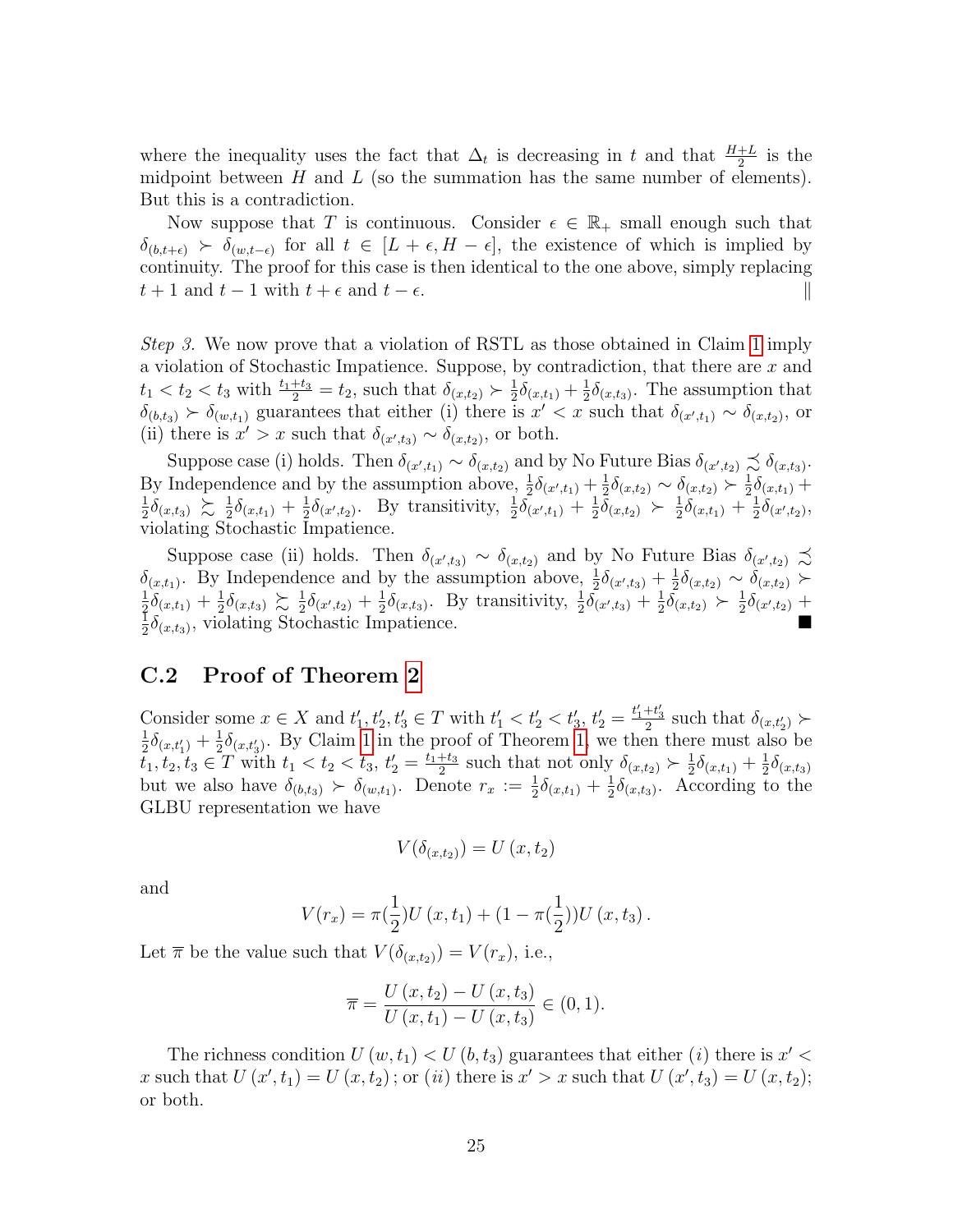where the inequality uses the fact that $\Delta_t$ is decreasing in $t$ and that $\frac{H+L}{2}$ is the midpoint between $H$ and $L$ (so the summation has the same number of elements). But this is a contradiction.

Now suppose that $T$ is continuous. Consider $\epsilon \in \mathbb{R}_+$ small enough such that $\delta_{(b,t+\epsilon)} \succ \delta_{(w,t-\epsilon)}$ for all $t \in [L+\epsilon, H-\epsilon]$, the existence of which is implied by continuity. The proof for this case is then identical to the one above, simply replacing $t+1$ and $t-1$ with $t+\epsilon$ and $t-\epsilon$. $\|$

*Step 3.* We now prove that a violation of RSTL as those obtained in Claim 1 imply a violation of Stochastic Impatience. Suppose, by contradiction, that there are $x$ and $t_1 < t_2 < t_3$ with $\frac{t_1+t_3}{2} = t_2$, such that $\delta_{(x,t_2)} \succ \frac{1}{2}\delta_{(x,t_1)} + \frac{1}{2}\delta_{(x,t_3)}$. The assumption that $\delta_{(b,t_3)} \succ \delta_{(w,t_1)}$ guarantees that either (i) there is $x' < x$ such that $\delta_{(x',t_1)} \sim \delta_{(x,t_2)}$, or (ii) there is $x' > x$ such that $\delta_{(x',t_3)} \sim \delta_{(x,t_2)}$, or both.

Suppose case (i) holds. Then $\delta_{(x',t_1)} \sim \delta_{(x,t_2)}$ and by No Future Bias $\delta_{(x',t_2)} \precsim \delta_{(x,t_3)}$. By Independence and by the assumption above, $\frac{1}{2}\delta_{(x',t_1)} + \frac{1}{2}\delta_{(x,t_2)} \sim \delta_{(x,t_2)} \succ \frac{1}{2}\delta_{(x,t_1)} + \frac{1}{2}\delta_{(x,t_3)} \succsim \frac{1}{2}\delta_{(x,t_1)} + \frac{1}{2}\delta_{(x',t_2)}$. By transitivity, $\frac{1}{2}\delta_{(x',t_1)} + \frac{1}{2}\delta_{(x,t_2)} \succ \frac{1}{2}\delta_{(x,t_1)} + \frac{1}{2}\delta_{(x',t_2)}$, violating Stochastic Impatience.

Suppose case (ii) holds. Then $\delta_{(x',t_3)} \sim \delta_{(x,t_2)}$ and by No Future Bias $\delta_{(x',t_2)} \precsim \delta_{(x,t_1)}$. By Independence and by the assumption above, $\frac{1}{2}\delta_{(x',t_3)} + \frac{1}{2}\delta_{(x,t_2)} \sim \delta_{(x,t_2)} \succ \frac{1}{2}\delta_{(x,t_1)} + \frac{1}{2}\delta_{(x,t_3)} \succsim \frac{1}{2}\delta_{(x',t_2)} + \frac{1}{2}\delta_{(x,t_3)}$. By transitivity, $\frac{1}{2}\delta_{(x',t_3)} + \frac{1}{2}\delta_{(x,t_2)} \succ \frac{1}{2}\delta_{(x',t_2)} + \frac{1}{2}\delta_{(x,t_3)}$, violating Stochastic Impatience. ■

## C.2 Proof of Theorem 2

Consider some $x \in X$ and $t_1', t_2', t_3' \in T$ with $t_1' < t_2' < t_3'$, $t_2' = \frac{t_1'+t_3'}{2}$ such that $\delta_{(x,t_2')} \succ \frac{1}{2}\delta_{(x,t_1')} + \frac{1}{2}\delta_{(x,t_3')}$. By Claim 1 in the proof of Theorem 1, we then there must also be $t_1, t_2, t_3 \in T$ with $t_1 < t_2 < t_3$, $t_2' = \frac{t_1+t_3}{2}$ such that not only $\delta_{(x,t_2)} \succ \frac{1}{2}\delta_{(x,t_1)} + \frac{1}{2}\delta_{(x,t_3)}$ but we also have $\delta_{(b,t_3)} \succ \delta_{(w,t_1)}$. Denote $r_x := \frac{1}{2}\delta_{(x,t_1)} + \frac{1}{2}\delta_{(x,t_3)}$. According to the GLBU representation we have

$$V(\delta_{(x,t_2)}) = U(x,t_2)$$

and

$$V(r_x) = \pi(\frac{1}{2})U(x,t_1) + (1-\pi(\frac{1}{2}))U(x,t_3).$$

Let $\overline{\pi}$ be the value such that $V(\delta_{(x,t_2)}) = V(r_x)$, i.e.,

$$\overline{\pi} = \frac{U(x,t_2) - U(x,t_3)}{U(x,t_1) - U(x,t_3)} \in (0,1).$$

The richness condition $U(w,t_1) < U(b,t_3)$ guarantees that either $(i)$ there is $x' < x$ such that $U(x',t_1) = U(x,t_2)$; or $(ii)$ there is $x' > x$ such that $U(x',t_3) = U(x,t_2)$; or both.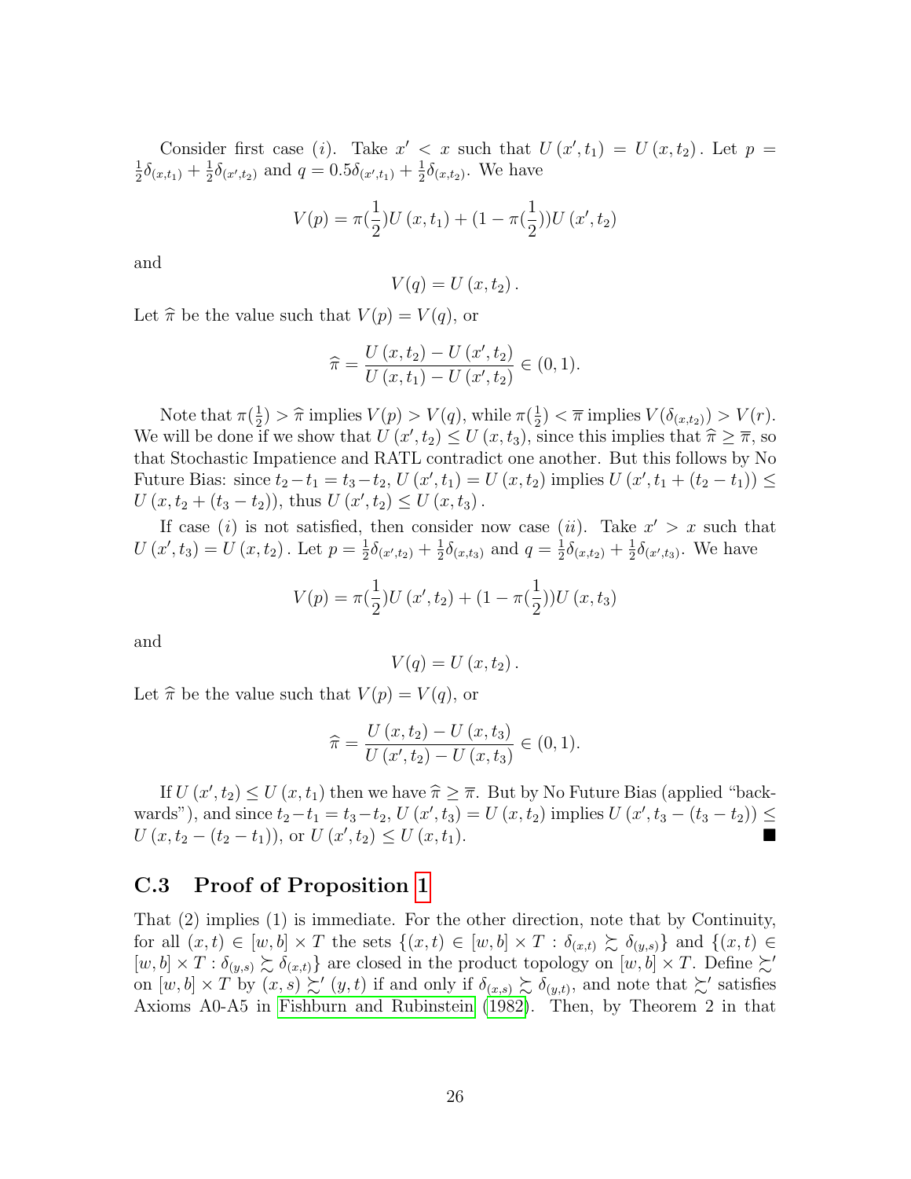Consider first case $(i)$. Take $x' < x$ such that $U(x', t_1) = U(x, t_2)$. Let $p = \frac{1}{2}\delta_{(x,t_1)} + \frac{1}{2}\delta_{(x',t_2)}$ and $q = 0.5\delta_{(x',t_1)} + \frac{1}{2}\delta_{(x,t_2)}$. We have

$$V(p) = \pi(\frac{1}{2})U(x, t_1) + (1 - \pi(\frac{1}{2}))U(x', t_2)$$

and

$$V(q) = U(x, t_2).$$

Let $\widehat{\pi}$ be the value such that $V(p) = V(q)$, or

$$\widehat{\pi} = \frac{U(x, t_2) - U(x', t_2)}{U(x, t_1) - U(x', t_2)} \in (0, 1).$$

Note that $\pi(\frac{1}{2}) > \widehat{\pi}$ implies $V(p) > V(q)$, while $\pi(\frac{1}{2}) < \overline{\pi}$ implies $V(\delta_{(x,t_2)}) > V(r)$. We will be done if we show that $U(x', t_2) \leq U(x, t_3)$, since this implies that $\widehat{\pi} \geq \overline{\pi}$, so that Stochastic Impatience and RATL contradict one another. But this follows by No Future Bias: since $t_2 - t_1 = t_3 - t_2$, $U(x', t_1) = U(x, t_2)$ implies $U(x', t_1 + (t_2 - t_1)) \leq U(x, t_2 + (t_3 - t_2))$, thus $U(x', t_2) \leq U(x, t_3)$.

If case $(i)$ is not satisfied, then consider now case $(ii)$. Take $x' > x$ such that $U(x', t_3) = U(x, t_2)$. Let $p = \frac{1}{2}\delta_{(x',t_2)} + \frac{1}{2}\delta_{(x,t_3)}$ and $q = \frac{1}{2}\delta_{(x,t_2)} + \frac{1}{2}\delta_{(x',t_3)}$. We have

$$V(p) = \pi(\frac{1}{2})U(x', t_2) + (1 - \pi(\frac{1}{2}))U(x, t_3)$$

and

$$V(q) = U(x, t_2).$$

Let $\widehat{\pi}$ be the value such that $V(p) = V(q)$, or

$$\widehat{\pi} = \frac{U(x, t_2) - U(x, t_3)}{U(x', t_2) - U(x, t_3)} \in (0, 1).$$

If $U(x', t_2) \leq U(x, t_1)$ then we have $\widehat{\pi} \geq \overline{\pi}$. But by No Future Bias (applied "backwards"), and since $t_2 - t_1 = t_3 - t_2$, $U(x', t_3) = U(x, t_2)$ implies $U(x', t_3 - (t_3 - t_2)) \leq U(x, t_2 - (t_2 - t_1))$, or $U(x', t_2) \leq U(x, t_1)$. ■

## C.3 Proof of Proposition 1

That (2) implies (1) is immediate. For the other direction, note that by Continuity, for all $(x, t) \in [w, b] \times T$ the sets $\{(x, t) \in [w, b] \times T : \delta_{(x,t)} \succsim \delta_{(y,s)}\}$ and $\{(x, t) \in [w, b] \times T : \delta_{(y,s)} \succsim \delta_{(x,t)}\}$ are closed in the product topology on $[w, b] \times T$. Define $\succsim'$ on $[w, b] \times T$ by $(x, s) \succsim' (y, t)$ if and only if $\delta_{(x,s)} \succsim \delta_{(y,t)}$, and note that $\succsim'$ satisfies Axioms A0-A5 in Fishburn and Rubinstein (1982). Then, by Theorem 2 in that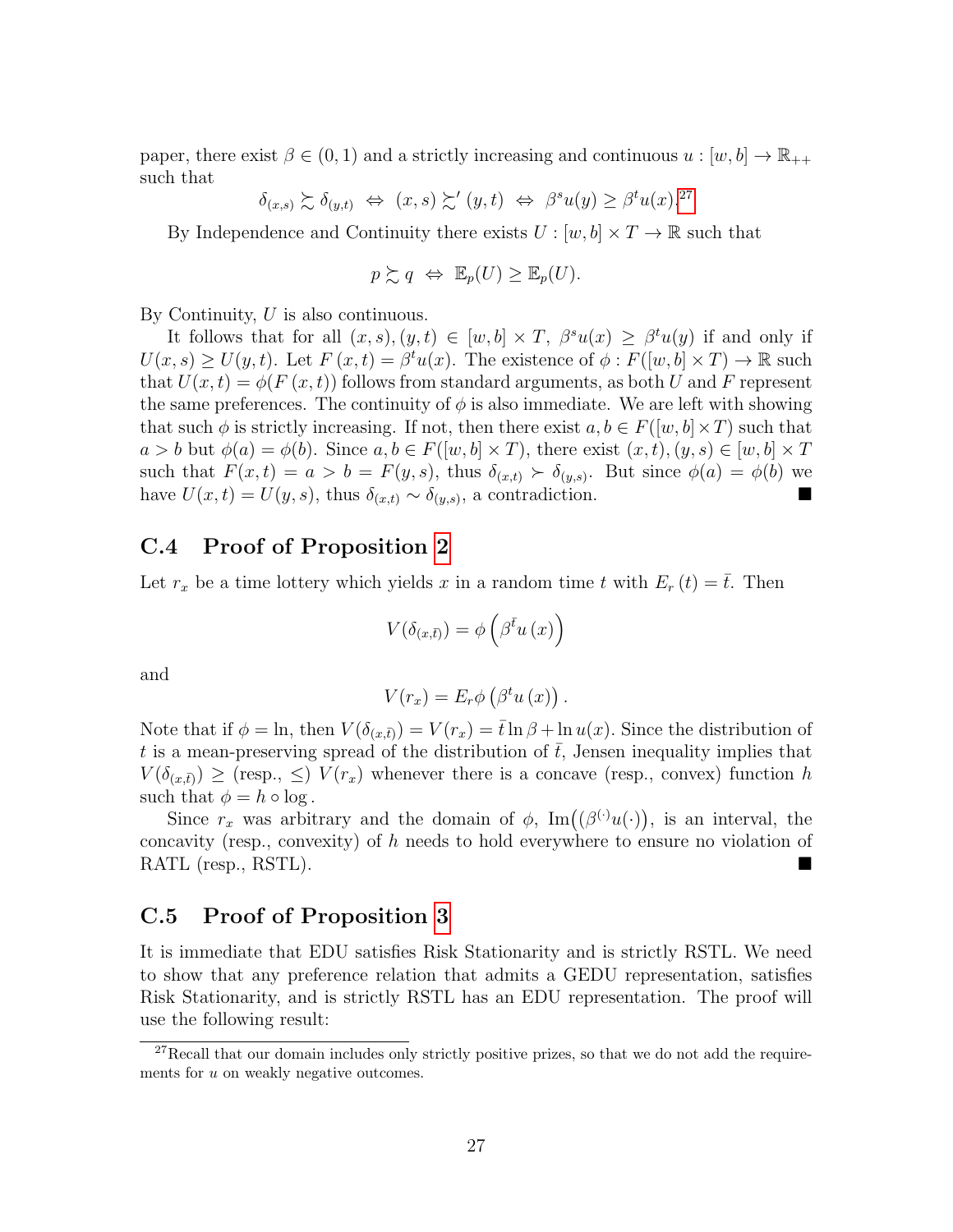paper, there exist $\beta \in (0,1)$ and a strictly increasing and continuous $u : [w,b] \to \mathbb{R}_{++}$ such that

$$\delta_{(x,s)} \succsim \delta_{(y,t)} \;\Leftrightarrow\; (x,s) \succsim' (y,t) \;\Leftrightarrow\; \beta^s u(y) \geq \beta^t u(x).^{27}$$

By Independence and Continuity there exists $U : [w,b] \times T \to \mathbb{R}$ such that

$$p \succsim q \;\Leftrightarrow\; \mathbb{E}_p(U) \geq \mathbb{E}_p(U).$$

By Continuity, $U$ is also continuous.

It follows that for all $(x,s),(y,t) \in [w,b] \times T$, $\beta^s u(x) \geq \beta^t u(y)$ if and only if $U(x,s) \geq U(y,t)$. Let $F(x,t) = \beta^t u(x)$. The existence of $\phi : F([w,b] \times T) \to \mathbb{R}$ such that $U(x,t) = \phi(F(x,t))$ follows from standard arguments, as both $U$ and $F$ represent the same preferences. The continuity of $\phi$ is also immediate. We are left with showing that such $\phi$ is strictly increasing. If not, then there exist $a, b \in F([w,b] \times T)$ such that $a > b$ but $\phi(a) = \phi(b)$. Since $a, b \in F([w,b] \times T)$, there exist $(x,t),(y,s) \in [w,b] \times T$ such that $F(x,t) = a > b = F(y,s)$, thus $\delta_{(x,t)} \succ \delta_{(y,s)}$. But since $\phi(a) = \phi(b)$ we have $U(x,t) = U(y,s)$, thus $\delta_{(x,t)} \sim \delta_{(y,s)}$, a contradiction. ■

## C.4 Proof of Proposition 2

Let $r_x$ be a time lottery which yields $x$ in a random time $t$ with $E_r(t) = \bar{t}$. Then

$$V(\delta_{(x,\bar{t})}) = \phi\left(\beta^{\bar{t}} u(x)\right)$$

and

$$V(r_x) = E_r \phi\left(\beta^t u(x)\right).$$

Note that if $\phi = \ln$, then $V(\delta_{(x,\bar{t})}) = V(r_x) = \bar{t} \ln \beta + \ln u(x)$. Since the distribution of $t$ is a mean-preserving spread of the distribution of $\bar{t}$, Jensen inequality implies that $V(\delta_{(x,\bar{t})}) \geq$ (resp., $\leq$) $V(r_x)$ whenever there is a concave (resp., convex) function $h$ such that $\phi = h \circ \log$.

Since $r_x$ was arbitrary and the domain of $\phi$, $\mathrm{Im}\big((\beta^{(\cdot)} u(\cdot)\big)$, is an interval, the concavity (resp., convexity) of $h$ needs to hold everywhere to ensure no violation of RATL (resp., RSTL). ■

## C.5 Proof of Proposition 3

It is immediate that EDU satisfies Risk Stationarity and is strictly RSTL. We need to show that any preference relation that admits a GEDU representation, satisfies Risk Stationarity, and is strictly RSTL has an EDU representation. The proof will use the following result:

[27] Recall that our domain includes only strictly positive prizes, so that we do not add the requirements for $u$ on weakly negative outcomes.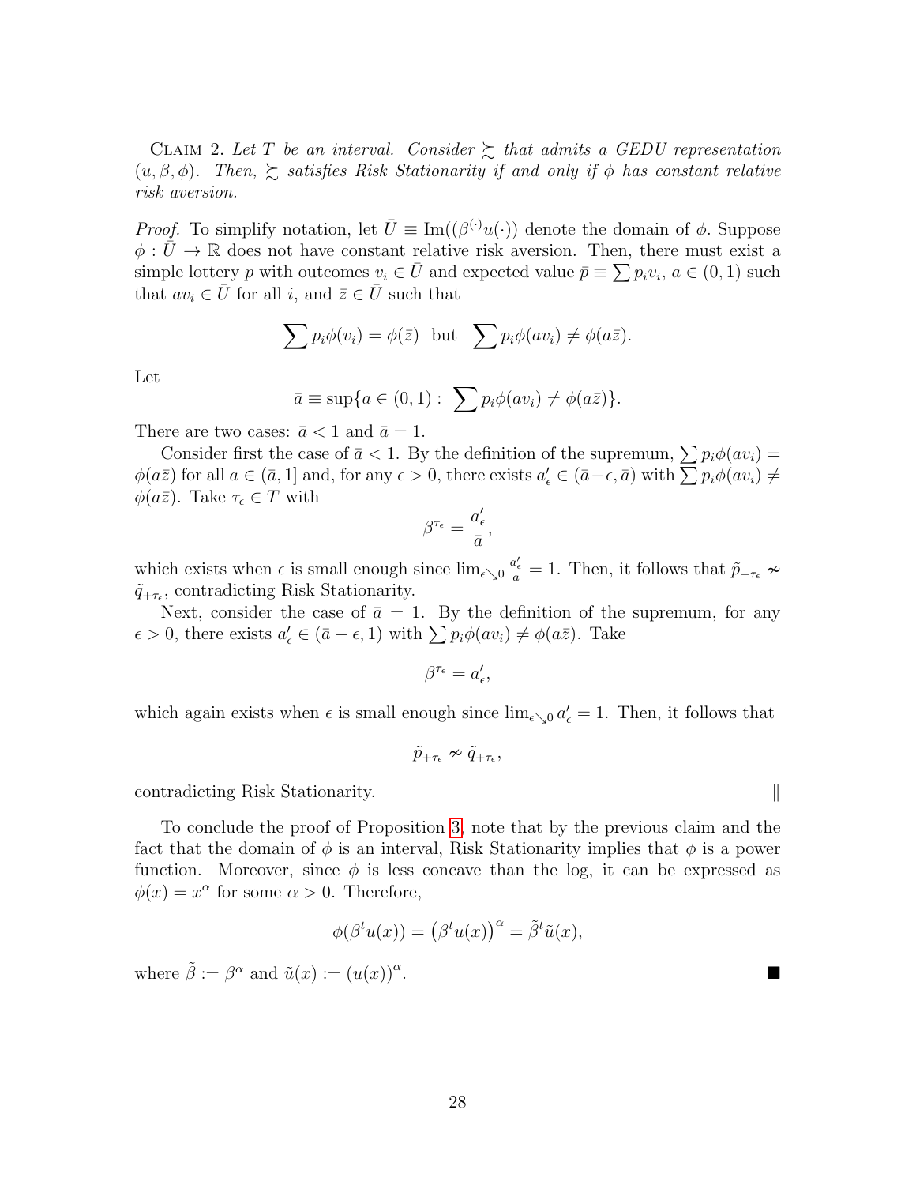Claim 2. *Let $T$ be an interval. Consider $\succsim$ that admits a GEDU representation $(u, \beta, \phi)$. Then, $\succsim$ satisfies Risk Stationarity if and only if $\phi$ has constant relative risk aversion.*

*Proof.* To simplify notation, let $\bar{U} \equiv \text{Im}((\beta^{(\cdot)}u(\cdot))$ denote the domain of $\phi$. Suppose $\phi : \bar{U} \to \mathbb{R}$ does not have constant relative risk aversion. Then, there must exist a simple lottery $p$ with outcomes $v_i \in \bar{U}$ and expected value $\bar{p} \equiv \sum p_i v_i$, $a \in (0, 1)$ such that $av_i \in \bar{U}$ for all $i$, and $\bar{z} \in \bar{U}$ such that

$$\sum p_i \phi(v_i) = \phi(\bar{z}) \text{ but } \sum p_i \phi(av_i) \neq \phi(a\bar{z}).$$

Let

$$\bar{a} \equiv \sup\{a \in (0, 1) : \sum p_i \phi(av_i) \neq \phi(a\bar{z})\}.$$

There are two cases: $\bar{a} < 1$ and $\bar{a} = 1$.

Consider first the case of $\bar{a} < 1$. By the definition of the supremum, $\sum p_i \phi(av_i) = \phi(a\bar{z})$ for all $a \in (\bar{a}, 1]$ and, for any $\epsilon > 0$, there exists $a'_\epsilon \in (\bar{a} - \epsilon, \bar{a})$ with $\sum p_i \phi(av_i) \neq \phi(a\bar{z})$. Take $\tau_\epsilon \in T$ with

$$\beta^{\tau_\epsilon} = \frac{a'_\epsilon}{\bar{a}},$$

which exists when $\epsilon$ is small enough since $\lim_{\epsilon \searrow 0} \frac{a'_\epsilon}{\bar{a}} = 1$. Then, it follows that $\tilde{p}_{+\tau_\epsilon} \nsim \tilde{q}_{+\tau_\epsilon}$, contradicting Risk Stationarity.

Next, consider the case of $\bar{a} = 1$. By the definition of the supremum, for any $\epsilon > 0$, there exists $a'_\epsilon \in (\bar{a} - \epsilon, 1)$ with $\sum p_i \phi(av_i) \neq \phi(a\bar{z})$. Take

$$\beta^{\tau_\epsilon} = a'_\epsilon,$$

which again exists when $\epsilon$ is small enough since $\lim_{\epsilon \searrow 0} a'_\epsilon = 1$. Then, it follows that

$$\tilde{p}_{+\tau_\epsilon} \nsim \tilde{q}_{+\tau_\epsilon},$$

contradicting Risk Stationarity. ‖

To conclude the proof of Proposition 3, note that by the previous claim and the fact that the domain of $\phi$ is an interval, Risk Stationarity implies that $\phi$ is a power function. Moreover, since $\phi$ is less concave than the log, it can be expressed as $\phi(x) = x^\alpha$ for some $\alpha > 0$. Therefore,

$$\phi(\beta^t u(x)) = \left(\beta^t u(x)\right)^\alpha = \tilde{\beta}^t \tilde{u}(x),$$

where $\tilde{\beta} := \beta^\alpha$ and $\tilde{u}(x) := (u(x))^\alpha$. ■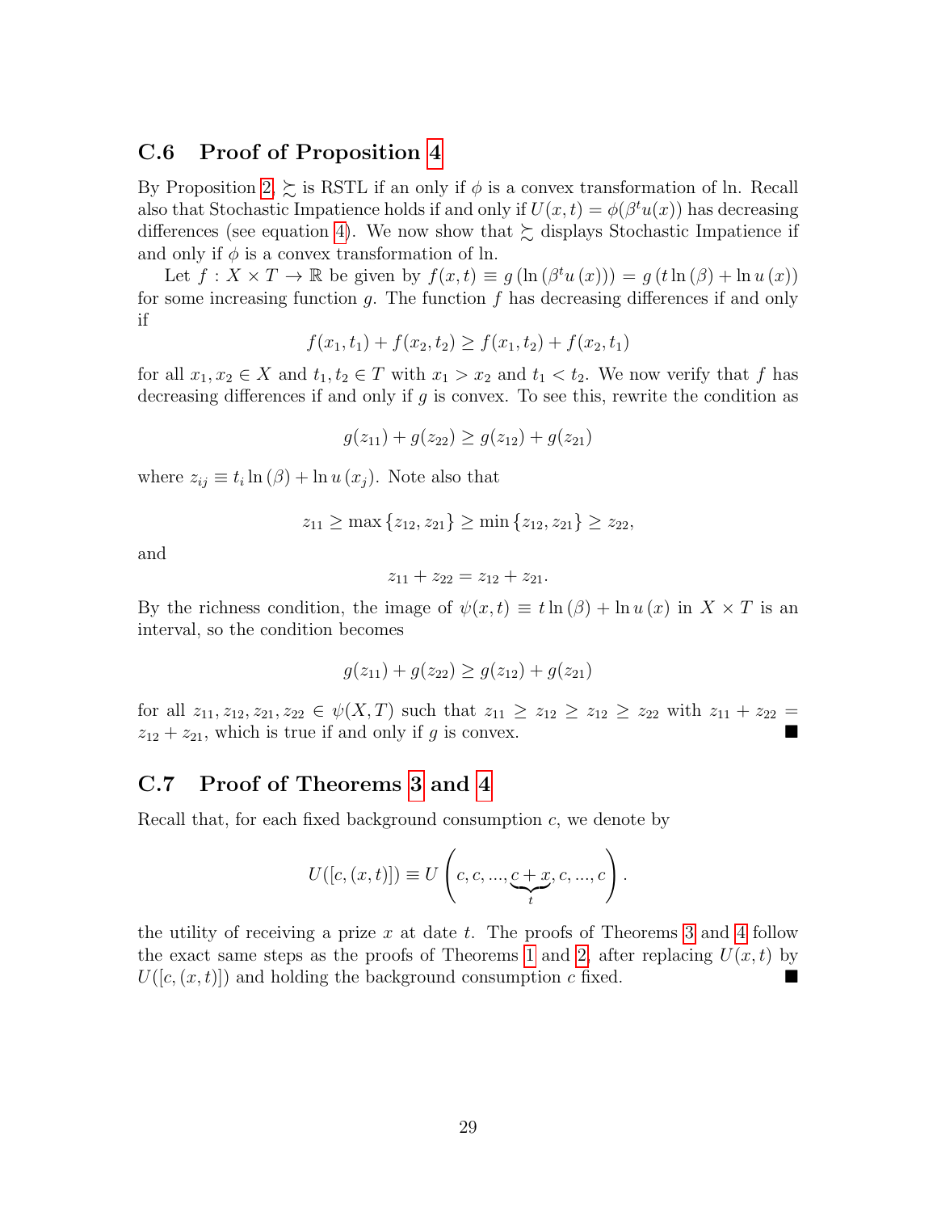## C.6 Proof of Proposition 4

By Proposition 2, $\succsim$ is RSTL if an only if $\phi$ is a convex transformation of ln. Recall also that Stochastic Impatience holds if and only if $U(x,t) = \phi(\beta^t u(x))$ has decreasing differences (see equation 4). We now show that $\succsim$ displays Stochastic Impatience if and only if $\phi$ is a convex transformation of ln.

Let $f : X \times T \to \mathbb{R}$ be given by $f(x,t) \equiv g(\ln(\beta^t u(x))) = g(t\ln(\beta) + \ln u(x))$ for some increasing function $g$. The function $f$ has decreasing differences if and only if

$$f(x_1,t_1) + f(x_2,t_2) \geq f(x_1,t_2) + f(x_2,t_1)$$

for all $x_1, x_2 \in X$ and $t_1, t_2 \in T$ with $x_1 > x_2$ and $t_1 < t_2$. We now verify that $f$ has decreasing differences if and only if $g$ is convex. To see this, rewrite the condition as

$$g(z_{11}) + g(z_{22}) \geq g(z_{12}) + g(z_{21})$$

where $z_{ij} \equiv t_i \ln(\beta) + \ln u(x_j)$. Note also that

$$z_{11} \geq \max\{z_{12}, z_{21}\} \geq \min\{z_{12}, z_{21}\} \geq z_{22},$$

and

$$z_{11} + z_{22} = z_{12} + z_{21}.$$

By the richness condition, the image of $\psi(x,t) \equiv t\ln(\beta) + \ln u(x)$ in $X \times T$ is an interval, so the condition becomes

$$g(z_{11}) + g(z_{22}) \geq g(z_{12}) + g(z_{21})$$

for all $z_{11}, z_{12}, z_{21}, z_{22} \in \psi(X,T)$ such that $z_{11} \geq z_{12} \geq z_{12} \geq z_{22}$ with $z_{11} + z_{22} = z_{12} + z_{21}$, which is true if and only if $g$ is convex. ■

## C.7 Proof of Theorems 3 and 4

Recall that, for each fixed background consumption $c$, we denote by

$$U([c,(x,t)]) \equiv U\left(c, c, ..., \underbrace{c+x}_{t}, c, ..., c\right).$$

the utility of receiving a prize $x$ at date $t$. The proofs of Theorems 3 and 4 follow the exact same steps as the proofs of Theorems 1 and 2, after replacing $U(x,t)$ by $U([c,(x,t)])$ and holding the background consumption $c$ fixed. ■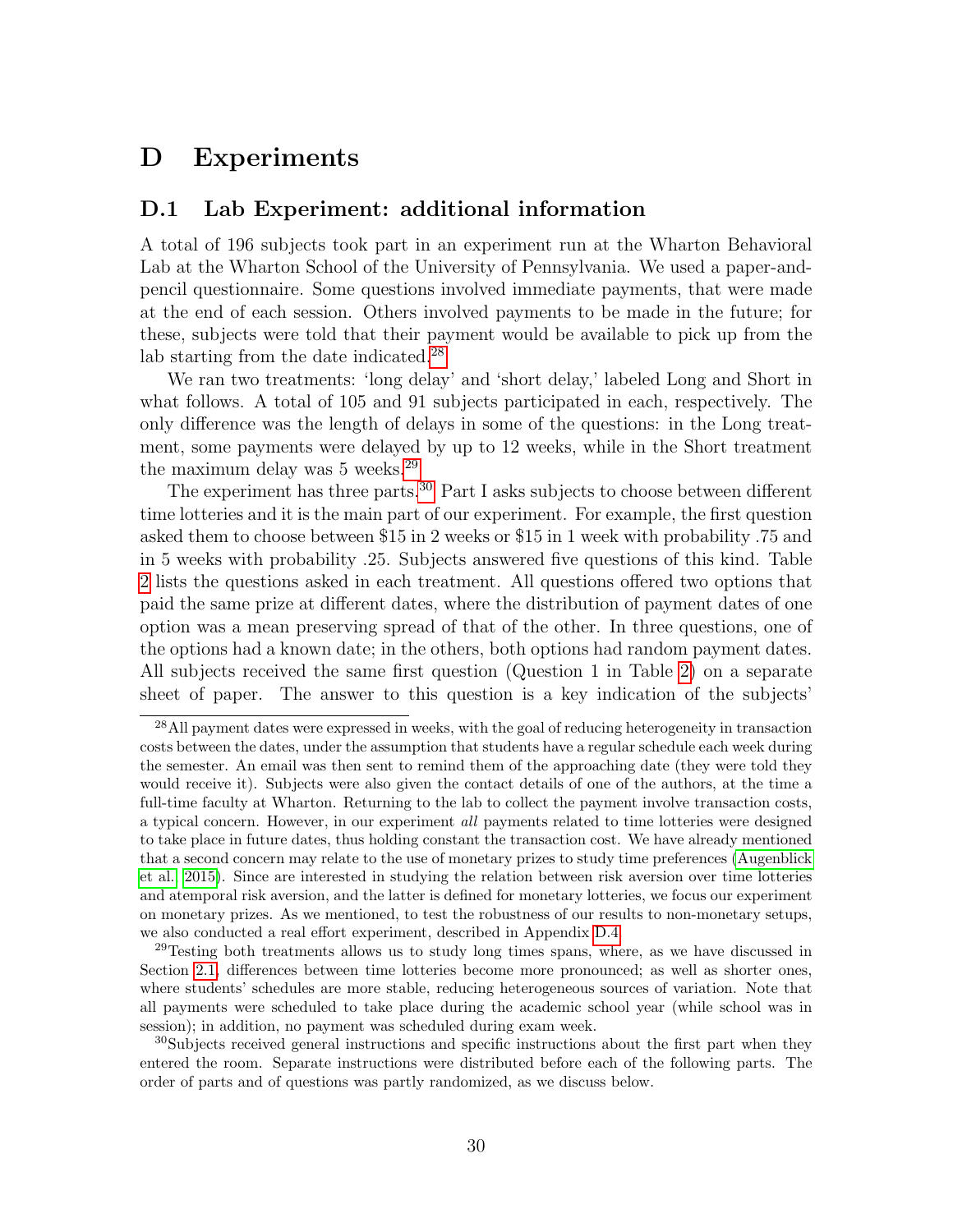# D Experiments

## D.1 Lab Experiment: additional information

A total of 196 subjects took part in an experiment run at the Wharton Behavioral Lab at the Wharton School of the University of Pennsylvania. We used a paper-and-pencil questionnaire. Some questions involved immediate payments, that were made at the end of each session. Others involved payments to be made in the future; for these, subjects were told that their payment would be available to pick up from the lab starting from the date indicated.[28]

We ran two treatments: 'long delay' and 'short delay,' labeled Long and Short in what follows. A total of 105 and 91 subjects participated in each, respectively. The only difference was the length of delays in some of the questions: in the Long treatment, some payments were delayed by up to 12 weeks, while in the Short treatment the maximum delay was 5 weeks.[29]

The experiment has three parts.[30] Part I asks subjects to choose between different time lotteries and it is the main part of our experiment. For example, the first question asked them to choose between \$15 in 2 weeks or \$15 in 1 week with probability .75 and in 5 weeks with probability .25. Subjects answered five questions of this kind. Table 2 lists the questions asked in each treatment. All questions offered two options that paid the same prize at different dates, where the distribution of payment dates of one option was a mean preserving spread of that of the other. In three questions, one of the options had a known date; in the others, both options had random payment dates. All subjects received the same first question (Question 1 in Table 2) on a separate sheet of paper. The answer to this question is a key indication of the subjects'

[28] All payment dates were expressed in weeks, with the goal of reducing heterogeneity in transaction costs between the dates, under the assumption that students have a regular schedule each week during the semester. An email was then sent to remind them of the approaching date (they were told they would receive it). Subjects were also given the contact details of one of the authors, at the time a full-time faculty at Wharton. Returning to the lab to collect the payment involve transaction costs, a typical concern. However, in our experiment *all* payments related to time lotteries were designed to take place in future dates, thus holding constant the transaction cost. We have already mentioned that a second concern may relate to the use of monetary prizes to study time preferences (Augenblick et al. 2015). Since are interested in studying the relation between risk aversion over time lotteries and atemporal risk aversion, and the latter is defined for monetary lotteries, we focus our experiment on monetary prizes. As we mentioned, to test the robustness of our results to non-monetary setups, we also conducted a real effort experiment, described in Appendix D.4.

[29] Testing both treatments allows us to study long times spans, where, as we have discussed in Section 2.1, differences between time lotteries become more pronounced; as well as shorter ones, where students' schedules are more stable, reducing heterogeneous sources of variation. Note that all payments were scheduled to take place during the academic school year (while school was in session); in addition, no payment was scheduled during exam week.

[30] Subjects received general instructions and specific instructions about the first part when they entered the room. Separate instructions were distributed before each of the following parts. The order of parts and of questions was partly randomized, as we discuss below.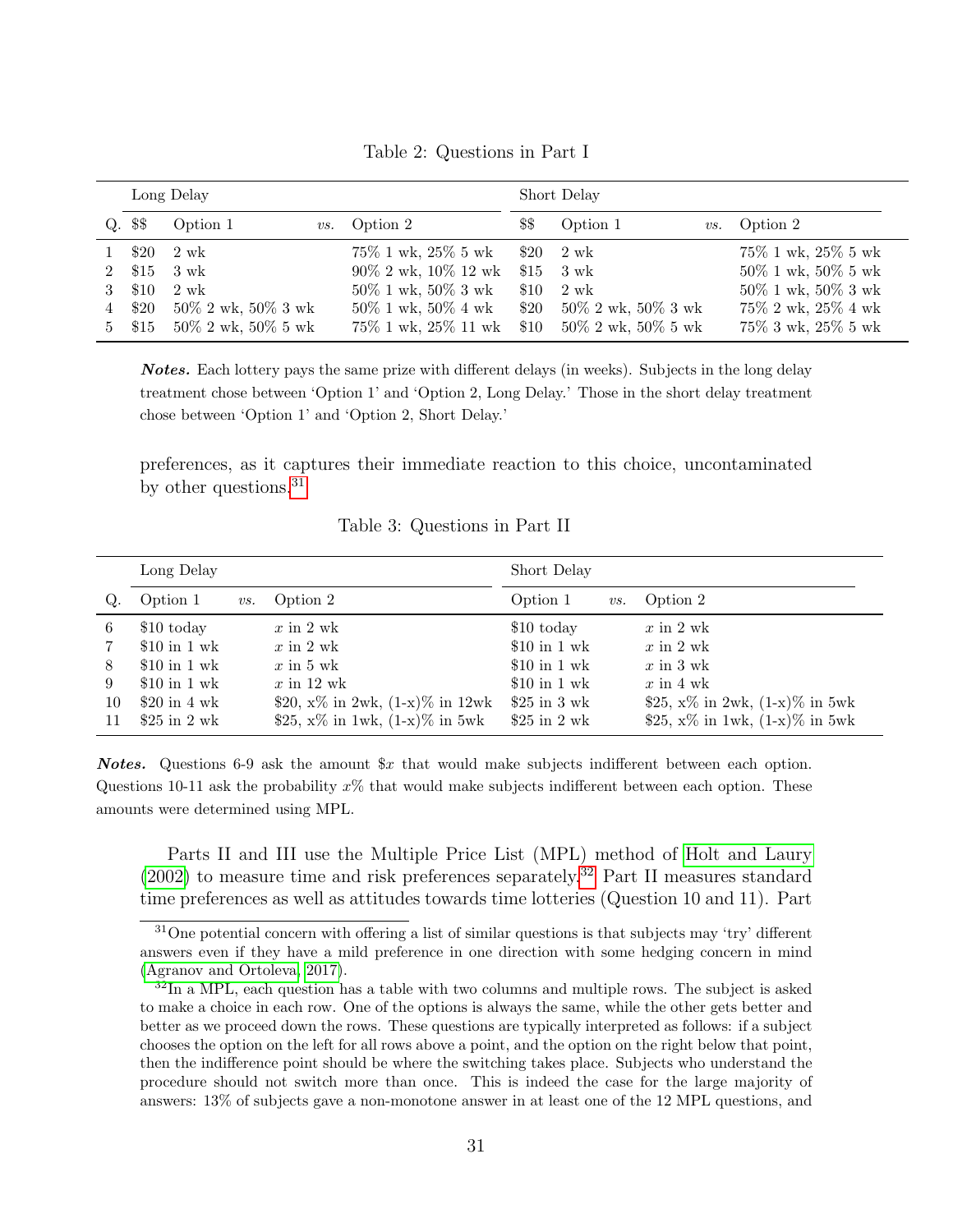Table 2: Questions in Part I

| | Long Delay | | | | Short Delay | | | |
|---|---|---|---|---|---|---|---|---|
| Q. | $$ | Option 1 | *vs.* | Option 2 | $$ | Option 1 | *vs.* | Option 2 |
| 1 | $20 | 2 wk | | 75% 1 wk, 25% 5 wk | $20 | 2 wk | | 75% 1 wk, 25% 5 wk |
| 2 | $15 | 3 wk | | 90% 2 wk, 10% 12 wk | $15 | 3 wk | | 50% 1 wk, 50% 5 wk |
| 3 | $10 | 2 wk | | 50% 1 wk, 50% 3 wk | $10 | 2 wk | | 50% 1 wk, 50% 3 wk |
| 4 | $20 | 50% 2 wk, 50% 3 wk | | 50% 1 wk, 50% 4 wk | $20 | 50% 2 wk, 50% 3 wk | | 75% 2 wk, 25% 4 wk |
| 5 | $15 | 50% 2 wk, 50% 5 wk | | 75% 1 wk, 25% 11 wk | $10 | 50% 2 wk, 50% 5 wk | | 75% 3 wk, 25% 5 wk |

***Notes.*** Each lottery pays the same prize with different delays (in weeks). Subjects in the long delay treatment chose between 'Option 1' and 'Option 2, Long Delay.' Those in the short delay treatment chose between 'Option 1' and 'Option 2, Short Delay.'

preferences, as it captures their immediate reaction to this choice, uncontaminated by other questions.[31]

Table 3: Questions in Part II

| | Long Delay | | | Short Delay | | |
|---|---|---|---|---|---|---|
| Q. | Option 1 | *vs.* | Option 2 | Option 1 | *vs.* | Option 2 |
| 6 | $10 today | | $x$ in 2 wk | $10 today | | $x$ in 2 wk |
| 7 | $10 in 1 wk | | $x$ in 2 wk | $10 in 1 wk | | $x$ in 2 wk |
| 8 | $10 in 1 wk | | $x$ in 5 wk | $10 in 1 wk | | $x$ in 3 wk |
| 9 | $10 in 1 wk | | $x$ in 12 wk | $10 in 1 wk | | $x$ in 4 wk |
| 10 | $20 in 4 wk | | $20, x% in 2wk, (1-x)% in 12wk | $25 in 3 wk | | $25, x% in 2wk, (1-x)% in 5wk |
| 11 | $25 in 2 wk | | $25, x% in 1wk, (1-x)% in 5wk | $25 in 2 wk | | $25, x% in 1wk, (1-x)% in 5wk |

***Notes.*** Questions 6-9 ask the amount $$x$ that would make subjects indifferent between each option. Questions 10-11 ask the probability $x$% that would make subjects indifferent between each option. These amounts were determined using MPL.

Parts II and III use the Multiple Price List (MPL) method of Holt and Laury (2002) to measure time and risk preferences separately.[32] Part II measures standard time preferences as well as attitudes towards time lotteries (Question 10 and 11). Part

[31] One potential concern with offering a list of similar questions is that subjects may 'try' different answers even if they have a mild preference in one direction with some hedging concern in mind (Agranov and Ortoleva, 2017).

[32] In a MPL, each question has a table with two columns and multiple rows. The subject is asked to make a choice in each row. One of the options is always the same, while the other gets better and better as we proceed down the rows. These questions are typically interpreted as follows: if a subject chooses the option on the left for all rows above a point, and the option on the right below that point, then the indifference point should be where the switching takes place. Subjects who understand the procedure should not switch more than once. This is indeed the case for the large majority of answers: 13% of subjects gave a non-monotone answer in at least one of the 12 MPL questions, and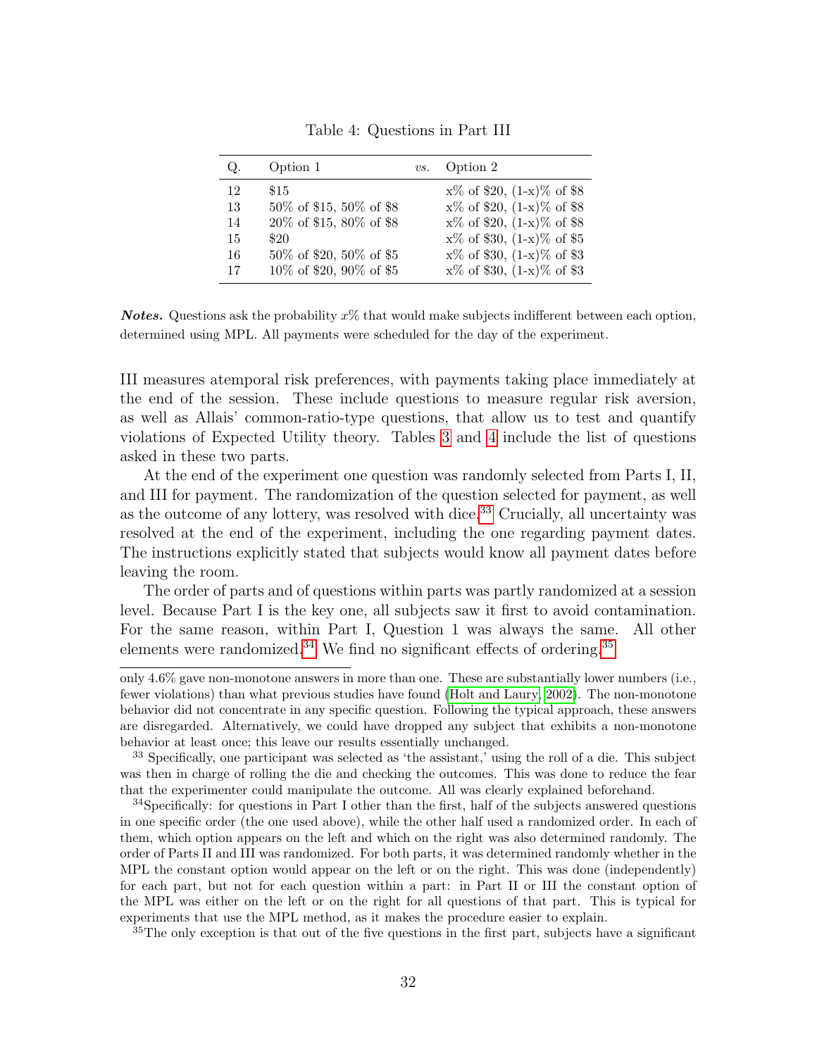Table 4: Questions in Part III

| Q. | Option 1 | *vs.* | Option 2 |
|---|---|---|---|
| 12 | $15 | | x% of $20, (1-x)% of $8 |
| 13 | 50% of $15, 50% of $8 | | x% of $20, (1-x)% of $8 |
| 14 | 20% of $15, 80% of $8 | | x% of $20, (1-x)% of $8 |
| 15 | $20 | | x% of $30, (1-x)% of $5 |
| 16 | 50% of $20, 50% of $5 | | x% of $30, (1-x)% of $3 |
| 17 | 10% of $20, 90% of $5 | | x% of $30, (1-x)% of $3 |

***Notes.*** Questions ask the probability $x\%$ that would make subjects indifferent between each option, determined using MPL. All payments were scheduled for the day of the experiment.

III measures atemporal risk preferences, with payments taking place immediately at the end of the session. These include questions to measure regular risk aversion, as well as Allais' common-ratio-type questions, that allow us to test and quantify violations of Expected Utility theory. Tables 3 and 4 include the list of questions asked in these two parts.

At the end of the experiment one question was randomly selected from Parts I, II, and III for payment. The randomization of the question selected for payment, as well as the outcome of any lottery, was resolved with dice.[33] Crucially, all uncertainty was resolved at the end of the experiment, including the one regarding payment dates. The instructions explicitly stated that subjects would know all payment dates before leaving the room.

The order of parts and of questions within parts was partly randomized at a session level. Because Part I is the key one, all subjects saw it first to avoid contamination. For the same reason, within Part I, Question 1 was always the same. All other elements were randomized.[34] We find no significant effects of ordering.[35]

only 4.6% gave non-monotone answers in more than one. These are substantially lower numbers (i.e., fewer violations) than what previous studies have found (Holt and Laury, 2002). The non-monotone behavior did not concentrate in any specific question. Following the typical approach, these answers are disregarded. Alternatively, we could have dropped any subject that exhibits a non-monotone behavior at least once; this leave our results essentially unchanged.

[33] Specifically, one participant was selected as 'the assistant,' using the roll of a die. This subject was then in charge of rolling the die and checking the outcomes. This was done to reduce the fear that the experimenter could manipulate the outcome. All was clearly explained beforehand.

[34] Specifically: for questions in Part I other than the first, half of the subjects answered questions in one specific order (the one used above), while the other half used a randomized order. In each of them, which option appears on the left and which on the right was also determined randomly. The order of Parts II and III was randomized. For both parts, it was determined randomly whether in the MPL the constant option would appear on the left or on the right. This was done (independently) for each part, but not for each question within a part: in Part II or III the constant option of the MPL was either on the left or on the right for all questions of that part. This is typical for experiments that use the MPL method, as it makes the procedure easier to explain.

[35] The only exception is that out of the five questions in the first part, subjects have a significant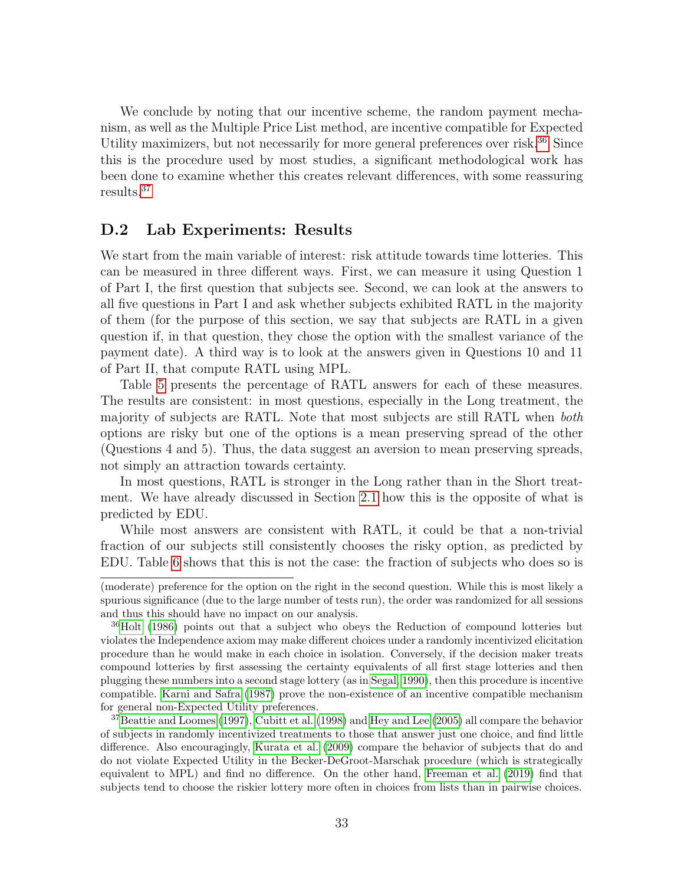We conclude by noting that our incentive scheme, the random payment mechanism, as well as the Multiple Price List method, are incentive compatible for Expected Utility maximizers, but not necessarily for more general preferences over risk.[36] Since this is the procedure used by most studies, a significant methodological work has been done to examine whether this creates relevant differences, with some reassuring results.[37]

## D.2 Lab Experiments: Results

We start from the main variable of interest: risk attitude towards time lotteries. This can be measured in three different ways. First, we can measure it using Question 1 of Part I, the first question that subjects see. Second, we can look at the answers to all five questions in Part I and ask whether subjects exhibited RATL in the majority of them (for the purpose of this section, we say that subjects are RATL in a given question if, in that question, they chose the option with the smallest variance of the payment date). A third way is to look at the answers given in Questions 10 and 11 of Part II, that compute RATL using MPL.

Table 5 presents the percentage of RATL answers for each of these measures. The results are consistent: in most questions, especially in the Long treatment, the majority of subjects are RATL. Note that most subjects are still RATL when *both* options are risky but one of the options is a mean preserving spread of the other (Questions 4 and 5). Thus, the data suggest an aversion to mean preserving spreads, not simply an attraction towards certainty.

In most questions, RATL is stronger in the Long rather than in the Short treatment. We have already discussed in Section 2.1 how this is the opposite of what is predicted by EDU.

While most answers are consistent with RATL, it could be that a non-trivial fraction of our subjects still consistently chooses the risky option, as predicted by EDU. Table 6 shows that this is not the case: the fraction of subjects who does so is

(moderate) preference for the option on the right in the second question. While this is most likely a spurious significance (due to the large number of tests run), the order was randomized for all sessions and thus this should have no impact on our analysis.

[36] Holt (1986) points out that a subject who obeys the Reduction of compound lotteries but violates the Independence axiom may make different choices under a randomly incentivized elicitation procedure than he would make in each choice in isolation. Conversely, if the decision maker treats compound lotteries by first assessing the certainty equivalents of all first stage lotteries and then plugging these numbers into a second stage lottery (as in Segal, 1990), then this procedure is incentive compatible. Karni and Safra (1987) prove the non-existence of an incentive compatible mechanism for general non-Expected Utility preferences.

[37] Beattie and Loomes (1997), Cubitt et al. (1998) and Hey and Lee (2005) all compare the behavior of subjects in randomly incentivized treatments to those that answer just one choice, and find little difference. Also encouragingly, Kurata et al. (2009) compare the behavior of subjects that do and do not violate Expected Utility in the Becker-DeGroot-Marschak procedure (which is strategically equivalent to MPL) and find no difference. On the other hand, Freeman et al. (2019) find that subjects tend to choose the riskier lottery more often in choices from lists than in pairwise choices.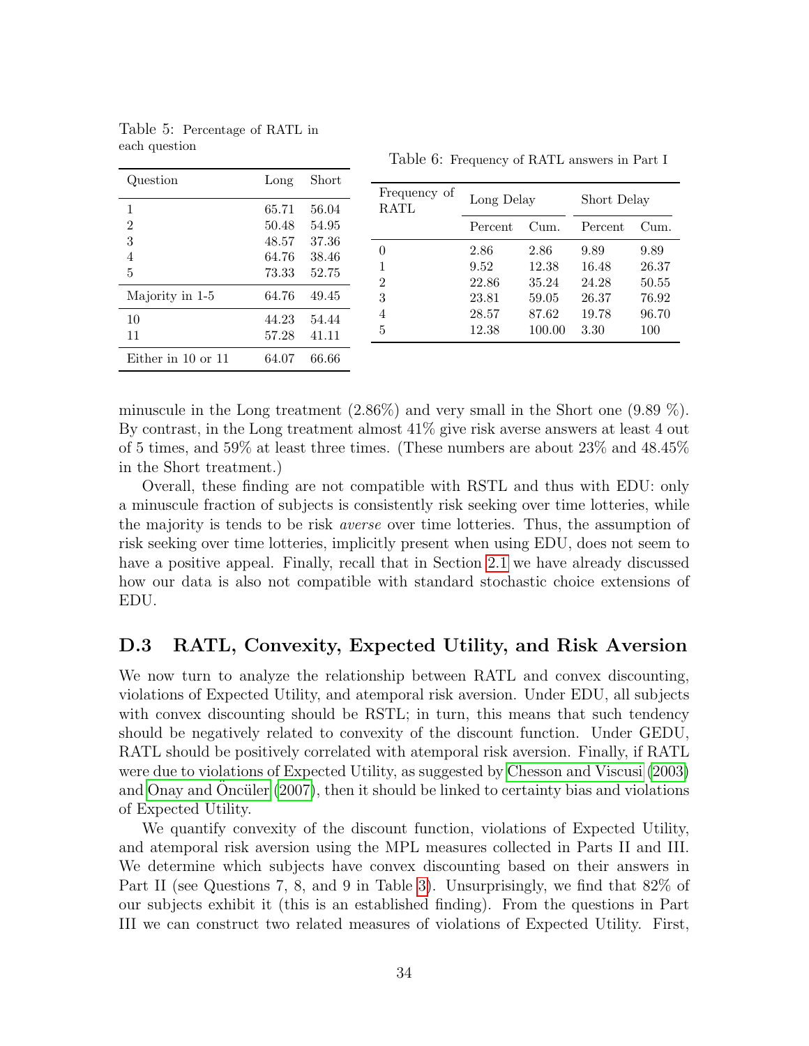Table 5: Percentage of RATL in each question

| Question | Long | Short |
|---|---|---|
| 1 | 65.71 | 56.04 |
| 2 | 50.48 | 54.95 |
| 3 | 48.57 | 37.36 |
| 4 | 64.76 | 38.46 |
| 5 | 73.33 | 52.75 |
| Majority in 1-5 | 64.76 | 49.45 |
| 10 | 44.23 | 54.44 |
| 11 | 57.28 | 41.11 |
| Either in 10 or 11 | 64.07 | 66.66 |

Table 6: Frequency of RATL answers in Part I

| Frequency of RATL | Long Delay | | Short Delay | |
|---|---|---|---|---|
| | Percent | Cum. | Percent | Cum. |
| 0 | 2.86 | 2.86 | 9.89 | 9.89 |
| 1 | 9.52 | 12.38 | 16.48 | 26.37 |
| 2 | 22.86 | 35.24 | 24.28 | 50.55 |
| 3 | 23.81 | 59.05 | 26.37 | 76.92 |
| 4 | 28.57 | 87.62 | 19.78 | 96.70 |
| 5 | 12.38 | 100.00 | 3.30 | 100 |

minuscule in the Long treatment (2.86%) and very small in the Short one (9.89 %). By contrast, in the Long treatment almost 41% give risk averse answers at least 4 out of 5 times, and 59% at least three times. (These numbers are about 23% and 48.45% in the Short treatment.)

Overall, these finding are not compatible with RSTL and thus with EDU: only a minuscule fraction of subjects is consistently risk seeking over time lotteries, while the majority is tends to be risk *averse* over time lotteries. Thus, the assumption of risk seeking over time lotteries, implicitly present when using EDU, does not seem to have a positive appeal. Finally, recall that in Section 2.1 we have already discussed how our data is also not compatible with standard stochastic choice extensions of EDU.

## D.3 RATL, Convexity, Expected Utility, and Risk Aversion

We now turn to analyze the relationship between RATL and convex discounting, violations of Expected Utility, and atemporal risk aversion. Under EDU, all subjects with convex discounting should be RSTL; in turn, this means that such tendency should be negatively related to convexity of the discount function. Under GEDU, RATL should be positively correlated with atemporal risk aversion. Finally, if RATL were due to violations of Expected Utility, as suggested by Chesson and Viscusi (2003) and Onay and Öncüler (2007), then it should be linked to certainty bias and violations of Expected Utility.

We quantify convexity of the discount function, violations of Expected Utility, and atemporal risk aversion using the MPL measures collected in Parts II and III. We determine which subjects have convex discounting based on their answers in Part II (see Questions 7, 8, and 9 in Table 3). Unsurprisingly, we find that 82% of our subjects exhibit it (this is an established finding). From the questions in Part III we can construct two related measures of violations of Expected Utility. First,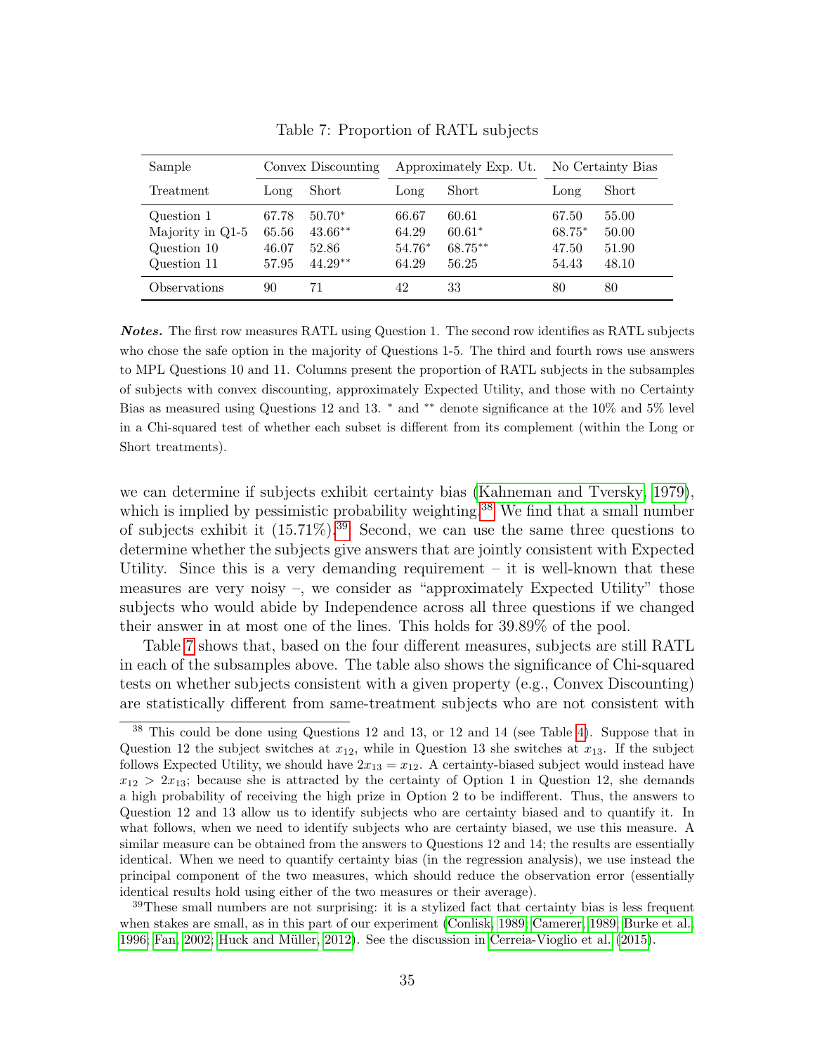Table 7: Proportion of RATL subjects

| Sample | Convex Discounting | | Approximately Exp. Ut. | | No Certainty Bias | |
|---|---|---|---|---|---|---|
| Treatment | Long | Short | Long | Short | Long | Short |
| Question 1 | 67.78 | 50.70* | 66.67 | 60.61 | 67.50 | 55.00 |
| Majority in Q1-5 | 65.56 | 43.66** | 64.29 | 60.61* | 68.75* | 50.00 |
| Question 10 | 46.07 | 52.86 | 54.76* | 68.75** | 47.50 | 51.90 |
| Question 11 | 57.95 | 44.29** | 64.29 | 56.25 | 54.43 | 48.10 |
| Observations | 90 | 71 | 42 | 33 | 80 | 80 |

***Notes.*** The first row measures RATL using Question 1. The second row identifies as RATL subjects who chose the safe option in the majority of Questions 1-5. The third and fourth rows use answers to MPL Questions 10 and 11. Columns present the proportion of RATL subjects in the subsamples of subjects with convex discounting, approximately Expected Utility, and those with no Certainty Bias as measured using Questions 12 and 13. * and ** denote significance at the 10% and 5% level in a Chi-squared test of whether each subset is different from its complement (within the Long or Short treatments).

we can determine if subjects exhibit certainty bias (Kahneman and Tversky, 1979), which is implied by pessimistic probability weighting.[38] We find that a small number of subjects exhibit it (15.71%).[39] Second, we can use the same three questions to determine whether the subjects give answers that are jointly consistent with Expected Utility. Since this is a very demanding requirement – it is well-known that these measures are very noisy –, we consider as "approximately Expected Utility" those subjects who would abide by Independence across all three questions if we changed their answer in at most one of the lines. This holds for 39.89% of the pool.

Table 7 shows that, based on the four different measures, subjects are still RATL in each of the subsamples above. The table also shows the significance of Chi-squared tests on whether subjects consistent with a given property (e.g., Convex Discounting) are statistically different from same-treatment subjects who are not consistent with

[38] This could be done using Questions 12 and 13, or 12 and 14 (see Table 4). Suppose that in Question 12 the subject switches at $x_{12}$, while in Question 13 she switches at $x_{13}$. If the subject follows Expected Utility, we should have $2x_{13} = x_{12}$. A certainty-biased subject would instead have $x_{12} > 2x_{13}$; because she is attracted by the certainty of Option 1 in Question 12, she demands a high probability of receiving the high prize in Option 2 to be indifferent. Thus, the answers to Question 12 and 13 allow us to identify subjects who are certainty biased and to quantify it. In what follows, when we need to identify subjects who are certainty biased, we use this measure. A similar measure can be obtained from the answers to Questions 12 and 14; the results are essentially identical. When we need to quantify certainty bias (in the regression analysis), we use instead the principal component of the two measures, which should reduce the observation error (essentially identical results hold using either of the two measures or their average).

[39] These small numbers are not surprising: it is a stylized fact that certainty bias is less frequent when stakes are small, as in this part of our experiment (Conlisk, 1989; Camerer, 1989; Burke et al., 1996; Fan, 2002; Huck and Müller, 2012). See the discussion in Cerreia-Vioglio et al. (2015).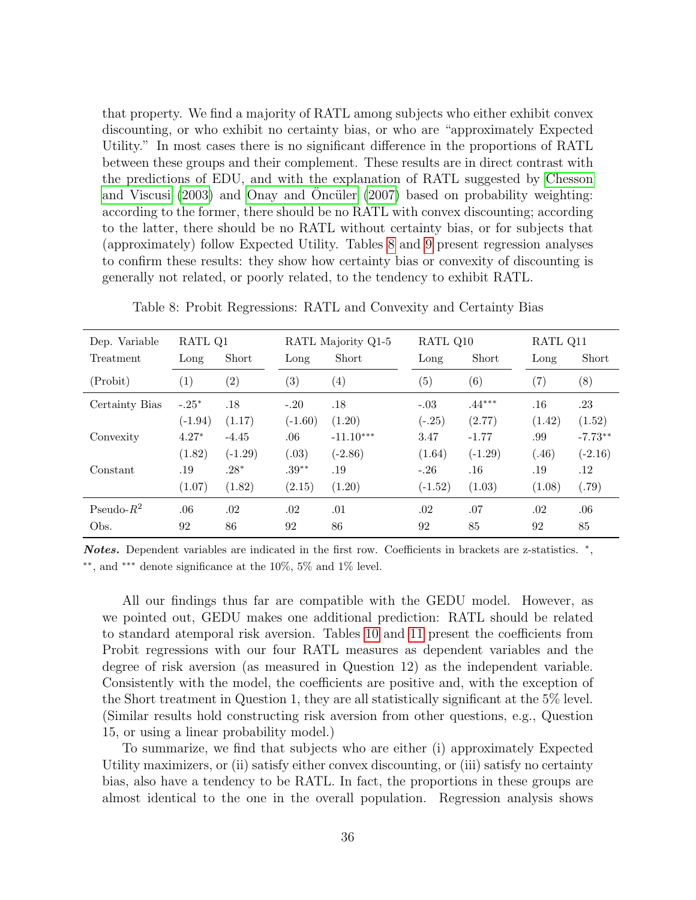that property. We find a majority of RATL among subjects who either exhibit convex discounting, or who exhibit no certainty bias, or who are "approximately Expected Utility." In most cases there is no significant difference in the proportions of RATL between these groups and their complement. These results are in direct contrast with the predictions of EDU, and with the explanation of RATL suggested by Chesson and Viscusi (2003) and Onay and Öncüler (2007) based on probability weighting: according to the former, there should be no RATL with convex discounting; according to the latter, there should be no RATL without certainty bias, or for subjects that (approximately) follow Expected Utility. Tables 8 and 9 present regression analyses to confirm these results: they show how certainty bias or convexity of discounting is generally not related, or poorly related, to the tendency to exhibit RATL.

Table 8: Probit Regressions: RATL and Convexity and Certainty Bias

| Dep. Variable | RATL Q1 | | RATL Majority Q1-5 | | RATL Q10 | | RATL Q11 | |
|---|---|---|---|---|---|---|---|---|
| Treatment | Long | Short | Long | Short | Long | Short | Long | Short |
| (Probit) | (1) | (2) | (3) | (4) | (5) | (6) | (7) | (8) |
| Certainty Bias | -.25* | .18 | -.20 | .18 | -.03 | .44*** | .16 | .23 |
| | (-1.94) | (1.17) | (-1.60) | (1.20) | (-.25) | (2.77) | (1.42) | (1.52) |
| Convexity | 4.27* | -4.45 | .06 | -11.10*** | 3.47 | -1.77 | .99 | -7.73** |
| | (1.82) | (-1.29) | (.03) | (-2.86) | (1.64) | (-1.29) | (.46) | (-2.16) |
| Constant | .19 | .28* | .39** | .19 | -.26 | .16 | .19 | .12 |
| | (1.07) | (1.82) | (2.15) | (1.20) | (-1.52) | (1.03) | (1.08) | (.79) |
| Pseudo-$R^2$ | .06 | .02 | .02 | .01 | .02 | .07 | .02 | .06 |
| Obs. | 92 | 86 | 92 | 86 | 92 | 85 | 92 | 85 |

***Notes.*** Dependent variables are indicated in the first row. Coefficients in brackets are z-statistics. *, **, and *** denote significance at the 10%, 5% and 1% level.

All our findings thus far are compatible with the GEDU model. However, as we pointed out, GEDU makes one additional prediction: RATL should be related to standard atemporal risk aversion. Tables 10 and 11 present the coefficients from Probit regressions with our four RATL measures as dependent variables and the degree of risk aversion (as measured in Question 12) as the independent variable. Consistently with the model, the coefficients are positive and, with the exception of the Short treatment in Question 1, they are all statistically significant at the 5% level. (Similar results hold constructing risk aversion from other questions, e.g., Question 15, or using a linear probability model.)

To summarize, we find that subjects who are either (i) approximately Expected Utility maximizers, or (ii) satisfy either convex discounting, or (iii) satisfy no certainty bias, also have a tendency to be RATL. In fact, the proportions in these groups are almost identical to the one in the overall population. Regression analysis shows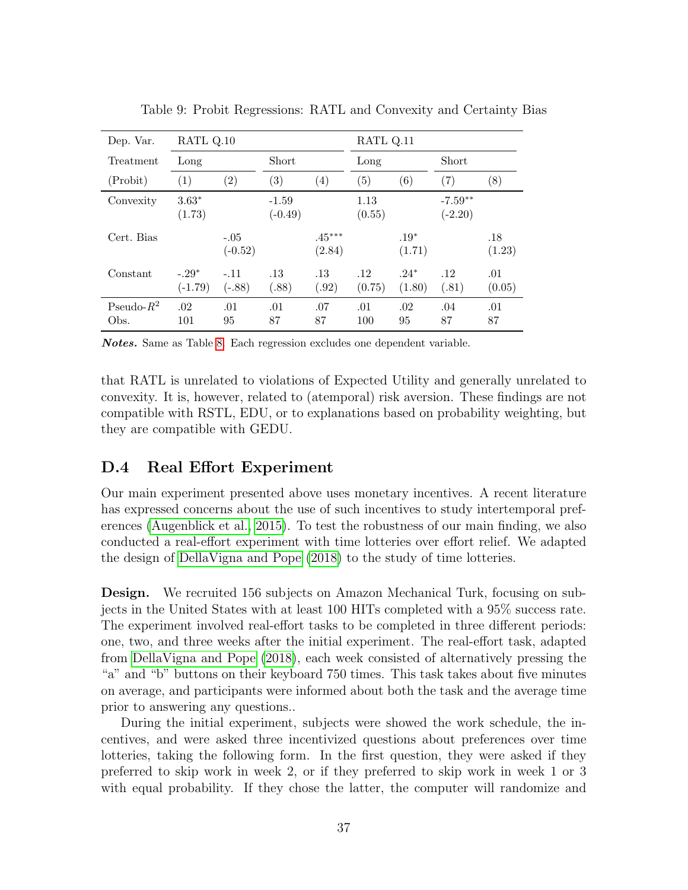Table 9: Probit Regressions: RATL and Convexity and Certainty Bias

| Dep. Var. | RATL Q.10 | | | | RATL Q.11 | | | |
|---|---|---|---|---|---|---|---|---|
| Treatment | Long | | Short | | Long | | Short | |
| (Probit) | (1) | (2) | (3) | (4) | (5) | (6) | (7) | (8) |
| Convexity | 3.63* (1.73) | | -1.59 (-0.49) | | 1.13 (0.55) | | -7.59** (-2.20) | |
| Cert. Bias | | -.05 (-0.52) | | .45*** (2.84) | | .19* (1.71) | | .18 (1.23) |
| Constant | -.29* (-1.79) | -.11 (-.88) | .13 (.88) | .13 (.92) | .12 (0.75) | .24* (1.80) | .12 (.81) | .01 (0.05) |
| Pseudo-$R^2$ | .02 | .01 | .01 | .07 | .01 | .02 | .04 | .01 |
| Obs. | 101 | 95 | 87 | 87 | 100 | 95 | 87 | 87 |

***Notes.*** Same as Table 8. Each regression excludes one dependent variable.

that RATL is unrelated to violations of Expected Utility and generally unrelated to convexity. It is, however, related to (atemporal) risk aversion. These findings are not compatible with RSTL, EDU, or to explanations based on probability weighting, but they are compatible with GEDU.

## D.4 Real Effort Experiment

Our main experiment presented above uses monetary incentives. A recent literature has expressed concerns about the use of such incentives to study intertemporal preferences (Augenblick et al., 2015). To test the robustness of our main finding, we also conducted a real-effort experiment with time lotteries over effort relief. We adapted the design of DellaVigna and Pope (2018) to the study of time lotteries.

**Design.** We recruited 156 subjects on Amazon Mechanical Turk, focusing on subjects in the United States with at least 100 HITs completed with a 95% success rate. The experiment involved real-effort tasks to be completed in three different periods: one, two, and three weeks after the initial experiment. The real-effort task, adapted from DellaVigna and Pope (2018), each week consisted of alternatively pressing the "a" and "b" buttons on their keyboard 750 times. This task takes about five minutes on average, and participants were informed about both the task and the average time prior to answering any questions..

During the initial experiment, subjects were showed the work schedule, the incentives, and were asked three incentivized questions about preferences over time lotteries, taking the following form. In the first question, they were asked if they preferred to skip work in week 2, or if they preferred to skip work in week 1 or 3 with equal probability. If they chose the latter, the computer will randomize and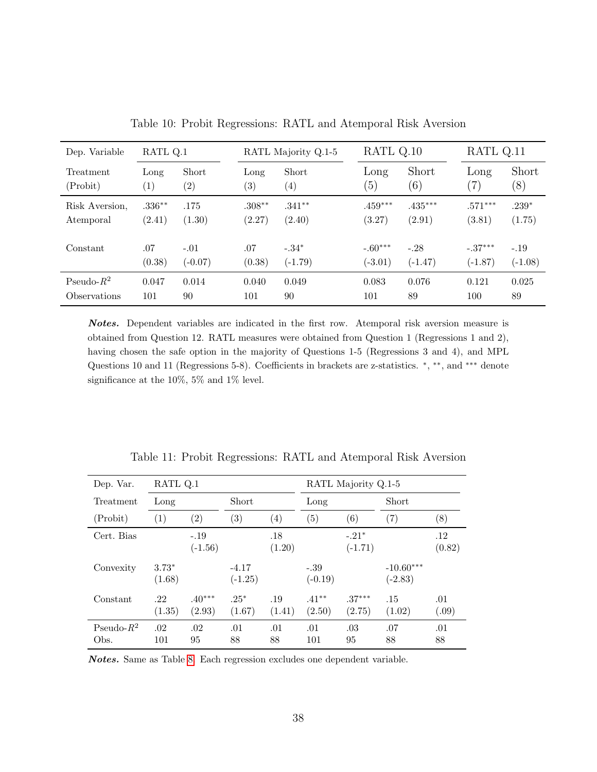Table 10: Probit Regressions: RATL and Atemporal Risk Aversion

| Dep. Variable | RATL Q.1 | | RATL Majority Q.1-5 | | RATL Q.10 | | RATL Q.11 | |
|---|---|---|---|---|---|---|---|---|
| Treatment (Probit) | Long (1) | Short (2) | Long (3) | Short (4) | Long (5) | Short (6) | Long (7) | Short (8) |
| Risk Aversion, Atemporal | .336** (2.41) | .175 (1.30) | .308** (2.27) | .341** (2.40) | .459*** (3.27) | .435*** (2.91) | .571*** (3.81) | .239* (1.75) |
| Constant | .07 (0.38) | -.01 (-0.07) | .07 (0.38) | -.34* (-1.79) | -.60*** (-3.01) | -.28 (-1.47) | -.37*** (-1.87) | -.19 (-1.08) |
| Pseudo-$R^2$ | 0.047 | 0.014 | 0.040 | 0.049 | 0.083 | 0.076 | 0.121 | 0.025 |
| Observations | 101 | 90 | 101 | 90 | 101 | 89 | 100 | 89 |

***Notes.*** Dependent variables are indicated in the first row. Atemporal risk aversion measure is obtained from Question 12. RATL measures were obtained from Question 1 (Regressions 1 and 2), having chosen the safe option in the majority of Questions 1-5 (Regressions 3 and 4), and MPL Questions 10 and 11 (Regressions 5-8). Coefficients in brackets are z-statistics. *, **, and *** denote significance at the 10%, 5% and 1% level.

Table 11: Probit Regressions: RATL and Atemporal Risk Aversion

| Dep. Var. | RATL Q.1 | | | | RATL Majority Q.1-5 | | | |
|---|---|---|---|---|---|---|---|---|
| Treatment | Long | | Short | | Long | | Short | |
| (Probit) | (1) | (2) | (3) | (4) | (5) | (6) | (7) | (8) |
| Cert. Bias | | -.19 (-1.56) | | .18 (1.20) | | -.21* (-1.71) | | .12 (0.82) |
| Convexity | 3.73* (1.68) | | -4.17 (-1.25) | | -.39 (-0.19) | | -10.60*** (-2.83) | |
| Constant | .22 (1.35) | .40*** (2.93) | .25* (1.67) | .19 (1.41) | .41** (2.50) | .37*** (2.75) | .15 (1.02) | .01 (.09) |
| Pseudo-$R^2$ | .02 | .02 | .01 | .01 | .01 | .03 | .07 | .01 |
| Obs. | 101 | 95 | 88 | 88 | 101 | 95 | 88 | 88 |

***Notes.*** Same as Table 8. Each regression excludes one dependent variable.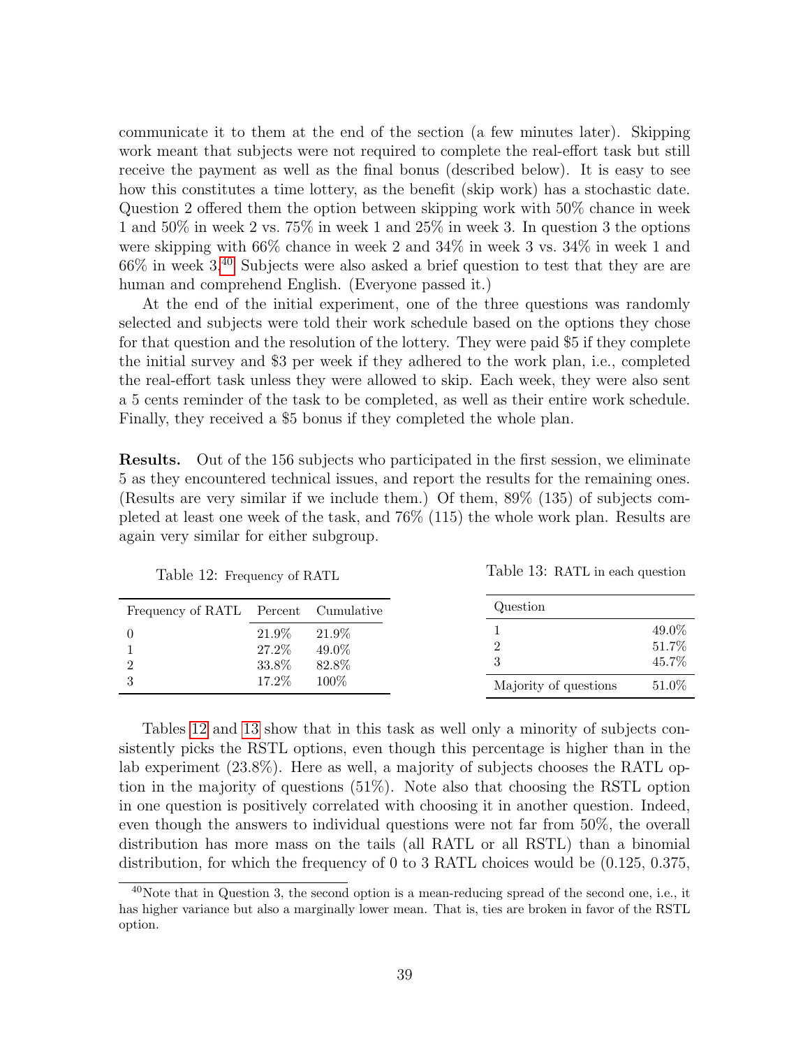communicate it to them at the end of the section (a few minutes later). Skipping work meant that subjects were not required to complete the real-effort task but still receive the payment as well as the final bonus (described below). It is easy to see how this constitutes a time lottery, as the benefit (skip work) has a stochastic date. Question 2 offered them the option between skipping work with 50% chance in week 1 and 50% in week 2 vs. 75% in week 1 and 25% in week 3. In question 3 the options were skipping with 66% chance in week 2 and 34% in week 3 vs. 34% in week 1 and 66% in week 3.[40] Subjects were also asked a brief question to test that they are are human and comprehend English. (Everyone passed it.)

At the end of the initial experiment, one of the three questions was randomly selected and subjects were told their work schedule based on the options they chose for that question and the resolution of the lottery. They were paid $5 if they complete the initial survey and $3 per week if they adhered to the work plan, i.e., completed the real-effort task unless they were allowed to skip. Each week, they were also sent a 5 cents reminder of the task to be completed, as well as their entire work schedule. Finally, they received a $5 bonus if they completed the whole plan.

**Results.** Out of the 156 subjects who participated in the first session, we eliminate 5 as they encountered technical issues, and report the results for the remaining ones. (Results are very similar if we include them.) Of them, 89% (135) of subjects completed at least one week of the task, and 76% (115) the whole work plan. Results are again very similar for either subgroup.

Table 12: Frequency of RATL

| Frequency of RATL | Percent | Cumulative |
|---|---|---|
| 0 | 21.9% | 21.9% |
| 1 | 27.2% | 49.0% |
| 2 | 33.8% | 82.8% |
| 3 | 17.2% | 100% |

Table 13: RATL in each question

| Question | |
|---|---|
| 1 | 49.0% |
| 2 | 51.7% |
| 3 | 45.7% |
| Majority of questions | 51.0% |

Tables 12 and 13 show that in this task as well only a minority of subjects consistently picks the RSTL options, even though this percentage is higher than in the lab experiment (23.8%). Here as well, a majority of subjects chooses the RATL option in the majority of questions (51%). Note also that choosing the RSTL option in one question is positively correlated with choosing it in another question. Indeed, even though the answers to individual questions were not far from 50%, the overall distribution has more mass on the tails (all RATL or all RSTL) than a binomial distribution, for which the frequency of 0 to 3 RATL choices would be (0.125, 0.375,

[40]Note that in Question 3, the second option is a mean-reducing spread of the second one, i.e., it has higher variance but also a marginally lower mean. That is, ties are broken in favor of the RSTL option.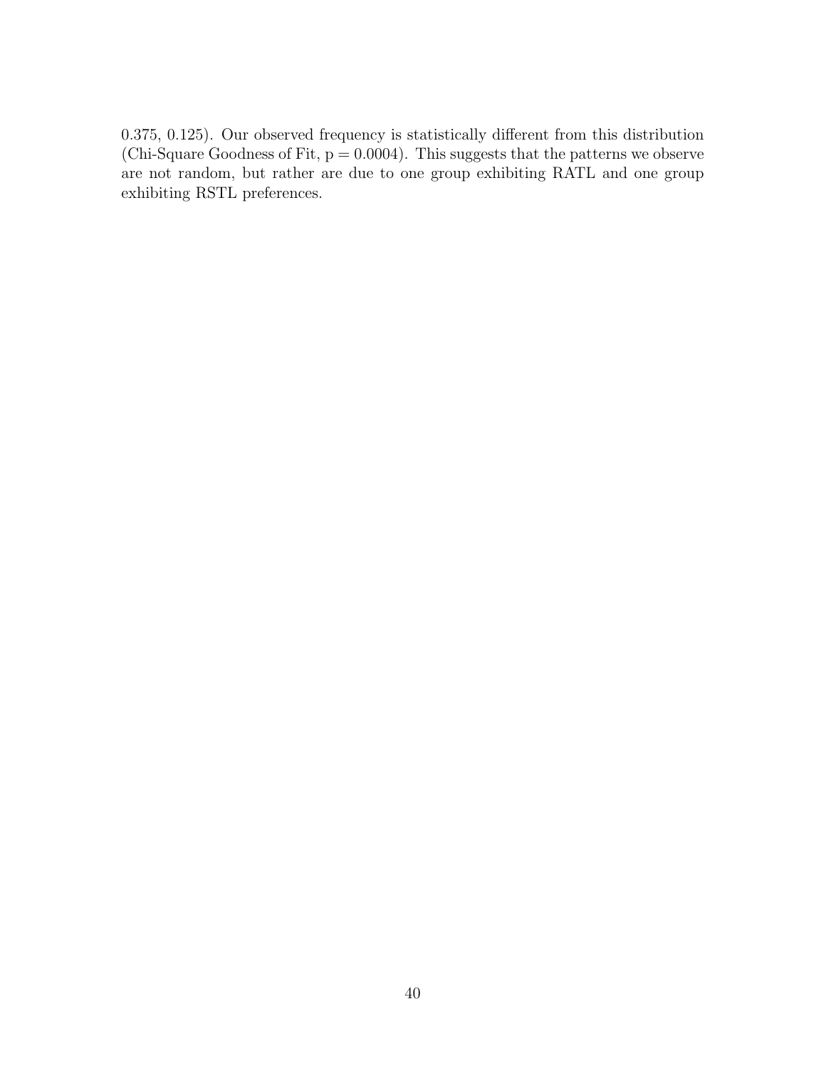0.375, 0.125). Our observed frequency is statistically different from this distribution (Chi-Square Goodness of Fit, $p = 0.0004$). This suggests that the patterns we observe are not random, but rather are due to one group exhibiting RATL and one group exhibiting RSTL preferences.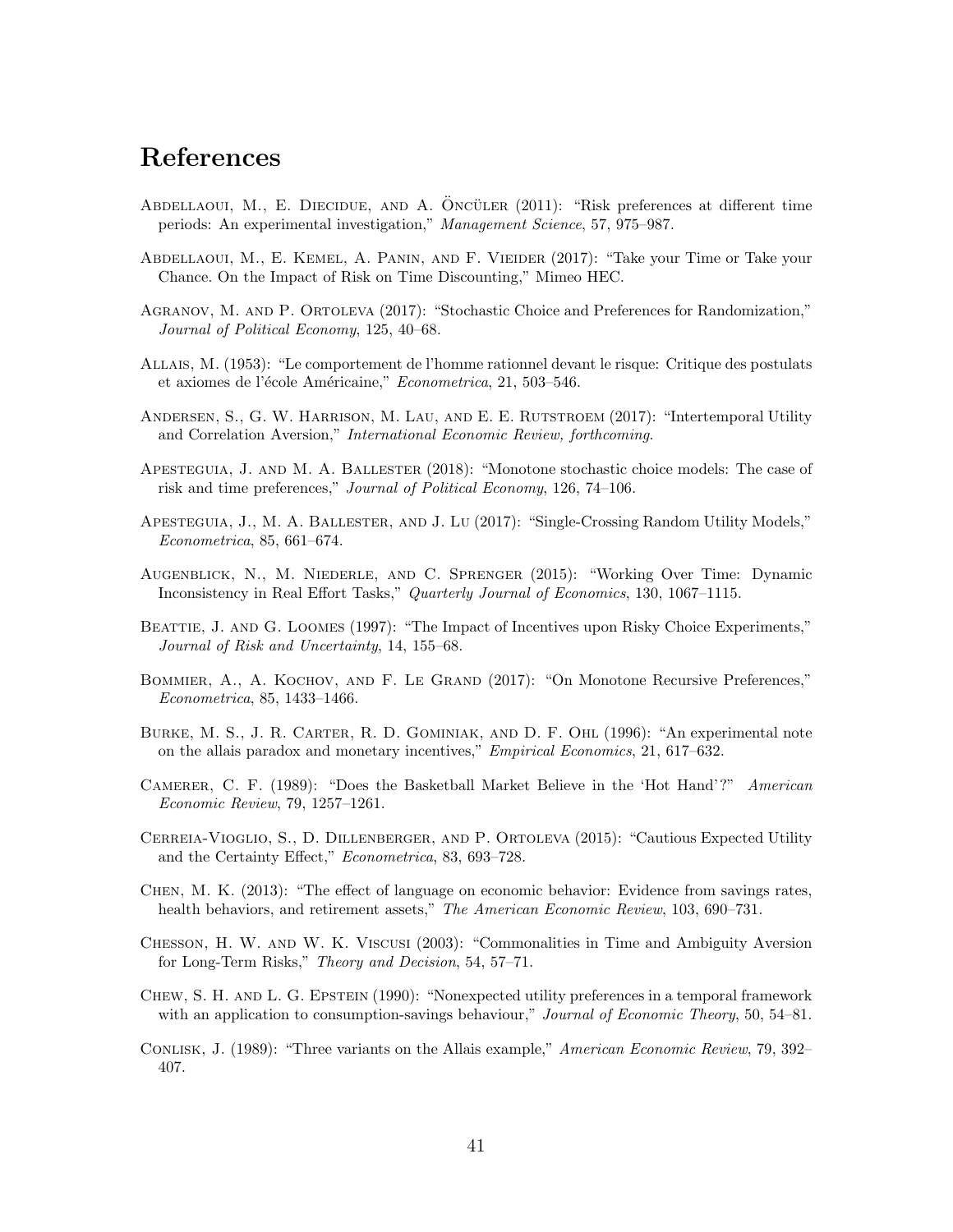# References

Abdellaoui, M., E. Diecidue, and A. Öncüler (2011): "Risk preferences at different time periods: An experimental investigation," *Management Science*, 57, 975–987.

Abdellaoui, M., E. Kemel, A. Panin, and F. Vieider (2017): "Take your Time or Take your Chance. On the Impact of Risk on Time Discounting," Mimeo HEC.

Agranov, M. and P. Ortoleva (2017): "Stochastic Choice and Preferences for Randomization," *Journal of Political Economy*, 125, 40–68.

Allais, M. (1953): "Le comportement de l'homme rationnel devant le risque: Critique des postulats et axiomes de l'école Américaine," *Econometrica*, 21, 503–546.

Andersen, S., G. W. Harrison, M. Lau, and E. E. Rutstroem (2017): "Intertemporal Utility and Correlation Aversion," *International Economic Review, forthcoming*.

Apesteguia, J. and M. A. Ballester (2018): "Monotone stochastic choice models: The case of risk and time preferences," *Journal of Political Economy*, 126, 74–106.

Apesteguia, J., M. A. Ballester, and J. Lu (2017): "Single-Crossing Random Utility Models," *Econometrica*, 85, 661–674.

Augenblick, N., M. Niederle, and C. Sprenger (2015): "Working Over Time: Dynamic Inconsistency in Real Effort Tasks," *Quarterly Journal of Economics*, 130, 1067–1115.

Beattie, J. and G. Loomes (1997): "The Impact of Incentives upon Risky Choice Experiments," *Journal of Risk and Uncertainty*, 14, 155–68.

Bommier, A., A. Kochov, and F. Le Grand (2017): "On Monotone Recursive Preferences," *Econometrica*, 85, 1433–1466.

Burke, M. S., J. R. Carter, R. D. Gominiak, and D. F. Ohl (1996): "An experimental note on the allais paradox and monetary incentives," *Empirical Economics*, 21, 617–632.

Camerer, C. F. (1989): "Does the Basketball Market Believe in the 'Hot Hand'?" *American Economic Review*, 79, 1257–1261.

Cerreia-Vioglio, S., D. Dillenberger, and P. Ortoleva (2015): "Cautious Expected Utility and the Certainty Effect," *Econometrica*, 83, 693–728.

Chen, M. K. (2013): "The effect of language on economic behavior: Evidence from savings rates, health behaviors, and retirement assets," *The American Economic Review*, 103, 690–731.

Chesson, H. W. and W. K. Viscusi (2003): "Commonalities in Time and Ambiguity Aversion for Long-Term Risks," *Theory and Decision*, 54, 57–71.

Chew, S. H. and L. G. Epstein (1990): "Nonexpected utility preferences in a temporal framework with an application to consumption-savings behaviour," *Journal of Economic Theory*, 50, 54–81.

Conlisk, J. (1989): "Three variants on the Allais example," *American Economic Review*, 79, 392–407.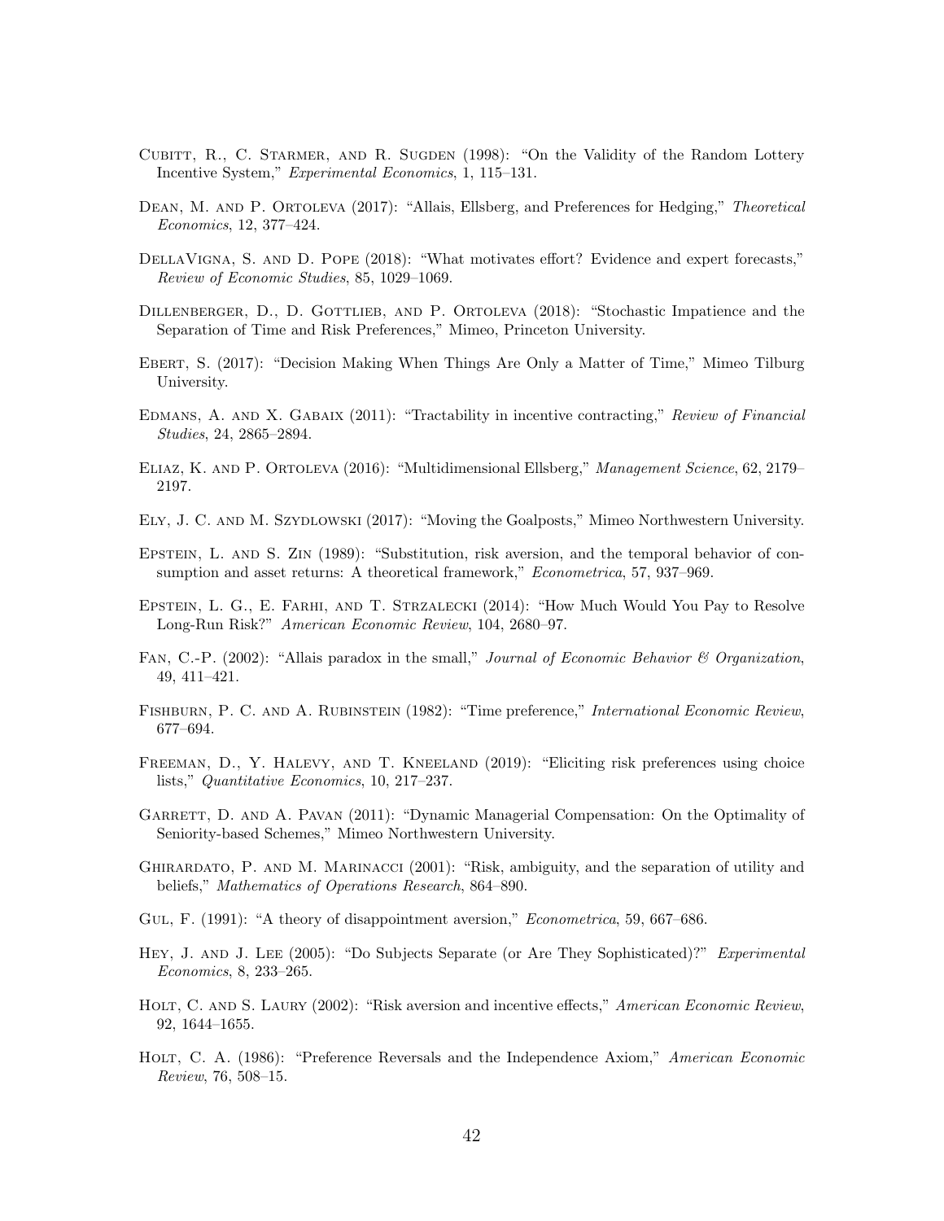Cubitt, R., C. Starmer, and R. Sugden (1998): "On the Validity of the Random Lottery Incentive System," *Experimental Economics*, 1, 115–131.

Dean, M. and P. Ortoleva (2017): "Allais, Ellsberg, and Preferences for Hedging," *Theoretical Economics*, 12, 377–424.

DellaVigna, S. and D. Pope (2018): "What motivates effort? Evidence and expert forecasts," *Review of Economic Studies*, 85, 1029–1069.

Dillenberger, D., D. Gottlieb, and P. Ortoleva (2018): "Stochastic Impatience and the Separation of Time and Risk Preferences," Mimeo, Princeton University.

Ebert, S. (2017): "Decision Making When Things Are Only a Matter of Time," Mimeo Tilburg University.

Edmans, A. and X. Gabaix (2011): "Tractability in incentive contracting," *Review of Financial Studies*, 24, 2865–2894.

Eliaz, K. and P. Ortoleva (2016): "Multidimensional Ellsberg," *Management Science*, 62, 2179–2197.

Ely, J. C. and M. Szydlowski (2017): "Moving the Goalposts," Mimeo Northwestern University.

Epstein, L. and S. Zin (1989): "Substitution, risk aversion, and the temporal behavior of consumption and asset returns: A theoretical framework," *Econometrica*, 57, 937–969.

Epstein, L. G., E. Farhi, and T. Strzalecki (2014): "How Much Would You Pay to Resolve Long-Run Risk?" *American Economic Review*, 104, 2680–97.

Fan, C.-P. (2002): "Allais paradox in the small," *Journal of Economic Behavior & Organization*, 49, 411–421.

Fishburn, P. C. and A. Rubinstein (1982): "Time preference," *International Economic Review*, 677–694.

Freeman, D., Y. Halevy, and T. Kneeland (2019): "Eliciting risk preferences using choice lists," *Quantitative Economics*, 10, 217–237.

Garrett, D. and A. Pavan (2011): "Dynamic Managerial Compensation: On the Optimality of Seniority-based Schemes," Mimeo Northwestern University.

Ghirardato, P. and M. Marinacci (2001): "Risk, ambiguity, and the separation of utility and beliefs," *Mathematics of Operations Research*, 864–890.

Gul, F. (1991): "A theory of disappointment aversion," *Econometrica*, 59, 667–686.

Hey, J. and J. Lee (2005): "Do Subjects Separate (or Are They Sophisticated)?" *Experimental Economics*, 8, 233–265.

Holt, C. and S. Laury (2002): "Risk aversion and incentive effects," *American Economic Review*, 92, 1644–1655.

Holt, C. A. (1986): "Preference Reversals and the Independence Axiom," *American Economic Review*, 76, 508–15.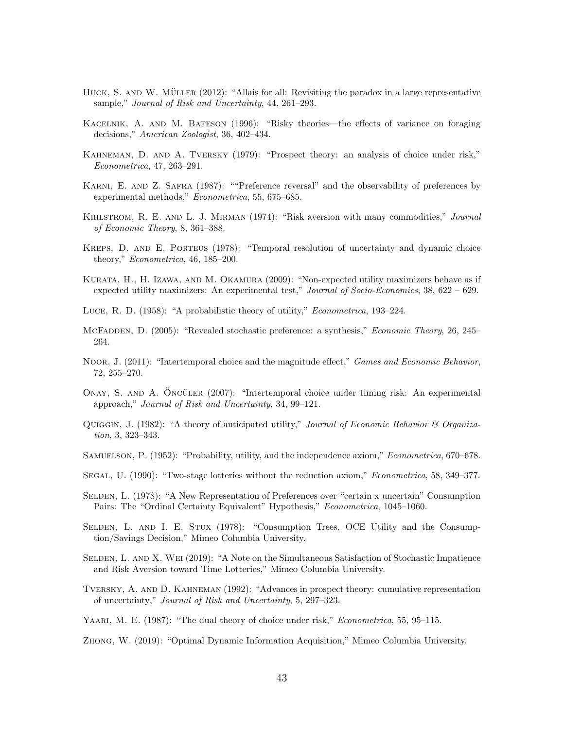Huck, S. and W. Müller (2012): "Allais for all: Revisiting the paradox in a large representative sample," *Journal of Risk and Uncertainty*, 44, 261–293.

Kacelnik, A. and M. Bateson (1996): "Risky theories—the effects of variance on foraging decisions," *American Zoologist*, 36, 402–434.

Kahneman, D. and A. Tversky (1979): "Prospect theory: an analysis of choice under risk," *Econometrica*, 47, 263–291.

Karni, E. and Z. Safra (1987): ""Preference reversal" and the observability of preferences by experimental methods," *Econometrica*, 55, 675–685.

Kihlstrom, R. E. and L. J. Mirman (1974): "Risk aversion with many commodities," *Journal of Economic Theory*, 8, 361–388.

Kreps, D. and E. Porteus (1978): "Temporal resolution of uncertainty and dynamic choice theory," *Econometrica*, 46, 185–200.

Kurata, H., H. Izawa, and M. Okamura (2009): "Non-expected utility maximizers behave as if expected utility maximizers: An experimental test," *Journal of Socio-Economics*, 38, 622 – 629.

Luce, R. D. (1958): "A probabilistic theory of utility," *Econometrica*, 193–224.

McFadden, D. (2005): "Revealed stochastic preference: a synthesis," *Economic Theory*, 26, 245–264.

Noor, J. (2011): "Intertemporal choice and the magnitude effect," *Games and Economic Behavior*, 72, 255–270.

Onay, S. and A. Öncüler (2007): "Intertemporal choice under timing risk: An experimental approach," *Journal of Risk and Uncertainty*, 34, 99–121.

Quiggin, J. (1982): "A theory of anticipated utility," *Journal of Economic Behavior & Organization*, 3, 323–343.

Samuelson, P. (1952): "Probability, utility, and the independence axiom," *Econometrica*, 670–678.

Segal, U. (1990): "Two-stage lotteries without the reduction axiom," *Econometrica*, 58, 349–377.

Selden, L. (1978): "A New Representation of Preferences over "certain x uncertain" Consumption Pairs: The "Ordinal Certainty Equivalent" Hypothesis," *Econometrica*, 1045–1060.

Selden, L. and I. E. Stux (1978): "Consumption Trees, OCE Utility and the Consumption/Savings Decision," Mimeo Columbia University.

Selden, L. and X. Wei (2019): "A Note on the Simultaneous Satisfaction of Stochastic Impatience and Risk Aversion toward Time Lotteries," Mimeo Columbia University.

Tversky, A. and D. Kahneman (1992): "Advances in prospect theory: cumulative representation of uncertainty," *Journal of Risk and Uncertainty*, 5, 297–323.

Yaari, M. E. (1987): "The dual theory of choice under risk," *Econometrica*, 55, 95–115.

Zhong, W. (2019): "Optimal Dynamic Information Acquisition," Mimeo Columbia University.